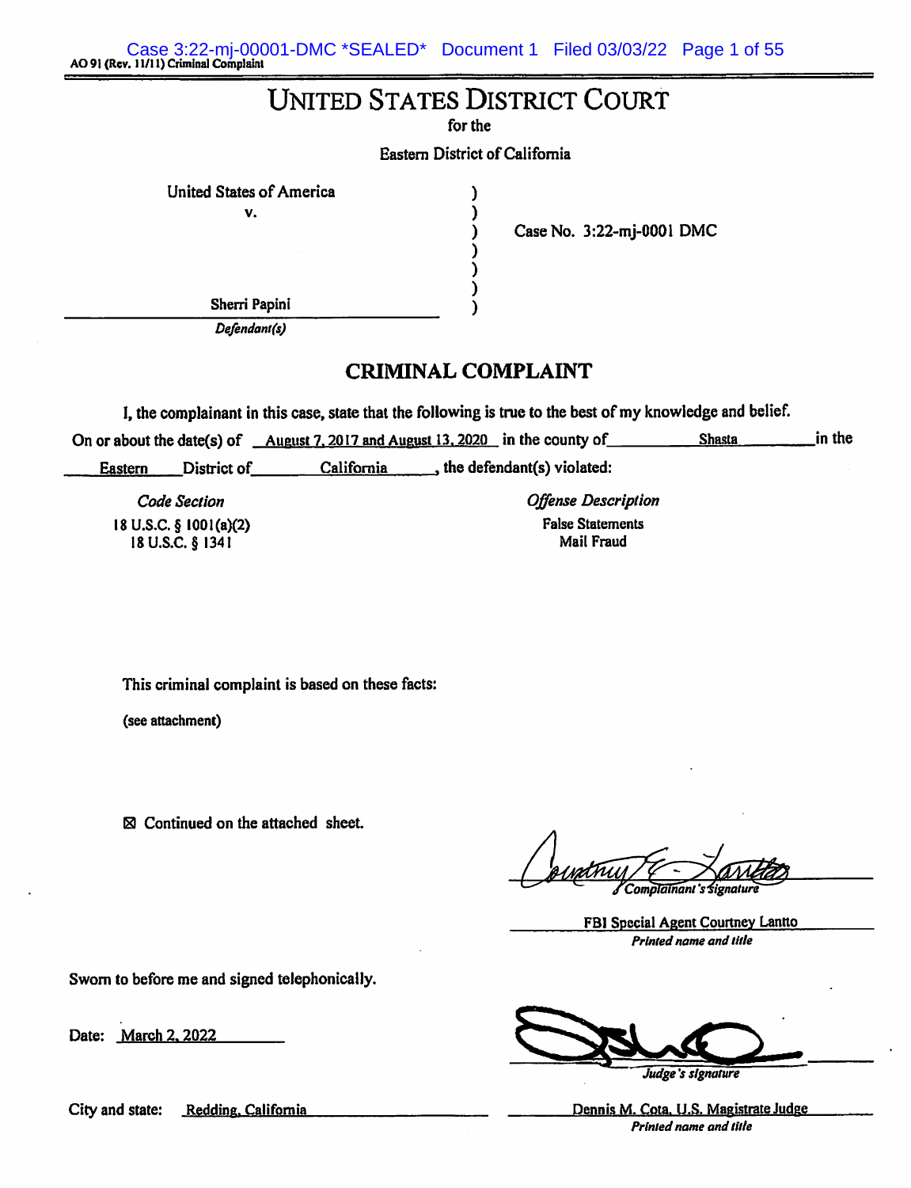AO 91 (Rev. 11/11) Criminal Complaint

# UNITED STATES DISTRICT COURT

for the

Eastern District of California

United States of America
v.

Sherri Papini
*Defendant(s)*

Case No. 3:22-mj-0001 DMC

## CRIMINAL COMPLAINT

I, the complainant in this case, state that the following is true to the best of my knowledge and belief.

On or about the date(s) of August 7, 2017 and August 13, 2020 in the county of Shasta in the Eastern District of California, the defendant(s) violated:

| *Code Section* | *Offense Description* |
| --- | --- |
| 18 U.S.C. § 1001(a)(2) | False Statements |
| 18 U.S.C. § 1341 | Mail Fraud |

This criminal complaint is based on these facts:

(see attachment)

☒ Continued on the attached sheet.

*Complainant's signature*

FBI Special Agent Courtney Lantto
*Printed name and title*

Sworn to before me and signed telephonically.

Date: March 2, 2022

*Judge's signature*

City and state: Redding, California

Dennis M. Cota, U.S. Magistrate Judge
*Printed name and title*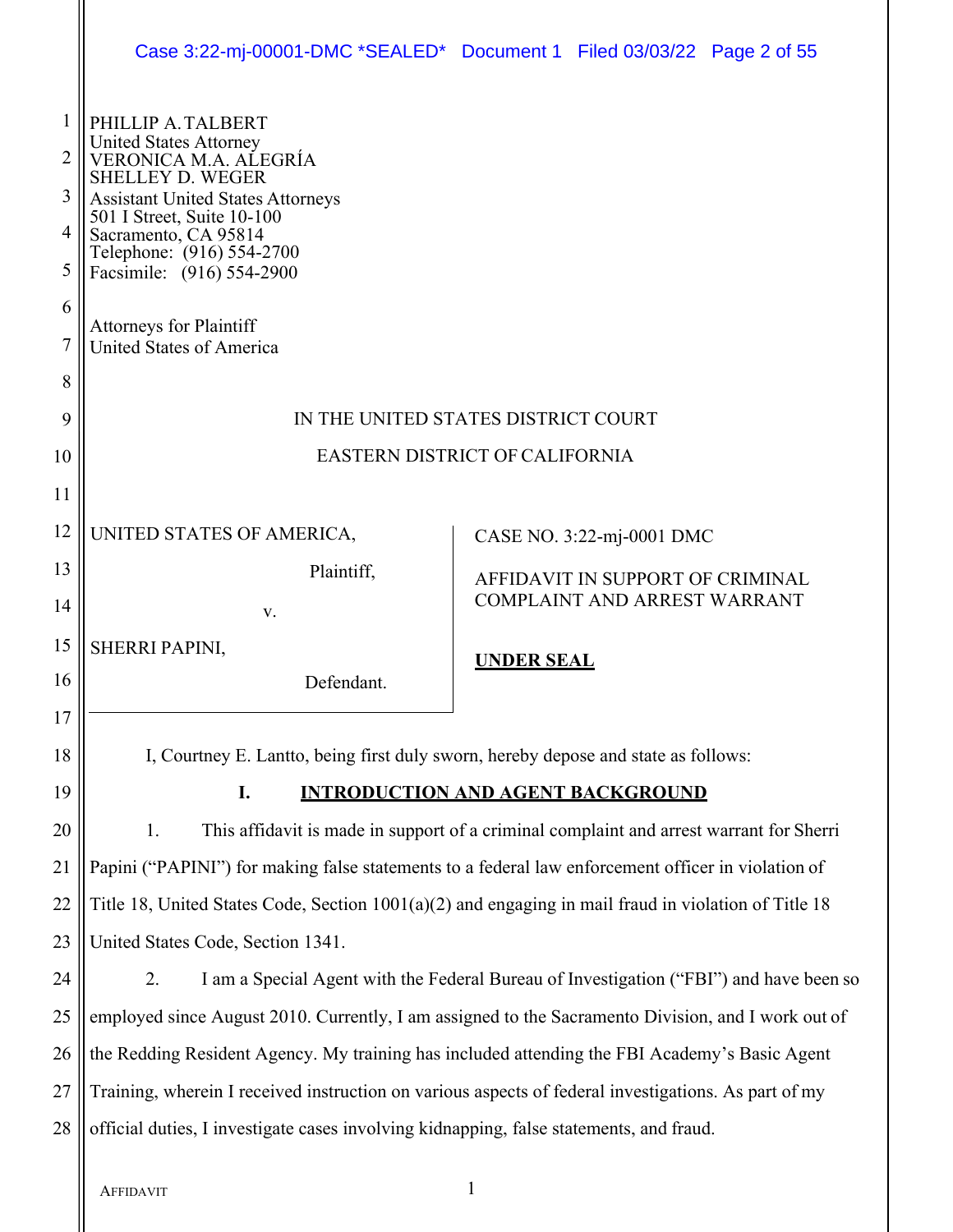PHILLIP A. TALBERT
United States Attorney
VERONICA M.A. ALEGRÍA
SHELLEY D. WEGER
Assistant United States Attorneys
501 I Street, Suite 10-100
Sacramento, CA 95814
Telephone: (916) 554-2700
Facsimile: (916) 554-2900

Attorneys for Plaintiff
United States of America

IN THE UNITED STATES DISTRICT COURT

EASTERN DISTRICT OF CALIFORNIA

UNITED STATES OF AMERICA,

Plaintiff,

v.

SHERRI PAPINI,

Defendant.

CASE NO. 3:22-mj-0001 DMC

AFFIDAVIT IN SUPPORT OF CRIMINAL COMPLAINT AND ARREST WARRANT

**UNDER SEAL**

I, Courtney E. Lantto, being first duly sworn, hereby depose and state as follows:

## I. INTRODUCTION AND AGENT BACKGROUND

1. This affidavit is made in support of a criminal complaint and arrest warrant for Sherri Papini ("PAPINI") for making false statements to a federal law enforcement officer in violation of Title 18, United States Code, Section 1001(a)(2) and engaging in mail fraud in violation of Title 18 United States Code, Section 1341.

2. I am a Special Agent with the Federal Bureau of Investigation ("FBI") and have been so employed since August 2010. Currently, I am assigned to the Sacramento Division, and I work out of the Redding Resident Agency. My training has included attending the FBI Academy's Basic Agent Training, wherein I received instruction on various aspects of federal investigations. As part of my official duties, I investigate cases involving kidnapping, false statements, and fraud.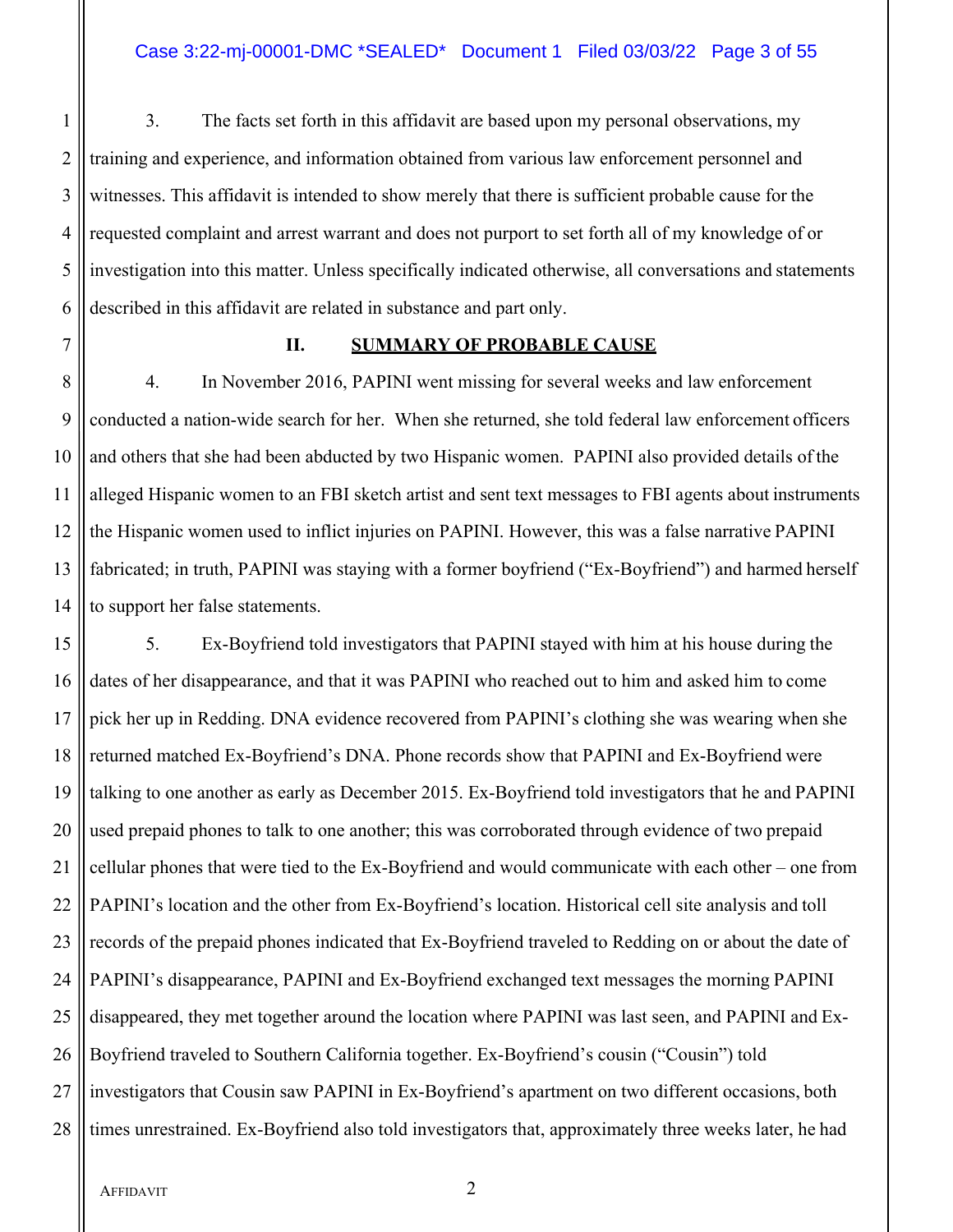3. The facts set forth in this affidavit are based upon my personal observations, my training and experience, and information obtained from various law enforcement personnel and witnesses. This affidavit is intended to show merely that there is sufficient probable cause for the requested complaint and arrest warrant and does not purport to set forth all of my knowledge of or investigation into this matter. Unless specifically indicated otherwise, all conversations and statements described in this affidavit are related in substance and part only.

## II. SUMMARY OF PROBABLE CAUSE

4. In November 2016, PAPINI went missing for several weeks and law enforcement conducted a nation-wide search for her. When she returned, she told federal law enforcement officers and others that she had been abducted by two Hispanic women. PAPINI also provided details of the alleged Hispanic women to an FBI sketch artist and sent text messages to FBI agents about instruments the Hispanic women used to inflict injuries on PAPINI. However, this was a false narrative PAPINI fabricated; in truth, PAPINI was staying with a former boyfriend ("Ex-Boyfriend") and harmed herself to support her false statements.

5. Ex-Boyfriend told investigators that PAPINI stayed with him at his house during the dates of her disappearance, and that it was PAPINI who reached out to him and asked him to come pick her up in Redding. DNA evidence recovered from PAPINI's clothing she was wearing when she returned matched Ex-Boyfriend's DNA. Phone records show that PAPINI and Ex-Boyfriend were talking to one another as early as December 2015. Ex-Boyfriend told investigators that he and PAPINI used prepaid phones to talk to one another; this was corroborated through evidence of two prepaid cellular phones that were tied to the Ex-Boyfriend and would communicate with each other – one from PAPINI's location and the other from Ex-Boyfriend's location. Historical cell site analysis and toll records of the prepaid phones indicated that Ex-Boyfriend traveled to Redding on or about the date of PAPINI's disappearance, PAPINI and Ex-Boyfriend exchanged text messages the morning PAPINI disappeared, they met together around the location where PAPINI was last seen, and PAPINI and Ex-Boyfriend traveled to Southern California together. Ex-Boyfriend's cousin ("Cousin") told investigators that Cousin saw PAPINI in Ex-Boyfriend's apartment on two different occasions, both times unrestrained. Ex-Boyfriend also told investigators that, approximately three weeks later, he had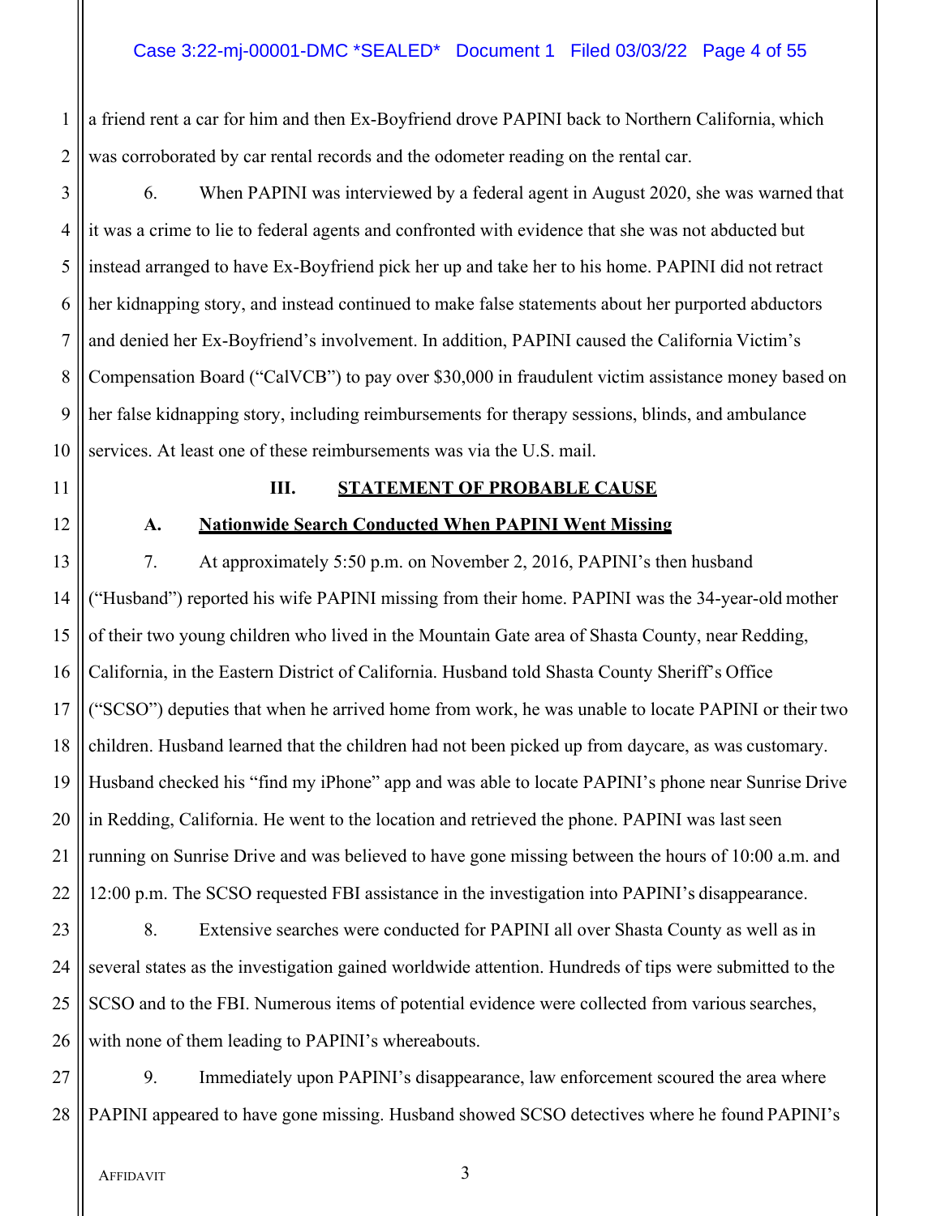a friend rent a car for him and then Ex-Boyfriend drove PAPINI back to Northern California, which was corroborated by car rental records and the odometer reading on the rental car.

6. When PAPINI was interviewed by a federal agent in August 2020, she was warned that it was a crime to lie to federal agents and confronted with evidence that she was not abducted but instead arranged to have Ex-Boyfriend pick her up and take her to his home. PAPINI did not retract her kidnapping story, and instead continued to make false statements about her purported abductors and denied her Ex-Boyfriend's involvement. In addition, PAPINI caused the California Victim's Compensation Board ("CalVCB") to pay over $30,000 in fraudulent victim assistance money based on her false kidnapping story, including reimbursements for therapy sessions, blinds, and ambulance services. At least one of these reimbursements was via the U.S. mail.

## III. STATEMENT OF PROBABLE CAUSE

### A. Nationwide Search Conducted When PAPINI Went Missing

7. At approximately 5:50 p.m. on November 2, 2016, PAPINI's then husband ("Husband") reported his wife PAPINI missing from their home. PAPINI was the 34-year-old mother of their two young children who lived in the Mountain Gate area of Shasta County, near Redding, California, in the Eastern District of California. Husband told Shasta County Sheriff's Office ("SCSO") deputies that when he arrived home from work, he was unable to locate PAPINI or their two children. Husband learned that the children had not been picked up from daycare, as was customary. Husband checked his "find my iPhone" app and was able to locate PAPINI's phone near Sunrise Drive in Redding, California. He went to the location and retrieved the phone. PAPINI was last seen running on Sunrise Drive and was believed to have gone missing between the hours of 10:00 a.m. and 12:00 p.m. The SCSO requested FBI assistance in the investigation into PAPINI's disappearance.

8. Extensive searches were conducted for PAPINI all over Shasta County as well as in several states as the investigation gained worldwide attention. Hundreds of tips were submitted to the SCSO and to the FBI. Numerous items of potential evidence were collected from various searches, with none of them leading to PAPINI's whereabouts.

9. Immediately upon PAPINI's disappearance, law enforcement scoured the area where PAPINI appeared to have gone missing. Husband showed SCSO detectives where he found PAPINI's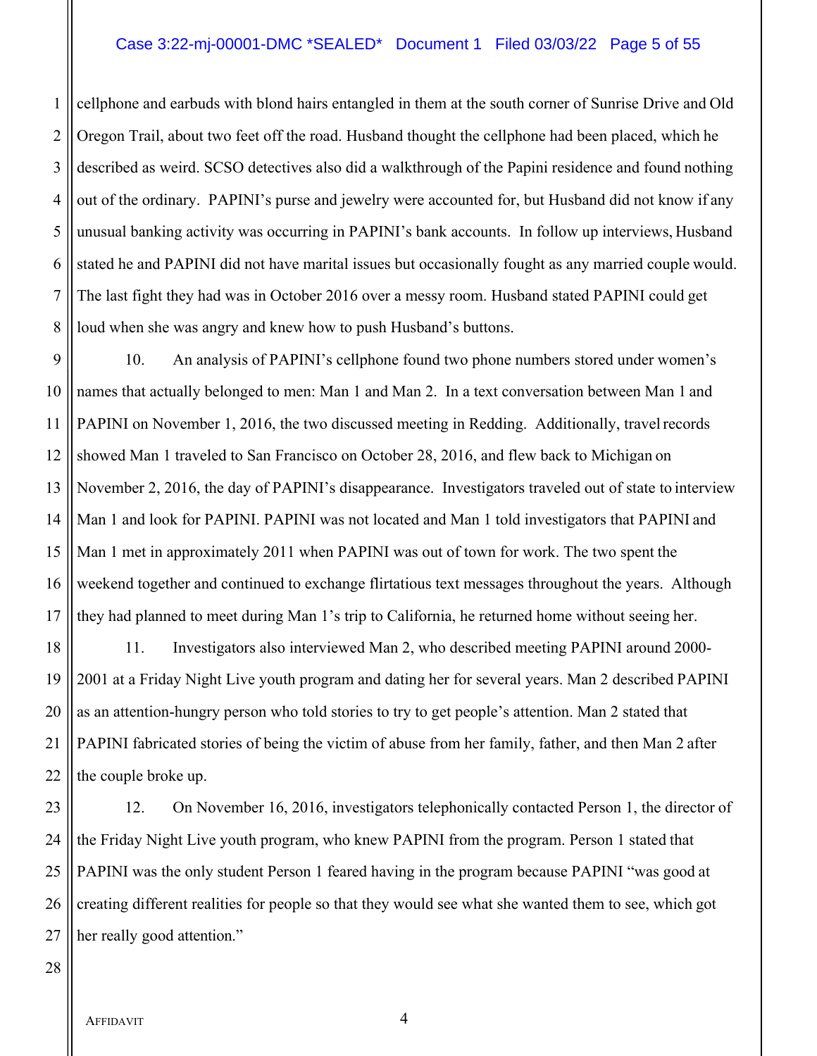cellphone and earbuds with blond hairs entangled in them at the south corner of Sunrise Drive and Old Oregon Trail, about two feet off the road. Husband thought the cellphone had been placed, which he described as weird. SCSO detectives also did a walkthrough of the Papini residence and found nothing out of the ordinary. PAPINI's purse and jewelry were accounted for, but Husband did not know if any unusual banking activity was occurring in PAPINI's bank accounts. In follow up interviews, Husband stated he and PAPINI did not have marital issues but occasionally fought as any married couple would. The last fight they had was in October 2016 over a messy room. Husband stated PAPINI could get loud when she was angry and knew how to push Husband's buttons.

10. An analysis of PAPINI's cellphone found two phone numbers stored under women's names that actually belonged to men: Man 1 and Man 2. In a text conversation between Man 1 and PAPINI on November 1, 2016, the two discussed meeting in Redding. Additionally, travel records showed Man 1 traveled to San Francisco on October 28, 2016, and flew back to Michigan on November 2, 2016, the day of PAPINI's disappearance. Investigators traveled out of state to interview Man 1 and look for PAPINI. PAPINI was not located and Man 1 told investigators that PAPINI and Man 1 met in approximately 2011 when PAPINI was out of town for work. The two spent the weekend together and continued to exchange flirtatious text messages throughout the years. Although they had planned to meet during Man 1's trip to California, he returned home without seeing her.

11. Investigators also interviewed Man 2, who described meeting PAPINI around 2000-2001 at a Friday Night Live youth program and dating her for several years. Man 2 described PAPINI as an attention-hungry person who told stories to try to get people's attention. Man 2 stated that PAPINI fabricated stories of being the victim of abuse from her family, father, and then Man 2 after the couple broke up.

12. On November 16, 2016, investigators telephonically contacted Person 1, the director of the Friday Night Live youth program, who knew PAPINI from the program. Person 1 stated that PAPINI was the only student Person 1 feared having in the program because PAPINI "was good at creating different realities for people so that they would see what she wanted them to see, which got her really good attention."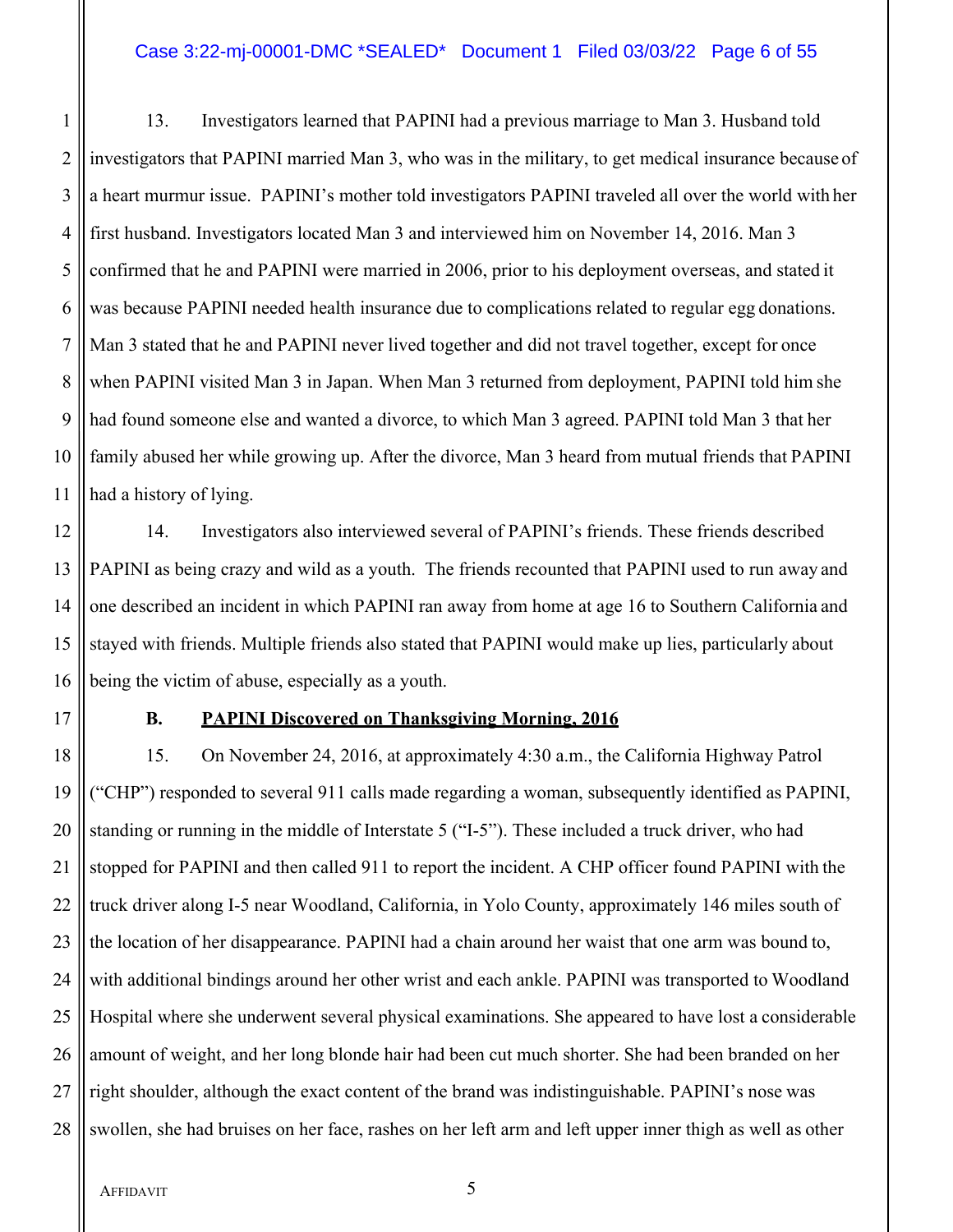13. Investigators learned that PAPINI had a previous marriage to Man 3. Husband told investigators that PAPINI married Man 3, who was in the military, to get medical insurance because of a heart murmur issue. PAPINI's mother told investigators PAPINI traveled all over the world with her first husband. Investigators located Man 3 and interviewed him on November 14, 2016. Man 3 confirmed that he and PAPINI were married in 2006, prior to his deployment overseas, and stated it was because PAPINI needed health insurance due to complications related to regular egg donations. Man 3 stated that he and PAPINI never lived together and did not travel together, except for once when PAPINI visited Man 3 in Japan. When Man 3 returned from deployment, PAPINI told him she had found someone else and wanted a divorce, to which Man 3 agreed. PAPINI told Man 3 that her family abused her while growing up. After the divorce, Man 3 heard from mutual friends that PAPINI had a history of lying.

14. Investigators also interviewed several of PAPINI's friends. These friends described PAPINI as being crazy and wild as a youth. The friends recounted that PAPINI used to run away and one described an incident in which PAPINI ran away from home at age 16 to Southern California and stayed with friends. Multiple friends also stated that PAPINI would make up lies, particularly about being the victim of abuse, especially as a youth.

### B. PAPINI Discovered on Thanksgiving Morning, 2016

15. On November 24, 2016, at approximately 4:30 a.m., the California Highway Patrol ("CHP") responded to several 911 calls made regarding a woman, subsequently identified as PAPINI, standing or running in the middle of Interstate 5 ("I-5"). These included a truck driver, who had stopped for PAPINI and then called 911 to report the incident. A CHP officer found PAPINI with the truck driver along I-5 near Woodland, California, in Yolo County, approximately 146 miles south of the location of her disappearance. PAPINI had a chain around her waist that one arm was bound to, with additional bindings around her other wrist and each ankle. PAPINI was transported to Woodland Hospital where she underwent several physical examinations. She appeared to have lost a considerable amount of weight, and her long blonde hair had been cut much shorter. She had been branded on her right shoulder, although the exact content of the brand was indistinguishable. PAPINI's nose was swollen, she had bruises on her face, rashes on her left arm and left upper inner thigh as well as other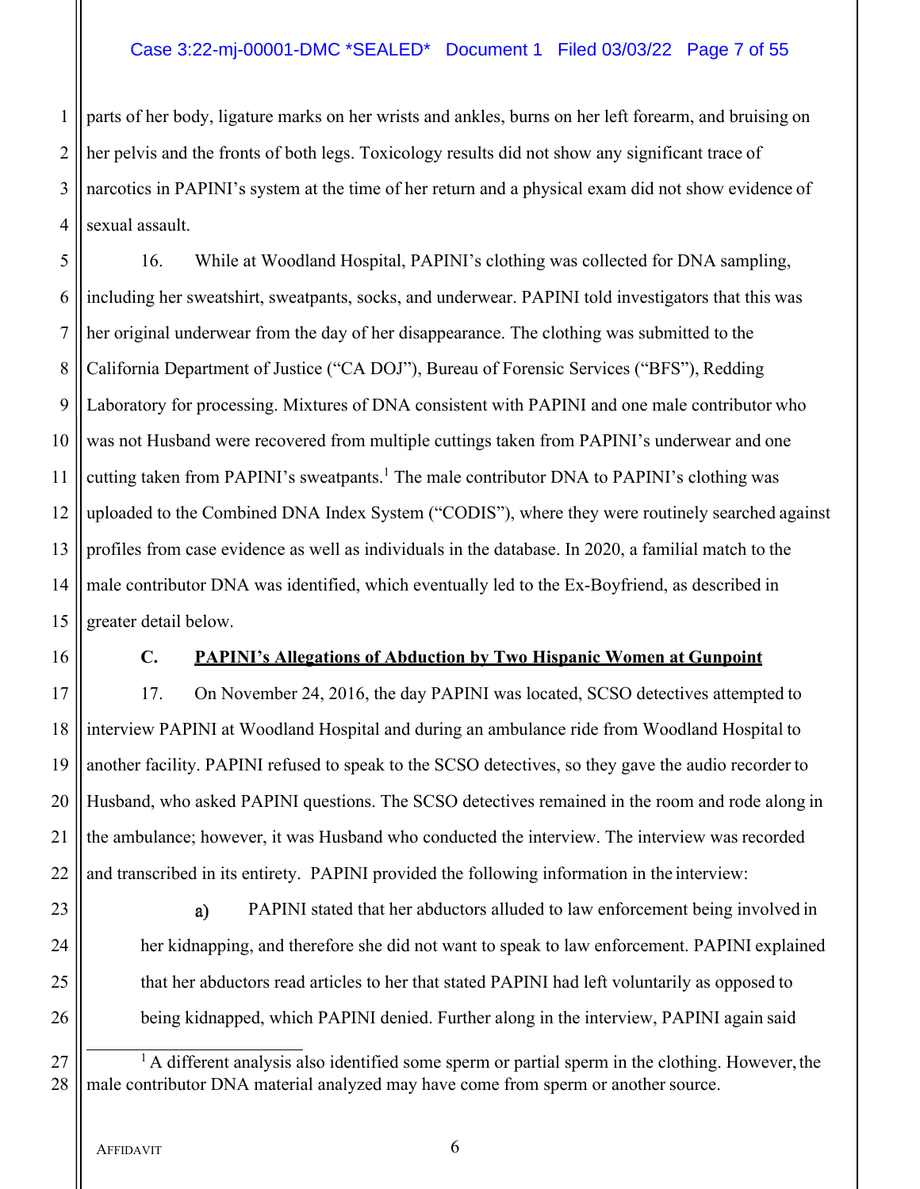parts of her body, ligature marks on her wrists and ankles, burns on her left forearm, and bruising on her pelvis and the fronts of both legs. Toxicology results did not show any significant trace of narcotics in PAPINI's system at the time of her return and a physical exam did not show evidence of sexual assault.

16. While at Woodland Hospital, PAPINI's clothing was collected for DNA sampling, including her sweatshirt, sweatpants, socks, and underwear. PAPINI told investigators that this was her original underwear from the day of her disappearance. The clothing was submitted to the California Department of Justice ("CA DOJ"), Bureau of Forensic Services ("BFS"), Redding Laboratory for processing. Mixtures of DNA consistent with PAPINI and one male contributor who was not Husband were recovered from multiple cuttings taken from PAPINI's underwear and one cutting taken from PAPINI's sweatpants.[1] The male contributor DNA to PAPINI's clothing was uploaded to the Combined DNA Index System ("CODIS"), where they were routinely searched against profiles from case evidence as well as individuals in the database. In 2020, a familial match to the male contributor DNA was identified, which eventually led to the Ex-Boyfriend, as described in greater detail below.

### C. <u>PAPINI's Allegations of Abduction by Two Hispanic Women at Gunpoint</u>

17. On November 24, 2016, the day PAPINI was located, SCSO detectives attempted to interview PAPINI at Woodland Hospital and during an ambulance ride from Woodland Hospital to another facility. PAPINI refused to speak to the SCSO detectives, so they gave the audio recorder to Husband, who asked PAPINI questions. The SCSO detectives remained in the room and rode along in the ambulance; however, it was Husband who conducted the interview. The interview was recorded and transcribed in its entirety. PAPINI provided the following information in the interview:

a) PAPINI stated that her abductors alluded to law enforcement being involved in her kidnapping, and therefore she did not want to speak to law enforcement. PAPINI explained that her abductors read articles to her that stated PAPINI had left voluntarily as opposed to being kidnapped, which PAPINI denied. Further along in the interview, PAPINI again said

---

[1] A different analysis also identified some sperm or partial sperm in the clothing. However, the male contributor DNA material analyzed may have come from sperm or another source.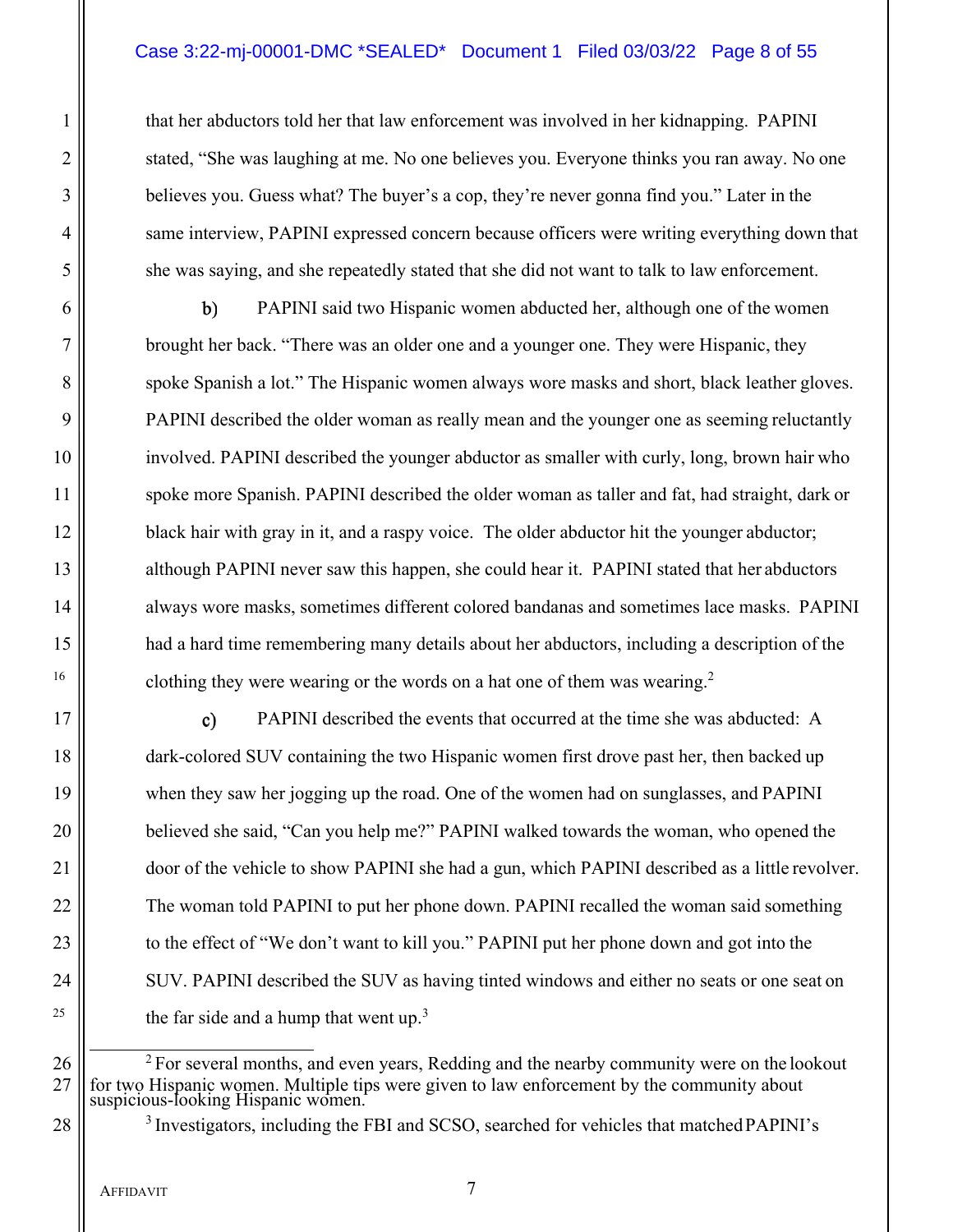that her abductors told her that law enforcement was involved in her kidnapping. PAPINI stated, "She was laughing at me. No one believes you. Everyone thinks you ran away. No one believes you. Guess what? The buyer's a cop, they're never gonna find you." Later in the same interview, PAPINI expressed concern because officers were writing everything down that she was saying, and she repeatedly stated that she did not want to talk to law enforcement.

b) PAPINI said two Hispanic women abducted her, although one of the women brought her back. "There was an older one and a younger one. They were Hispanic, they spoke Spanish a lot." The Hispanic women always wore masks and short, black leather gloves. PAPINI described the older woman as really mean and the younger one as seeming reluctantly involved. PAPINI described the younger abductor as smaller with curly, long, brown hair who spoke more Spanish. PAPINI described the older woman as taller and fat, had straight, dark or black hair with gray in it, and a raspy voice. The older abductor hit the younger abductor; although PAPINI never saw this happen, she could hear it. PAPINI stated that her abductors always wore masks, sometimes different colored bandanas and sometimes lace masks. PAPINI had a hard time remembering many details about her abductors, including a description of the clothing they were wearing or the words on a hat one of them was wearing.[2]

c) PAPINI described the events that occurred at the time she was abducted: A dark-colored SUV containing the two Hispanic women first drove past her, then backed up when they saw her jogging up the road. One of the women had on sunglasses, and PAPINI believed she said, "Can you help me?" PAPINI walked towards the woman, who opened the door of the vehicle to show PAPINI she had a gun, which PAPINI described as a little revolver. The woman told PAPINI to put her phone down. PAPINI recalled the woman said something to the effect of "We don't want to kill you." PAPINI put her phone down and got into the SUV. PAPINI described the SUV as having tinted windows and either no seats or one seat on the far side and a hump that went up.[3]

---

[2] For several months, and even years, Redding and the nearby community were on the lookout for two Hispanic women. Multiple tips were given to law enforcement by the community about suspicious-looking Hispanic women.

[3] Investigators, including the FBI and SCSO, searched for vehicles that matched PAPINI's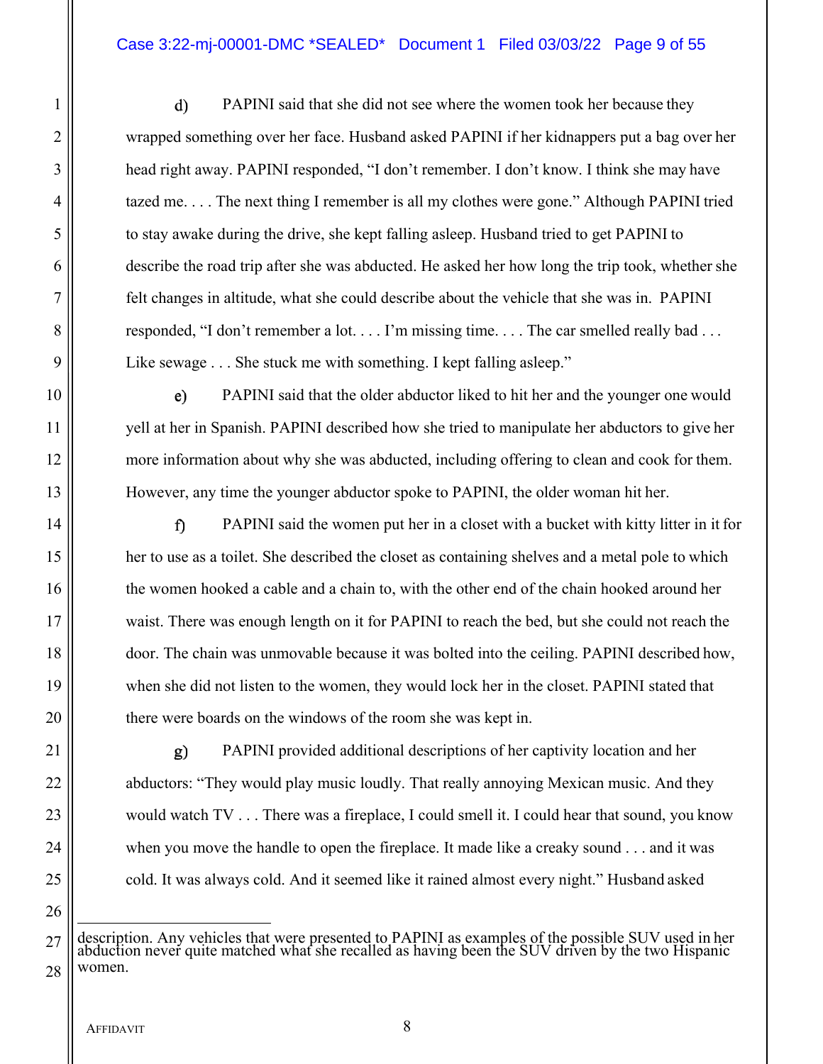d) PAPINI said that she did not see where the women took her because they wrapped something over her face. Husband asked PAPINI if her kidnappers put a bag over her head right away. PAPINI responded, "I don't remember. I don't know. I think she may have tazed me. . . . The next thing I remember is all my clothes were gone." Although PAPINI tried to stay awake during the drive, she kept falling asleep. Husband tried to get PAPINI to describe the road trip after she was abducted. He asked her how long the trip took, whether she felt changes in altitude, what she could describe about the vehicle that she was in. PAPINI responded, "I don't remember a lot. . . . I'm missing time. . . . The car smelled really bad . . . Like sewage . . . She stuck me with something. I kept falling asleep."

e) PAPINI said that the older abductor liked to hit her and the younger one would yell at her in Spanish. PAPINI described how she tried to manipulate her abductors to give her more information about why she was abducted, including offering to clean and cook for them. However, any time the younger abductor spoke to PAPINI, the older woman hit her.

f) PAPINI said the women put her in a closet with a bucket with kitty litter in it for her to use as a toilet. She described the closet as containing shelves and a metal pole to which the women hooked a cable and a chain to, with the other end of the chain hooked around her waist. There was enough length on it for PAPINI to reach the bed, but she could not reach the door. The chain was unmovable because it was bolted into the ceiling. PAPINI described how, when she did not listen to the women, they would lock her in the closet. PAPINI stated that there were boards on the windows of the room she was kept in.

g) PAPINI provided additional descriptions of her captivity location and her abductors: "They would play music loudly. That really annoying Mexican music. And they would watch TV . . . There was a fireplace, I could smell it. I could hear that sound, you know when you move the handle to open the fireplace. It made like a creaky sound . . . and it was cold. It was always cold. And it seemed like it rained almost every night." Husband asked

---

description. Any vehicles that were presented to PAPINI as examples of the possible SUV used in her abduction never quite matched what she recalled as having been the SUV driven by the two Hispanic women.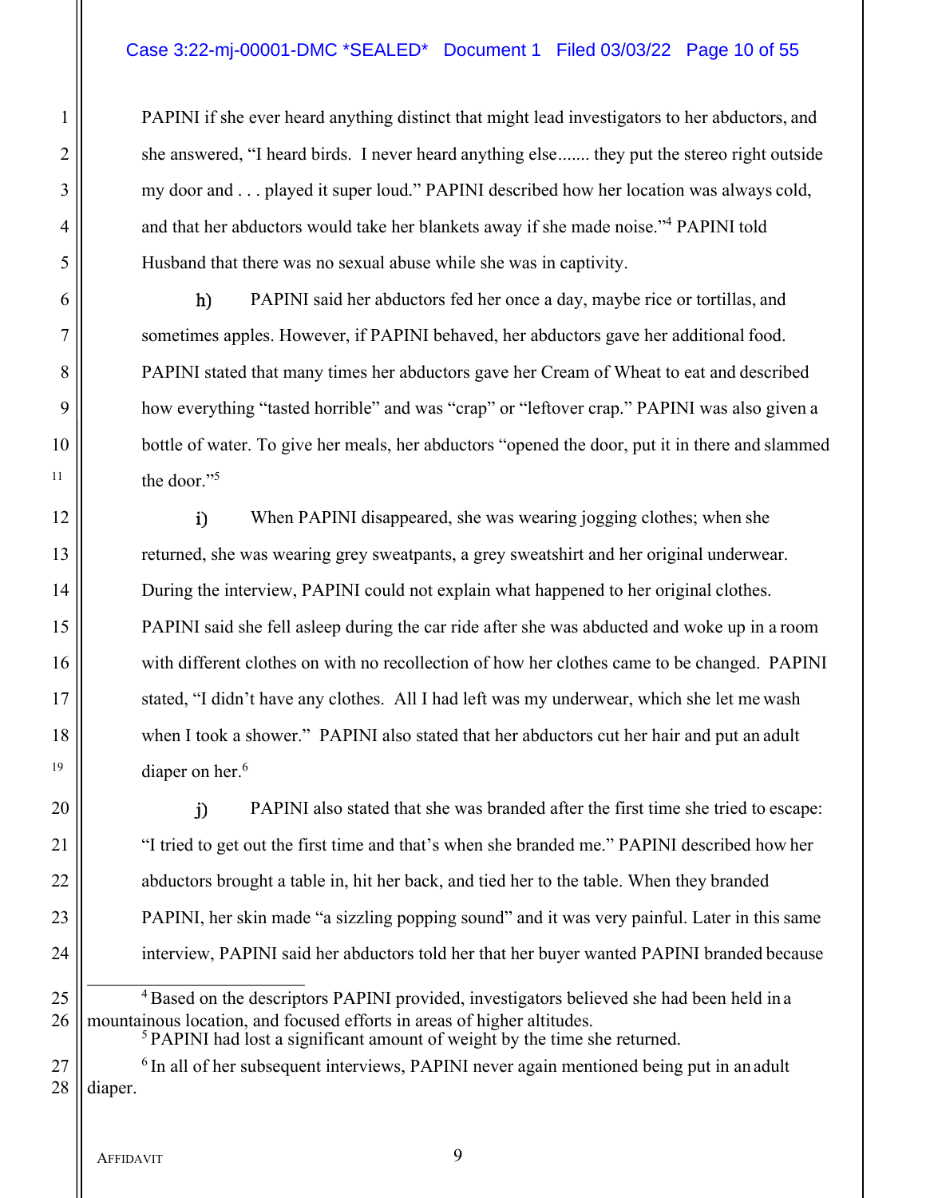PAPINI if she ever heard anything distinct that might lead investigators to her abductors, and she answered, "I heard birds. I never heard anything else....... they put the stereo right outside my door and . . . played it super loud." PAPINI described how her location was always cold, and that her abductors would take her blankets away if she made noise."[4] PAPINI told Husband that there was no sexual abuse while she was in captivity.

h) PAPINI said her abductors fed her once a day, maybe rice or tortillas, and sometimes apples. However, if PAPINI behaved, her abductors gave her additional food. PAPINI stated that many times her abductors gave her Cream of Wheat to eat and described how everything "tasted horrible" and was "crap" or "leftover crap." PAPINI was also given a bottle of water. To give her meals, her abductors "opened the door, put it in there and slammed the door."[5]

i) When PAPINI disappeared, she was wearing jogging clothes; when she returned, she was wearing grey sweatpants, a grey sweatshirt and her original underwear. During the interview, PAPINI could not explain what happened to her original clothes. PAPINI said she fell asleep during the car ride after she was abducted and woke up in a room with different clothes on with no recollection of how her clothes came to be changed. PAPINI stated, "I didn't have any clothes. All I had left was my underwear, which she let me wash when I took a shower." PAPINI also stated that her abductors cut her hair and put an adult diaper on her.[6]

j) PAPINI also stated that she was branded after the first time she tried to escape: "I tried to get out the first time and that's when she branded me." PAPINI described how her abductors brought a table in, hit her back, and tied her to the table. When they branded PAPINI, her skin made "a sizzling popping sound" and it was very painful. Later in this same interview, PAPINI said her abductors told her that her buyer wanted PAPINI branded because

---

[4] Based on the descriptors PAPINI provided, investigators believed she had been held in a mountainous location, and focused efforts in areas of higher altitudes.

[5] PAPINI had lost a significant amount of weight by the time she returned.

[6] In all of her subsequent interviews, PAPINI never again mentioned being put in an adult diaper.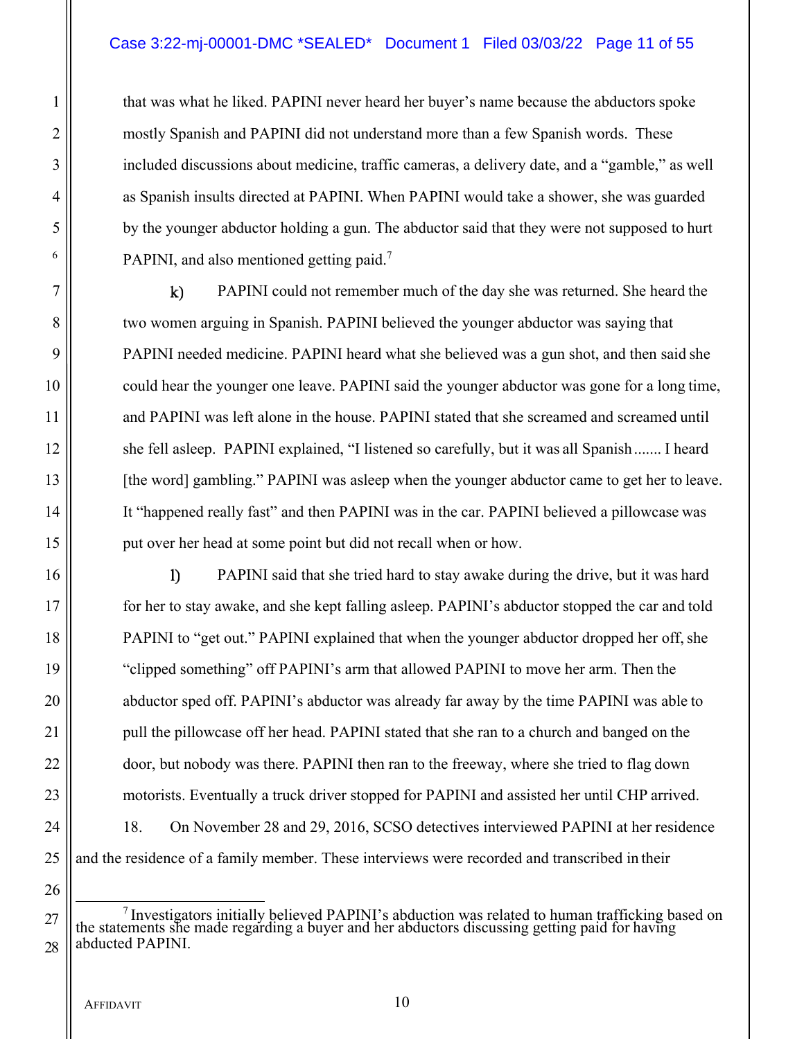that was what he liked. PAPINI never heard her buyer's name because the abductors spoke mostly Spanish and PAPINI did not understand more than a few Spanish words. These included discussions about medicine, traffic cameras, a delivery date, and a "gamble," as well as Spanish insults directed at PAPINI. When PAPINI would take a shower, she was guarded by the younger abductor holding a gun. The abductor said that they were not supposed to hurt PAPINI, and also mentioned getting paid.[7]

k) PAPINI could not remember much of the day she was returned. She heard the two women arguing in Spanish. PAPINI believed the younger abductor was saying that PAPINI needed medicine. PAPINI heard what she believed was a gun shot, and then said she could hear the younger one leave. PAPINI said the younger abductor was gone for a long time, and PAPINI was left alone in the house. PAPINI stated that she screamed and screamed until she fell asleep. PAPINI explained, "I listened so carefully, but it was all Spanish....... I heard [the word] gambling." PAPINI was asleep when the younger abductor came to get her to leave. It "happened really fast" and then PAPINI was in the car. PAPINI believed a pillowcase was put over her head at some point but did not recall when or how.

l) PAPINI said that she tried hard to stay awake during the drive, but it was hard for her to stay awake, and she kept falling asleep. PAPINI's abductor stopped the car and told PAPINI to "get out." PAPINI explained that when the younger abductor dropped her off, she "clipped something" off PAPINI's arm that allowed PAPINI to move her arm. Then the abductor sped off. PAPINI's abductor was already far away by the time PAPINI was able to pull the pillowcase off her head. PAPINI stated that she ran to a church and banged on the door, but nobody was there. PAPINI then ran to the freeway, where she tried to flag down motorists. Eventually a truck driver stopped for PAPINI and assisted her until CHP arrived.

18. On November 28 and 29, 2016, SCSO detectives interviewed PAPINI at her residence and the residence of a family member. These interviews were recorded and transcribed in their

---

[7] Investigators initially believed PAPINI's abduction was related to human trafficking based on the statements she made regarding a buyer and her abductors discussing getting paid for having abducted PAPINI.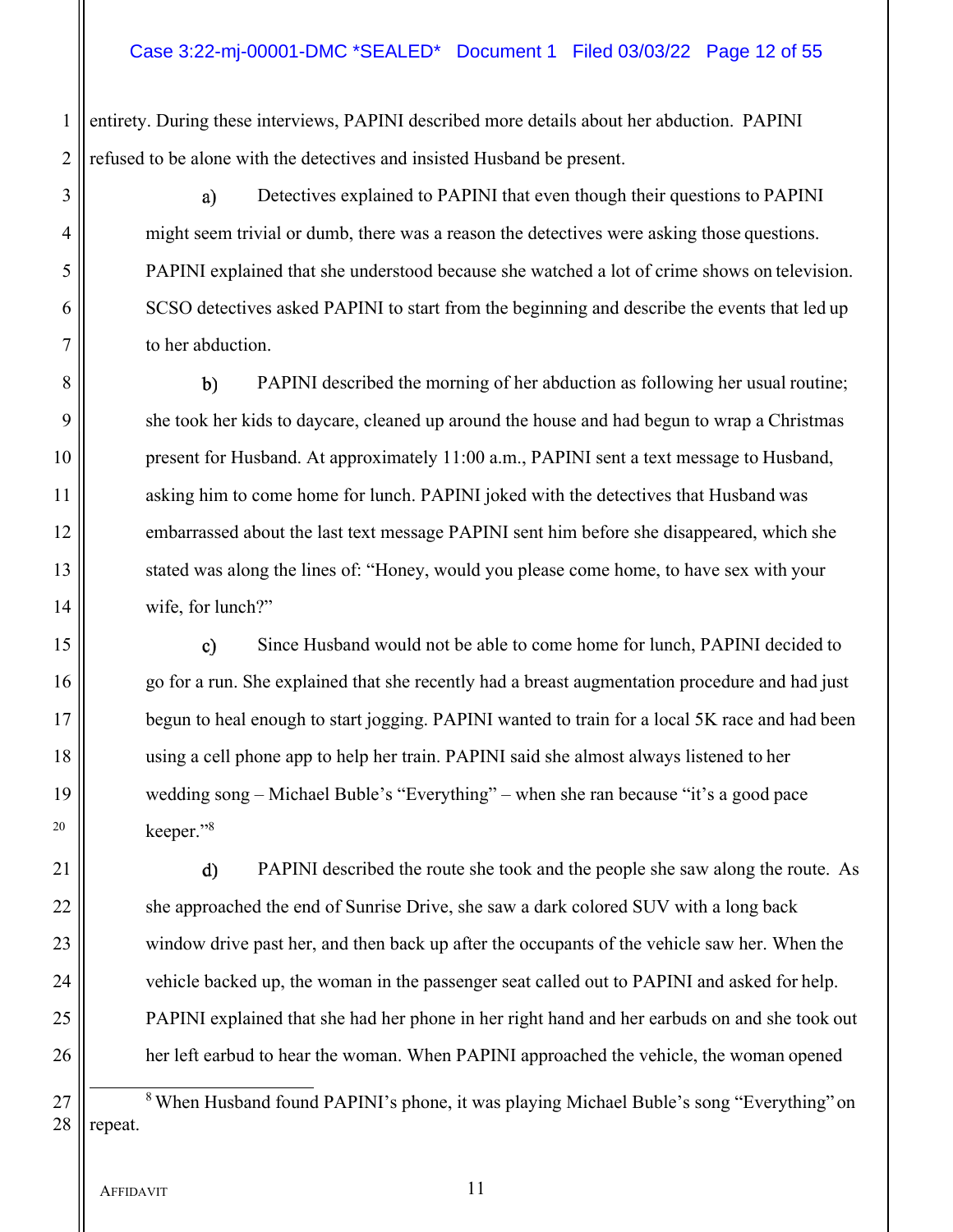entirety. During these interviews, PAPINI described more details about her abduction. PAPINI refused to be alone with the detectives and insisted Husband be present.

a) Detectives explained to PAPINI that even though their questions to PAPINI might seem trivial or dumb, there was a reason the detectives were asking those questions. PAPINI explained that she understood because she watched a lot of crime shows on television. SCSO detectives asked PAPINI to start from the beginning and describe the events that led up to her abduction.

b) PAPINI described the morning of her abduction as following her usual routine; she took her kids to daycare, cleaned up around the house and had begun to wrap a Christmas present for Husband. At approximately 11:00 a.m., PAPINI sent a text message to Husband, asking him to come home for lunch. PAPINI joked with the detectives that Husband was embarrassed about the last text message PAPINI sent him before she disappeared, which she stated was along the lines of: "Honey, would you please come home, to have sex with your wife, for lunch?"

c) Since Husband would not be able to come home for lunch, PAPINI decided to go for a run. She explained that she recently had a breast augmentation procedure and had just begun to heal enough to start jogging. PAPINI wanted to train for a local 5K race and had been using a cell phone app to help her train. PAPINI said she almost always listened to her wedding song – Michael Buble's "Everything" – when she ran because "it's a good pace keeper."[8]

d) PAPINI described the route she took and the people she saw along the route. As she approached the end of Sunrise Drive, she saw a dark colored SUV with a long back window drive past her, and then back up after the occupants of the vehicle saw her. When the vehicle backed up, the woman in the passenger seat called out to PAPINI and asked for help. PAPINI explained that she had her phone in her right hand and her earbuds on and she took out her left earbud to hear the woman. When PAPINI approached the vehicle, the woman opened

---

[8] When Husband found PAPINI's phone, it was playing Michael Buble's song "Everything" on repeat.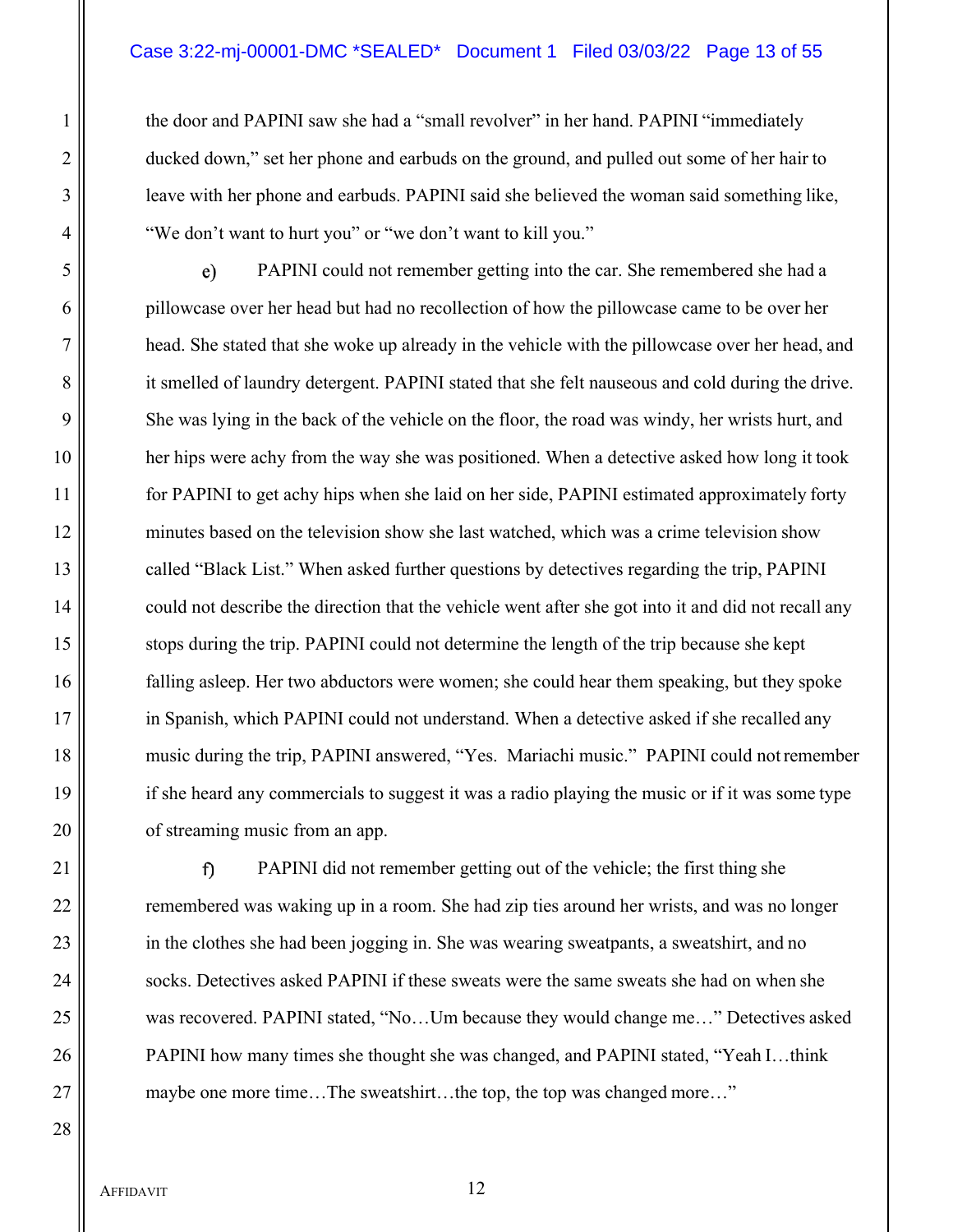the door and PAPINI saw she had a "small revolver" in her hand. PAPINI "immediately ducked down," set her phone and earbuds on the ground, and pulled out some of her hair to leave with her phone and earbuds. PAPINI said she believed the woman said something like, "We don't want to hurt you" or "we don't want to kill you."

e) PAPINI could not remember getting into the car. She remembered she had a pillowcase over her head but had no recollection of how the pillowcase came to be over her head. She stated that she woke up already in the vehicle with the pillowcase over her head, and it smelled of laundry detergent. PAPINI stated that she felt nauseous and cold during the drive. She was lying in the back of the vehicle on the floor, the road was windy, her wrists hurt, and her hips were achy from the way she was positioned. When a detective asked how long it took for PAPINI to get achy hips when she laid on her side, PAPINI estimated approximately forty minutes based on the television show she last watched, which was a crime television show called "Black List." When asked further questions by detectives regarding the trip, PAPINI could not describe the direction that the vehicle went after she got into it and did not recall any stops during the trip. PAPINI could not determine the length of the trip because she kept falling asleep. Her two abductors were women; she could hear them speaking, but they spoke in Spanish, which PAPINI could not understand. When a detective asked if she recalled any music during the trip, PAPINI answered, "Yes. Mariachi music." PAPINI could not remember if she heard any commercials to suggest it was a radio playing the music or if it was some type of streaming music from an app.

f) PAPINI did not remember getting out of the vehicle; the first thing she remembered was waking up in a room. She had zip ties around her wrists, and was no longer in the clothes she had been jogging in. She was wearing sweatpants, a sweatshirt, and no socks. Detectives asked PAPINI if these sweats were the same sweats she had on when she was recovered. PAPINI stated, "No…Um because they would change me…" Detectives asked PAPINI how many times she thought she was changed, and PAPINI stated, "Yeah I…think maybe one more time…The sweatshirt…the top, the top was changed more…"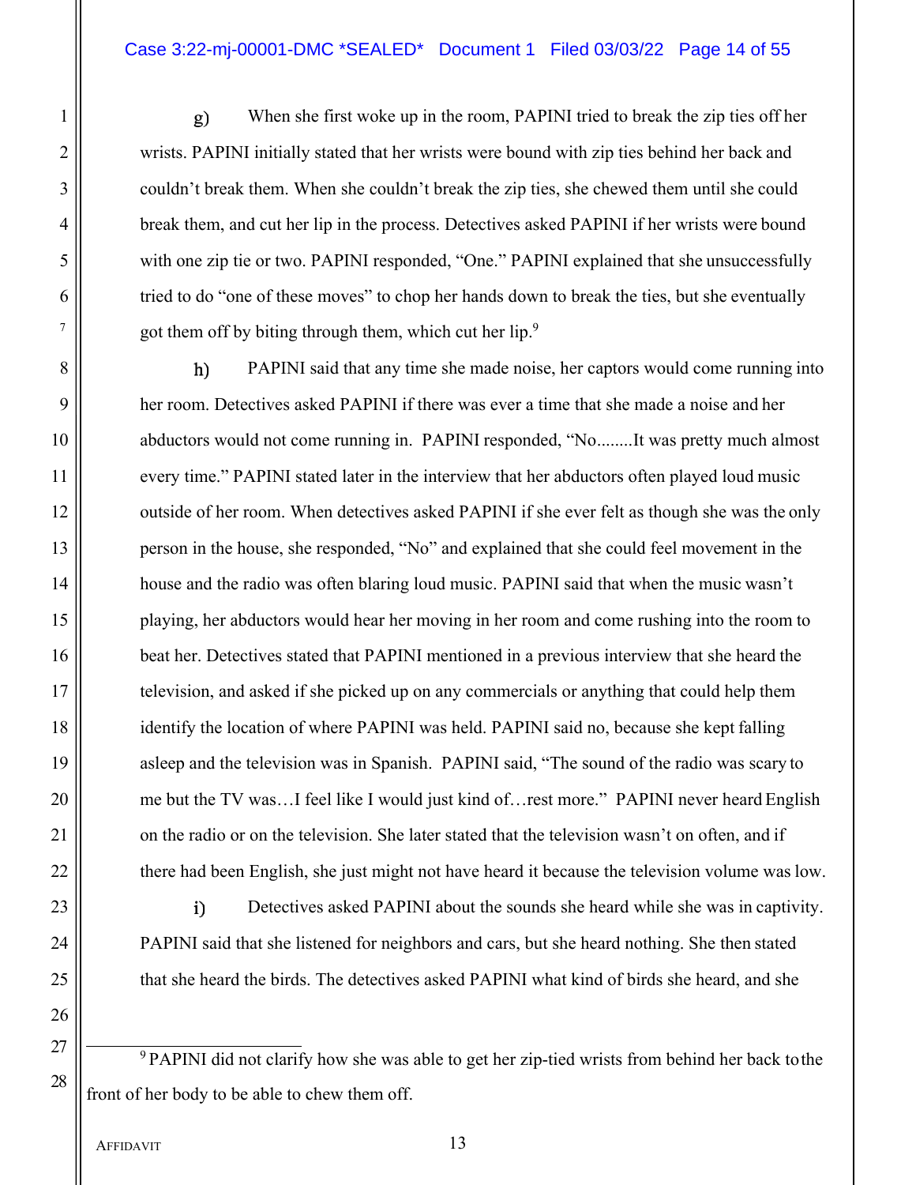g) When she first woke up in the room, PAPINI tried to break the zip ties off her wrists. PAPINI initially stated that her wrists were bound with zip ties behind her back and couldn't break them. When she couldn't break the zip ties, she chewed them until she could break them, and cut her lip in the process. Detectives asked PAPINI if her wrists were bound with one zip tie or two. PAPINI responded, "One." PAPINI explained that she unsuccessfully tried to do "one of these moves" to chop her hands down to break the ties, but she eventually got them off by biting through them, which cut her lip.[9]

h) PAPINI said that any time she made noise, her captors would come running into her room. Detectives asked PAPINI if there was ever a time that she made a noise and her abductors would not come running in. PAPINI responded, "No........It was pretty much almost every time." PAPINI stated later in the interview that her abductors often played loud music outside of her room. When detectives asked PAPINI if she ever felt as though she was the only person in the house, she responded, "No" and explained that she could feel movement in the house and the radio was often blaring loud music. PAPINI said that when the music wasn't playing, her abductors would hear her moving in her room and come rushing into the room to beat her. Detectives stated that PAPINI mentioned in a previous interview that she heard the television, and asked if she picked up on any commercials or anything that could help them identify the location of where PAPINI was held. PAPINI said no, because she kept falling asleep and the television was in Spanish. PAPINI said, "The sound of the radio was scary to me but the TV was…I feel like I would just kind of…rest more." PAPINI never heard English on the radio or on the television. She later stated that the television wasn't on often, and if there had been English, she just might not have heard it because the television volume was low.

i) Detectives asked PAPINI about the sounds she heard while she was in captivity. PAPINI said that she listened for neighbors and cars, but she heard nothing. She then stated that she heard the birds. The detectives asked PAPINI what kind of birds she heard, and she

---

[9] PAPINI did not clarify how she was able to get her zip-tied wrists from behind her back to the front of her body to be able to chew them off.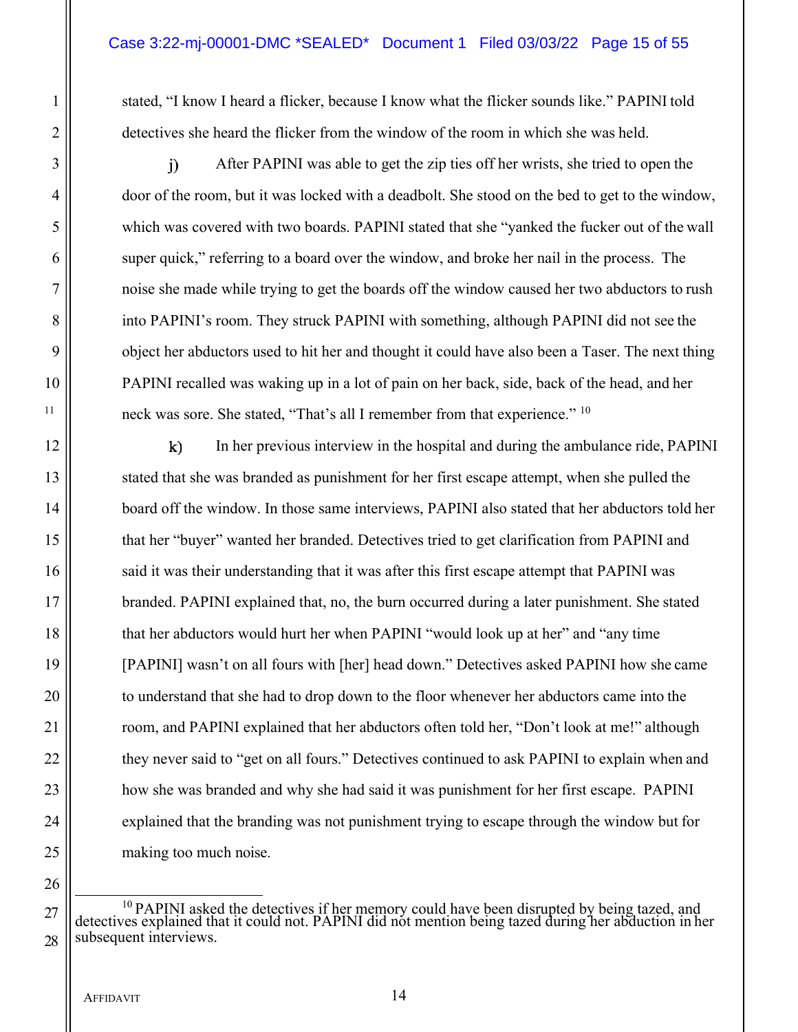stated, "I know I heard a flicker, because I know what the flicker sounds like." PAPINI told detectives she heard the flicker from the window of the room in which she was held.

j) After PAPINI was able to get the zip ties off her wrists, she tried to open the door of the room, but it was locked with a deadbolt. She stood on the bed to get to the window, which was covered with two boards. PAPINI stated that she "yanked the fucker out of the wall super quick," referring to a board over the window, and broke her nail in the process. The noise she made while trying to get the boards off the window caused her two abductors to rush into PAPINI's room. They struck PAPINI with something, although PAPINI did not see the object her abductors used to hit her and thought it could have also been a Taser. The next thing PAPINI recalled was waking up in a lot of pain on her back, side, back of the head, and her neck was sore. She stated, "That's all I remember from that experience." [10]

k) In her previous interview in the hospital and during the ambulance ride, PAPINI stated that she was branded as punishment for her first escape attempt, when she pulled the board off the window. In those same interviews, PAPINI also stated that her abductors told her that her "buyer" wanted her branded. Detectives tried to get clarification from PAPINI and said it was their understanding that it was after this first escape attempt that PAPINI was branded. PAPINI explained that, no, the burn occurred during a later punishment. She stated that her abductors would hurt her when PAPINI "would look up at her" and "any time [PAPINI] wasn't on all fours with [her] head down." Detectives asked PAPINI how she came to understand that she had to drop down to the floor whenever her abductors came into the room, and PAPINI explained that her abductors often told her, "Don't look at me!" although they never said to "get on all fours." Detectives continued to ask PAPINI to explain when and how she was branded and why she had said it was punishment for her first escape. PAPINI explained that the branding was not punishment trying to escape through the window but for making too much noise.

---

[10] PAPINI asked the detectives if her memory could have been disrupted by being tazed, and detectives explained that it could not. PAPINI did not mention being tazed during her abduction in her subsequent interviews.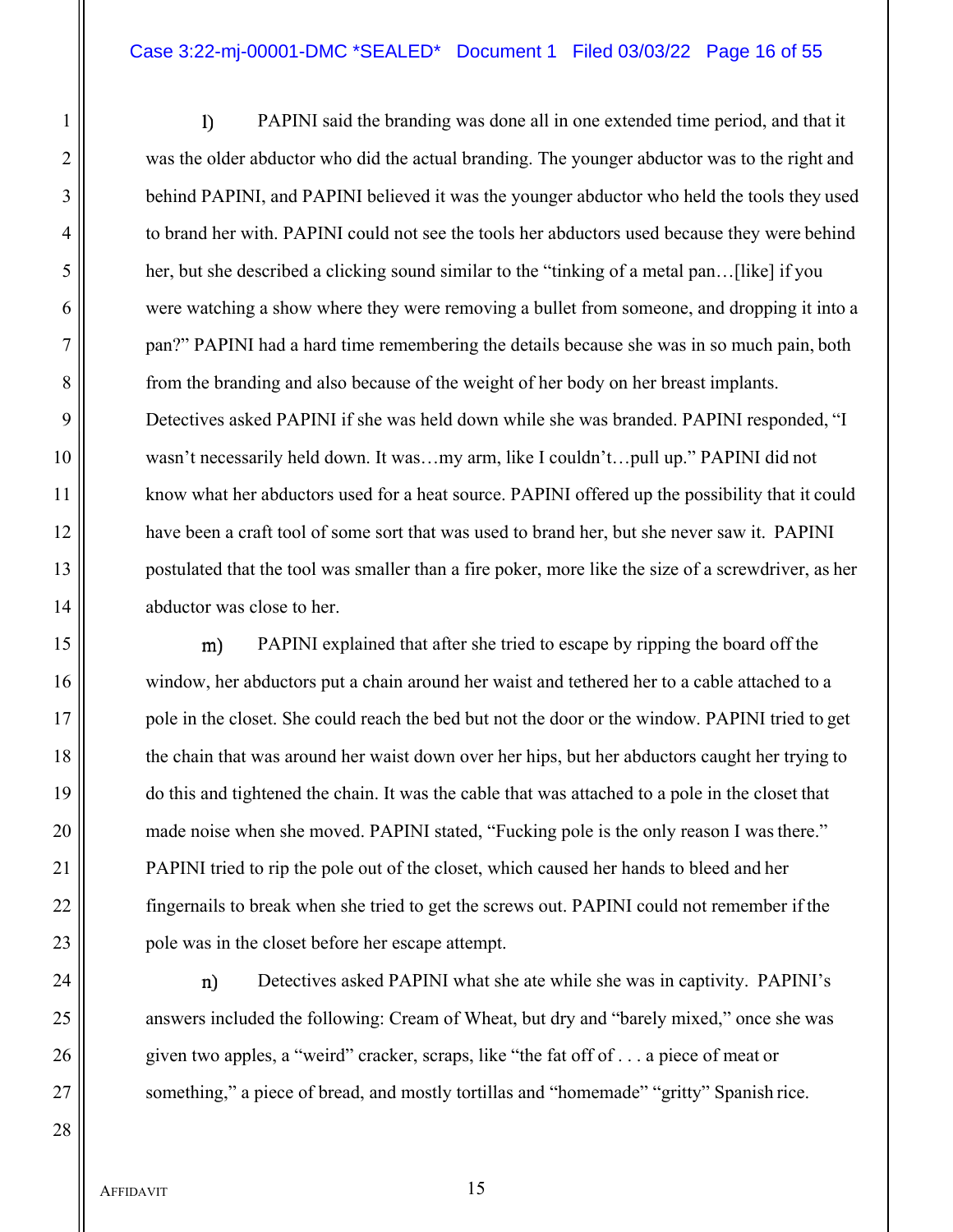l) PAPINI said the branding was done all in one extended time period, and that it was the older abductor who did the actual branding. The younger abductor was to the right and behind PAPINI, and PAPINI believed it was the younger abductor who held the tools they used to brand her with. PAPINI could not see the tools her abductors used because they were behind her, but she described a clicking sound similar to the "tinking of a metal pan…[like] if you were watching a show where they were removing a bullet from someone, and dropping it into a pan?" PAPINI had a hard time remembering the details because she was in so much pain, both from the branding and also because of the weight of her body on her breast implants. Detectives asked PAPINI if she was held down while she was branded. PAPINI responded, "I wasn't necessarily held down. It was…my arm, like I couldn't…pull up." PAPINI did not know what her abductors used for a heat source. PAPINI offered up the possibility that it could have been a craft tool of some sort that was used to brand her, but she never saw it. PAPINI postulated that the tool was smaller than a fire poker, more like the size of a screwdriver, as her abductor was close to her.

m) PAPINI explained that after she tried to escape by ripping the board off the window, her abductors put a chain around her waist and tethered her to a cable attached to a pole in the closet. She could reach the bed but not the door or the window. PAPINI tried to get the chain that was around her waist down over her hips, but her abductors caught her trying to do this and tightened the chain. It was the cable that was attached to a pole in the closet that made noise when she moved. PAPINI stated, "Fucking pole is the only reason I was there." PAPINI tried to rip the pole out of the closet, which caused her hands to bleed and her fingernails to break when she tried to get the screws out. PAPINI could not remember if the pole was in the closet before her escape attempt.

n) Detectives asked PAPINI what she ate while she was in captivity. PAPINI's answers included the following: Cream of Wheat, but dry and "barely mixed," once she was given two apples, a "weird" cracker, scraps, like "the fat off of . . . a piece of meat or something," a piece of bread, and mostly tortillas and "homemade" "gritty" Spanish rice.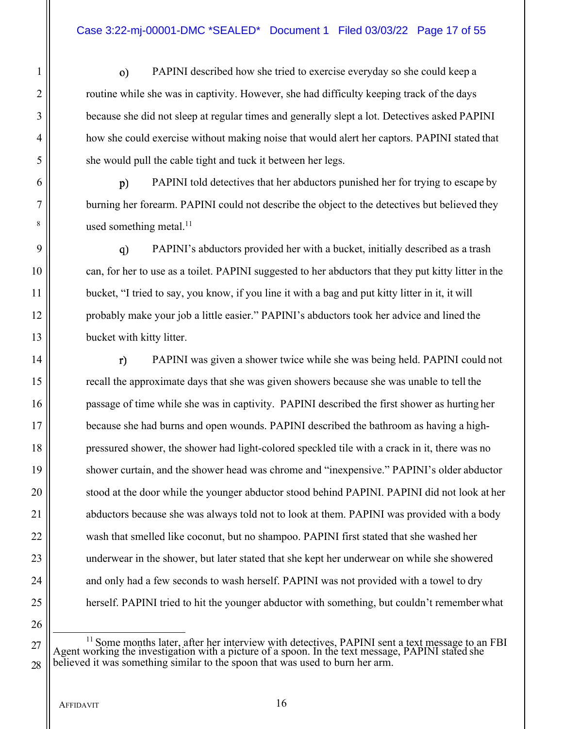o) PAPINI described how she tried to exercise everyday so she could keep a routine while she was in captivity. However, she had difficulty keeping track of the days because she did not sleep at regular times and generally slept a lot. Detectives asked PAPINI how she could exercise without making noise that would alert her captors. PAPINI stated that she would pull the cable tight and tuck it between her legs.

p) PAPINI told detectives that her abductors punished her for trying to escape by burning her forearm. PAPINI could not describe the object to the detectives but believed they used something metal.[11]

q) PAPINI's abductors provided her with a bucket, initially described as a trash can, for her to use as a toilet. PAPINI suggested to her abductors that they put kitty litter in the bucket, "I tried to say, you know, if you line it with a bag and put kitty litter in it, it will probably make your job a little easier." PAPINI's abductors took her advice and lined the bucket with kitty litter.

r) PAPINI was given a shower twice while she was being held. PAPINI could not recall the approximate days that she was given showers because she was unable to tell the passage of time while she was in captivity. PAPINI described the first shower as hurting her because she had burns and open wounds. PAPINI described the bathroom as having a high-pressured shower, the shower had light-colored speckled tile with a crack in it, there was no shower curtain, and the shower head was chrome and "inexpensive." PAPINI's older abductor stood at the door while the younger abductor stood behind PAPINI. PAPINI did not look at her abductors because she was always told not to look at them. PAPINI was provided with a body wash that smelled like coconut, but no shampoo. PAPINI first stated that she washed her underwear in the shower, but later stated that she kept her underwear on while she showered and only had a few seconds to wash herself. PAPINI was not provided with a towel to dry herself. PAPINI tried to hit the younger abductor with something, but couldn't remember what

---

[11] Some months later, after her interview with detectives, PAPINI sent a text message to an FBI Agent working the investigation with a picture of a spoon. In the text message, PAPINI stated she believed it was something similar to the spoon that was used to burn her arm.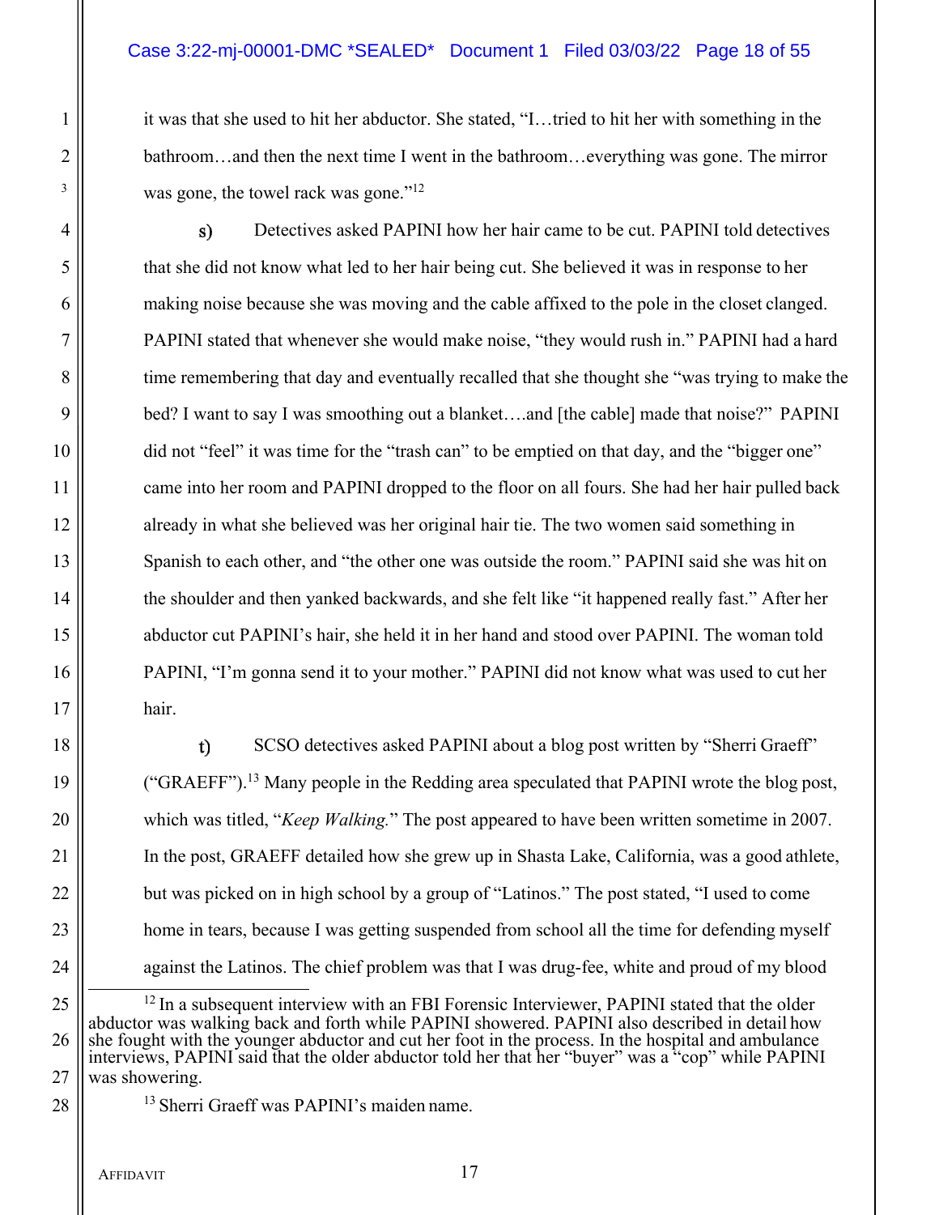it was that she used to hit her abductor. She stated, "I…tried to hit her with something in the bathroom…and then the next time I went in the bathroom…everything was gone. The mirror was gone, the towel rack was gone."[12]

s) Detectives asked PAPINI how her hair came to be cut. PAPINI told detectives that she did not know what led to her hair being cut. She believed it was in response to her making noise because she was moving and the cable affixed to the pole in the closet clanged. PAPINI stated that whenever she would make noise, "they would rush in." PAPINI had a hard time remembering that day and eventually recalled that she thought she "was trying to make the bed? I want to say I was smoothing out a blanket….and [the cable] made that noise?" PAPINI did not "feel" it was time for the "trash can" to be emptied on that day, and the "bigger one" came into her room and PAPINI dropped to the floor on all fours. She had her hair pulled back already in what she believed was her original hair tie. The two women said something in Spanish to each other, and "the other one was outside the room." PAPINI said she was hit on the shoulder and then yanked backwards, and she felt like "it happened really fast." After her abductor cut PAPINI's hair, she held it in her hand and stood over PAPINI. The woman told PAPINI, "I'm gonna send it to your mother." PAPINI did not know what was used to cut her hair.

t) SCSO detectives asked PAPINI about a blog post written by "Sherri Graeff" ("GRAEFF").[13] Many people in the Redding area speculated that PAPINI wrote the blog post, which was titled, "*Keep Walking.*" The post appeared to have been written sometime in 2007. In the post, GRAEFF detailed how she grew up in Shasta Lake, California, was a good athlete, but was picked on in high school by a group of "Latinos." The post stated, "I used to come home in tears, because I was getting suspended from school all the time for defending myself against the Latinos. The chief problem was that I was drug-fee, white and proud of my blood

---

[12] In a subsequent interview with an FBI Forensic Interviewer, PAPINI stated that the older abductor was walking back and forth while PAPINI showered. PAPINI also described in detail how she fought with the younger abductor and cut her foot in the process. In the hospital and ambulance interviews, PAPINI said that the older abductor told her that her "buyer" was a "cop" while PAPINI was showering.

[13] Sherri Graeff was PAPINI's maiden name.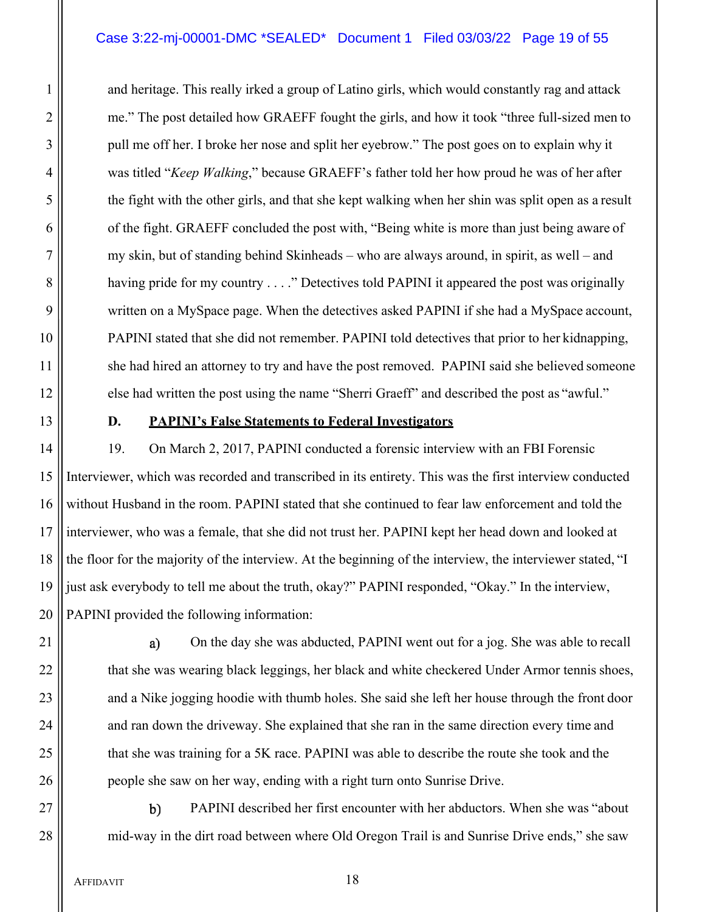and heritage. This really irked a group of Latino girls, which would constantly rag and attack me." The post detailed how GRAEFF fought the girls, and how it took "three full-sized men to pull me off her. I broke her nose and split her eyebrow." The post goes on to explain why it was titled "*Keep Walking*," because GRAEFF's father told her how proud he was of her after the fight with the other girls, and that she kept walking when her shin was split open as a result of the fight. GRAEFF concluded the post with, "Being white is more than just being aware of my skin, but of standing behind Skinheads – who are always around, in spirit, as well – and having pride for my country . . . ." Detectives told PAPINI it appeared the post was originally written on a MySpace page. When the detectives asked PAPINI if she had a MySpace account, PAPINI stated that she did not remember. PAPINI told detectives that prior to her kidnapping, she had hired an attorney to try and have the post removed. PAPINI said she believed someone else had written the post using the name "Sherri Graeff" and described the post as "awful."

**D. PAPINI's False Statements to Federal Investigators**

19. On March 2, 2017, PAPINI conducted a forensic interview with an FBI Forensic Interviewer, which was recorded and transcribed in its entirety. This was the first interview conducted without Husband in the room. PAPINI stated that she continued to fear law enforcement and told the interviewer, who was a female, that she did not trust her. PAPINI kept her head down and looked at the floor for the majority of the interview. At the beginning of the interview, the interviewer stated, "I just ask everybody to tell me about the truth, okay?" PAPINI responded, "Okay." In the interview, PAPINI provided the following information:

a) On the day she was abducted, PAPINI went out for a jog. She was able to recall that she was wearing black leggings, her black and white checkered Under Armor tennis shoes, and a Nike jogging hoodie with thumb holes. She said she left her house through the front door and ran down the driveway. She explained that she ran in the same direction every time and that she was training for a 5K race. PAPINI was able to describe the route she took and the people she saw on her way, ending with a right turn onto Sunrise Drive.

b) PAPINI described her first encounter with her abductors. When she was "about mid-way in the dirt road between where Old Oregon Trail is and Sunrise Drive ends," she saw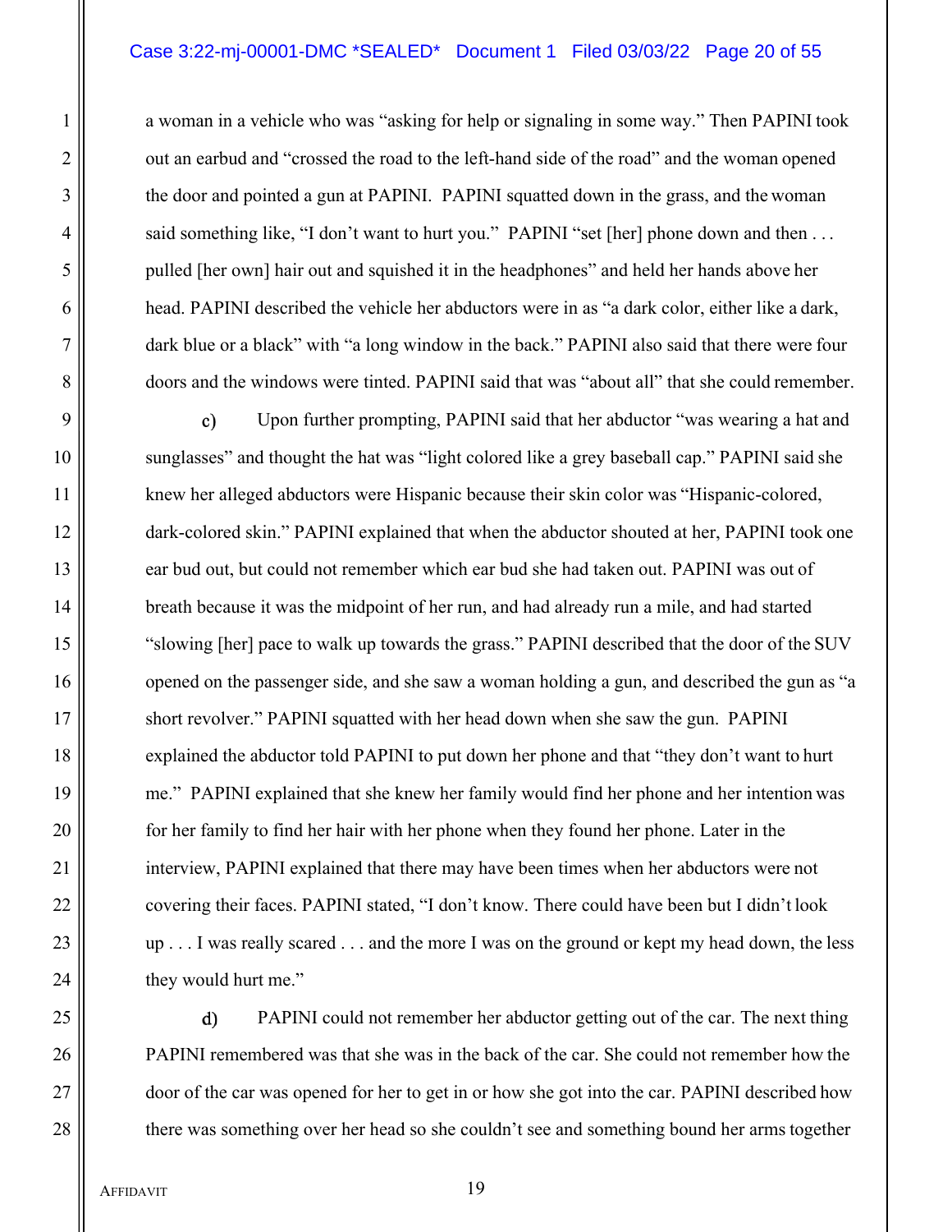a woman in a vehicle who was "asking for help or signaling in some way." Then PAPINI took out an earbud and "crossed the road to the left-hand side of the road" and the woman opened the door and pointed a gun at PAPINI. PAPINI squatted down in the grass, and the woman said something like, "I don't want to hurt you." PAPINI "set [her] phone down and then . . . pulled [her own] hair out and squished it in the headphones" and held her hands above her head. PAPINI described the vehicle her abductors were in as "a dark color, either like a dark, dark blue or a black" with "a long window in the back." PAPINI also said that there were four doors and the windows were tinted. PAPINI said that was "about all" that she could remember.

c) Upon further prompting, PAPINI said that her abductor "was wearing a hat and sunglasses" and thought the hat was "light colored like a grey baseball cap." PAPINI said she knew her alleged abductors were Hispanic because their skin color was "Hispanic-colored, dark-colored skin." PAPINI explained that when the abductor shouted at her, PAPINI took one ear bud out, but could not remember which ear bud she had taken out. PAPINI was out of breath because it was the midpoint of her run, and had already run a mile, and had started "slowing [her] pace to walk up towards the grass." PAPINI described that the door of the SUV opened on the passenger side, and she saw a woman holding a gun, and described the gun as "a short revolver." PAPINI squatted with her head down when she saw the gun. PAPINI explained the abductor told PAPINI to put down her phone and that "they don't want to hurt me." PAPINI explained that she knew her family would find her phone and her intention was for her family to find her hair with her phone when they found her phone. Later in the interview, PAPINI explained that there may have been times when her abductors were not covering their faces. PAPINI stated, "I don't know. There could have been but I didn't look up . . . I was really scared . . . and the more I was on the ground or kept my head down, the less they would hurt me."

d) PAPINI could not remember her abductor getting out of the car. The next thing PAPINI remembered was that she was in the back of the car. She could not remember how the door of the car was opened for her to get in or how she got into the car. PAPINI described how there was something over her head so she couldn't see and something bound her arms together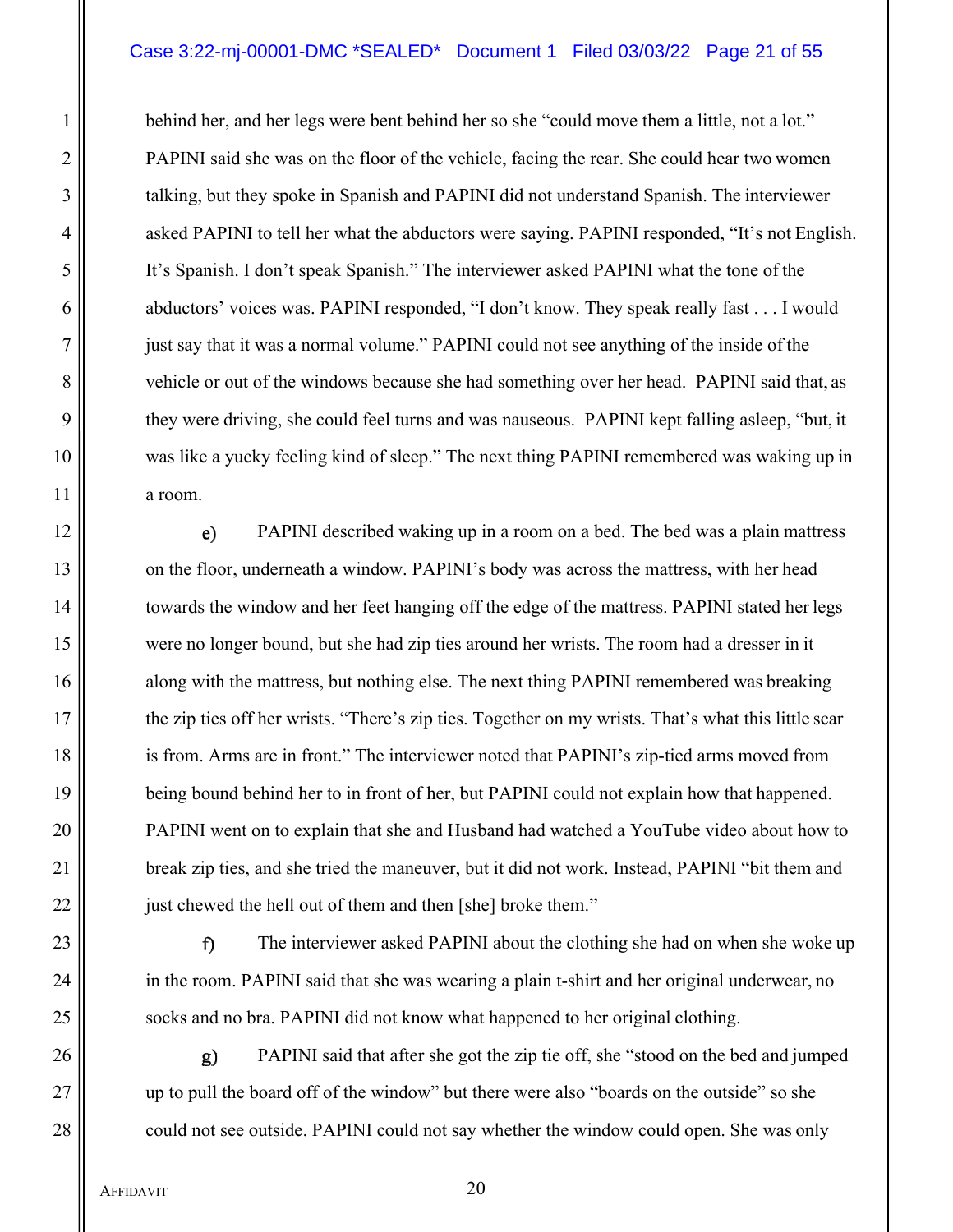behind her, and her legs were bent behind her so she "could move them a little, not a lot." PAPINI said she was on the floor of the vehicle, facing the rear. She could hear two women talking, but they spoke in Spanish and PAPINI did not understand Spanish. The interviewer asked PAPINI to tell her what the abductors were saying. PAPINI responded, "It's not English. It's Spanish. I don't speak Spanish." The interviewer asked PAPINI what the tone of the abductors' voices was. PAPINI responded, "I don't know. They speak really fast . . . I would just say that it was a normal volume." PAPINI could not see anything of the inside of the vehicle or out of the windows because she had something over her head. PAPINI said that, as they were driving, she could feel turns and was nauseous. PAPINI kept falling asleep, "but, it was like a yucky feeling kind of sleep." The next thing PAPINI remembered was waking up in a room.

e) PAPINI described waking up in a room on a bed. The bed was a plain mattress on the floor, underneath a window. PAPINI's body was across the mattress, with her head towards the window and her feet hanging off the edge of the mattress. PAPINI stated her legs were no longer bound, but she had zip ties around her wrists. The room had a dresser in it along with the mattress, but nothing else. The next thing PAPINI remembered was breaking the zip ties off her wrists. "There's zip ties. Together on my wrists. That's what this little scar is from. Arms are in front." The interviewer noted that PAPINI's zip-tied arms moved from being bound behind her to in front of her, but PAPINI could not explain how that happened. PAPINI went on to explain that she and Husband had watched a YouTube video about how to break zip ties, and she tried the maneuver, but it did not work. Instead, PAPINI "bit them and just chewed the hell out of them and then [she] broke them."

f) The interviewer asked PAPINI about the clothing she had on when she woke up in the room. PAPINI said that she was wearing a plain t-shirt and her original underwear, no socks and no bra. PAPINI did not know what happened to her original clothing.

g) PAPINI said that after she got the zip tie off, she "stood on the bed and jumped up to pull the board off of the window" but there were also "boards on the outside" so she could not see outside. PAPINI could not say whether the window could open. She was only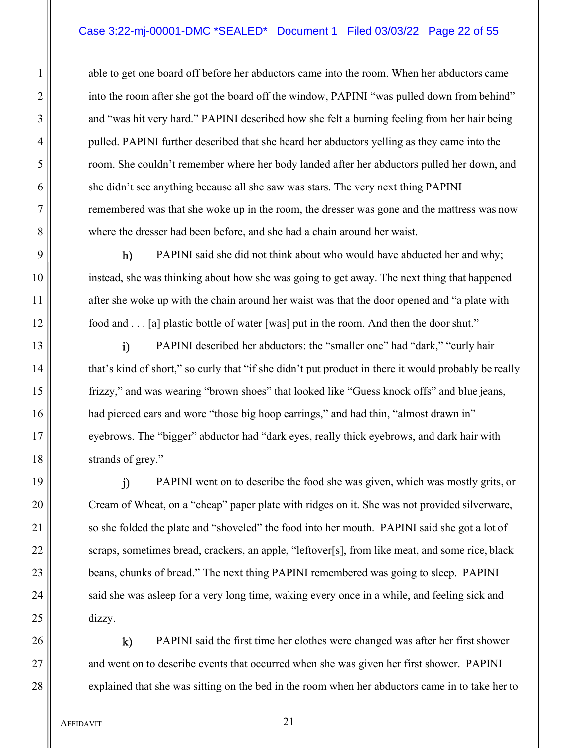able to get one board off before her abductors came into the room. When her abductors came into the room after she got the board off the window, PAPINI "was pulled down from behind" and "was hit very hard." PAPINI described how she felt a burning feeling from her hair being pulled. PAPINI further described that she heard her abductors yelling as they came into the room. She couldn't remember where her body landed after her abductors pulled her down, and she didn't see anything because all she saw was stars. The very next thing PAPINI remembered was that she woke up in the room, the dresser was gone and the mattress was now where the dresser had been before, and she had a chain around her waist.

h) PAPINI said she did not think about who would have abducted her and why; instead, she was thinking about how she was going to get away. The next thing that happened after she woke up with the chain around her waist was that the door opened and "a plate with food and . . . [a] plastic bottle of water [was] put in the room. And then the door shut."

i) PAPINI described her abductors: the "smaller one" had "dark," "curly hair that's kind of short," so curly that "if she didn't put product in there it would probably be really frizzy," and was wearing "brown shoes" that looked like "Guess knock offs" and blue jeans, had pierced ears and wore "those big hoop earrings," and had thin, "almost drawn in" eyebrows. The "bigger" abductor had "dark eyes, really thick eyebrows, and dark hair with strands of grey."

j) PAPINI went on to describe the food she was given, which was mostly grits, or Cream of Wheat, on a "cheap" paper plate with ridges on it. She was not provided silverware, so she folded the plate and "shoveled" the food into her mouth. PAPINI said she got a lot of scraps, sometimes bread, crackers, an apple, "leftover[s], from like meat, and some rice, black beans, chunks of bread." The next thing PAPINI remembered was going to sleep. PAPINI said she was asleep for a very long time, waking every once in a while, and feeling sick and dizzy.

k) PAPINI said the first time her clothes were changed was after her first shower and went on to describe events that occurred when she was given her first shower. PAPINI explained that she was sitting on the bed in the room when her abductors came in to take her to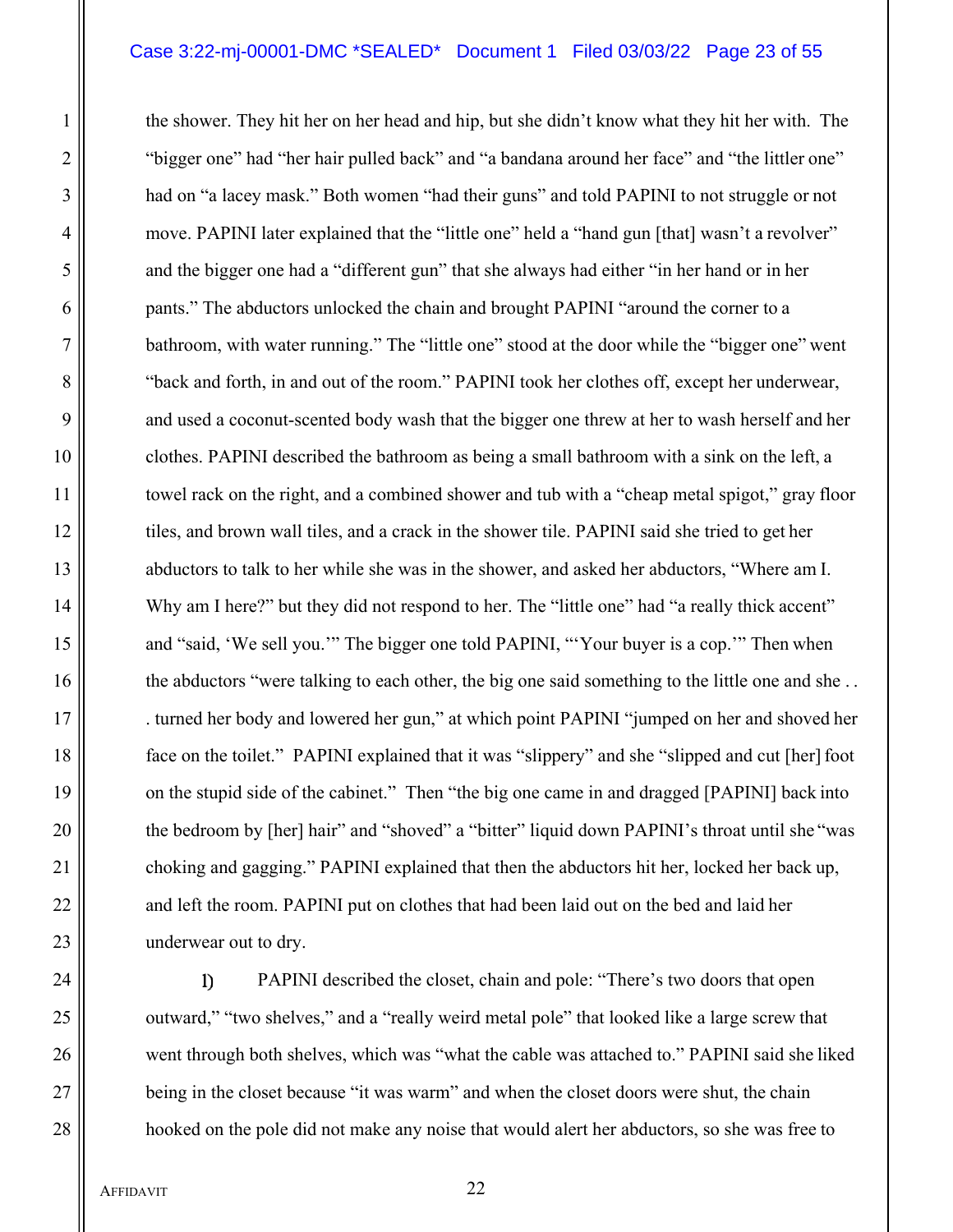the shower. They hit her on her head and hip, but she didn't know what they hit her with. The "bigger one" had "her hair pulled back" and "a bandana around her face" and "the littler one" had on "a lacey mask." Both women "had their guns" and told PAPINI to not struggle or not move. PAPINI later explained that the "little one" held a "hand gun [that] wasn't a revolver" and the bigger one had a "different gun" that she always had either "in her hand or in her pants." The abductors unlocked the chain and brought PAPINI "around the corner to a bathroom, with water running." The "little one" stood at the door while the "bigger one" went "back and forth, in and out of the room." PAPINI took her clothes off, except her underwear, and used a coconut-scented body wash that the bigger one threw at her to wash herself and her clothes. PAPINI described the bathroom as being a small bathroom with a sink on the left, a towel rack on the right, and a combined shower and tub with a "cheap metal spigot," gray floor tiles, and brown wall tiles, and a crack in the shower tile. PAPINI said she tried to get her abductors to talk to her while she was in the shower, and asked her abductors, "Where am I. Why am I here?" but they did not respond to her. The "little one" had "a really thick accent" and "said, 'We sell you.'" The bigger one told PAPINI, "'Your buyer is a cop.'" Then when the abductors "were talking to each other, the big one said something to the little one and she . . . turned her body and lowered her gun," at which point PAPINI "jumped on her and shoved her face on the toilet." PAPINI explained that it was "slippery" and she "slipped and cut [her] foot on the stupid side of the cabinet." Then "the big one came in and dragged [PAPINI] back into the bedroom by [her] hair" and "shoved" a "bitter" liquid down PAPINI's throat until she "was choking and gagging." PAPINI explained that then the abductors hit her, locked her back up, and left the room. PAPINI put on clothes that had been laid out on the bed and laid her underwear out to dry.

l) PAPINI described the closet, chain and pole: "There's two doors that open outward," "two shelves," and a "really weird metal pole" that looked like a large screw that went through both shelves, which was "what the cable was attached to." PAPINI said she liked being in the closet because "it was warm" and when the closet doors were shut, the chain hooked on the pole did not make any noise that would alert her abductors, so she was free to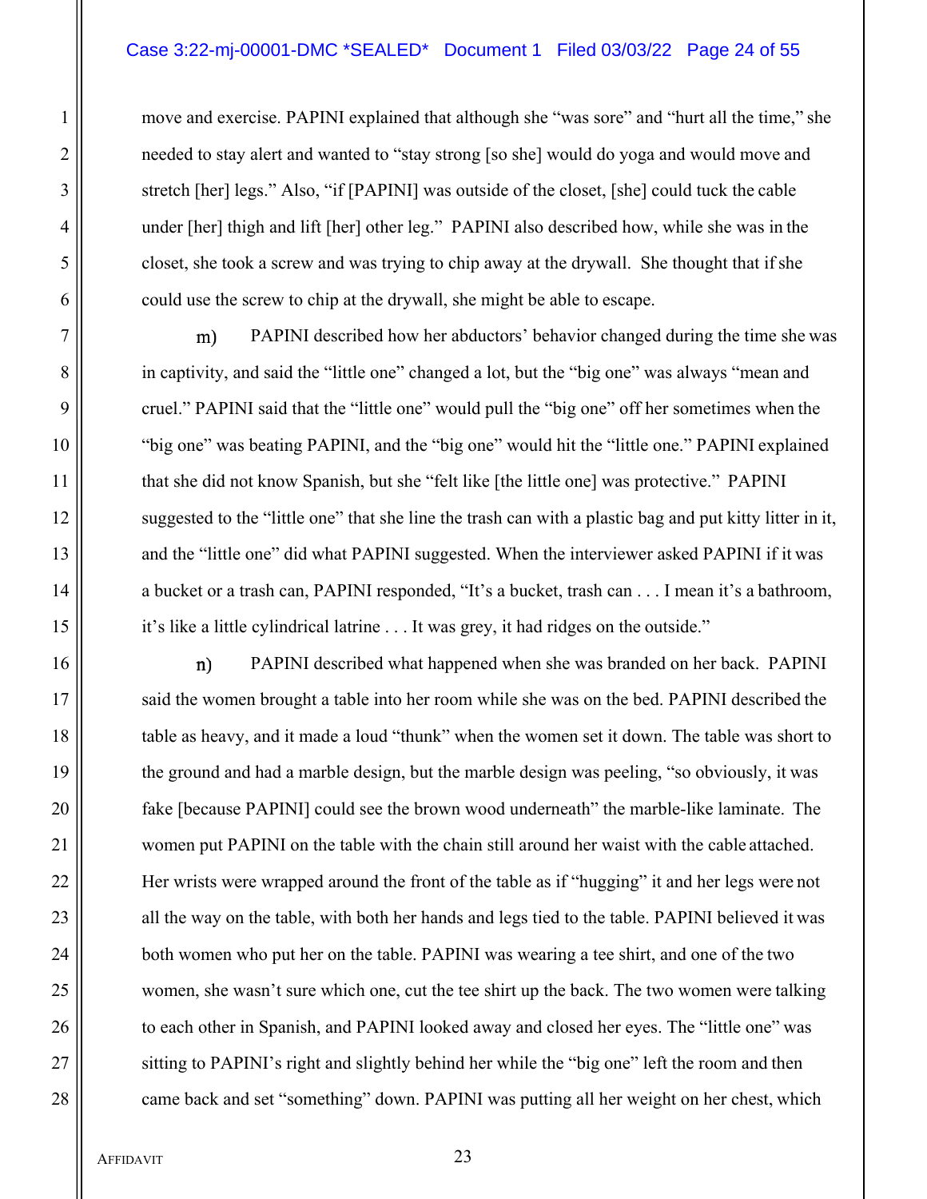move and exercise. PAPINI explained that although she "was sore" and "hurt all the time," she needed to stay alert and wanted to "stay strong [so she] would do yoga and would move and stretch [her] legs." Also, "if [PAPINI] was outside of the closet, [she] could tuck the cable under [her] thigh and lift [her] other leg." PAPINI also described how, while she was in the closet, she took a screw and was trying to chip away at the drywall. She thought that if she could use the screw to chip at the drywall, she might be able to escape.

m) PAPINI described how her abductors' behavior changed during the time she was in captivity, and said the "little one" changed a lot, but the "big one" was always "mean and cruel." PAPINI said that the "little one" would pull the "big one" off her sometimes when the "big one" was beating PAPINI, and the "big one" would hit the "little one." PAPINI explained that she did not know Spanish, but she "felt like [the little one] was protective." PAPINI suggested to the "little one" that she line the trash can with a plastic bag and put kitty litter in it, and the "little one" did what PAPINI suggested. When the interviewer asked PAPINI if it was a bucket or a trash can, PAPINI responded, "It's a bucket, trash can . . . I mean it's a bathroom, it's like a little cylindrical latrine . . . It was grey, it had ridges on the outside."

n) PAPINI described what happened when she was branded on her back. PAPINI said the women brought a table into her room while she was on the bed. PAPINI described the table as heavy, and it made a loud "thunk" when the women set it down. The table was short to the ground and had a marble design, but the marble design was peeling, "so obviously, it was fake [because PAPINI] could see the brown wood underneath" the marble-like laminate. The women put PAPINI on the table with the chain still around her waist with the cable attached. Her wrists were wrapped around the front of the table as if "hugging" it and her legs were not all the way on the table, with both her hands and legs tied to the table. PAPINI believed it was both women who put her on the table. PAPINI was wearing a tee shirt, and one of the two women, she wasn't sure which one, cut the tee shirt up the back. The two women were talking to each other in Spanish, and PAPINI looked away and closed her eyes. The "little one" was sitting to PAPINI's right and slightly behind her while the "big one" left the room and then came back and set "something" down. PAPINI was putting all her weight on her chest, which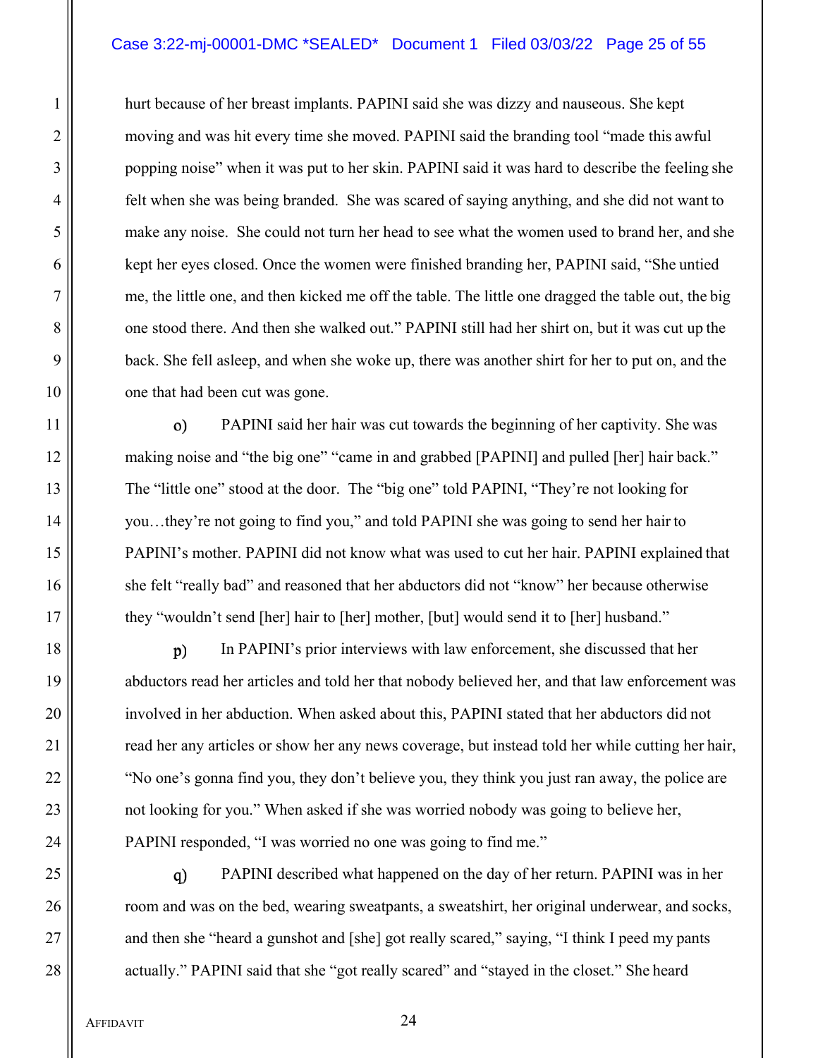hurt because of her breast implants. PAPINI said she was dizzy and nauseous. She kept moving and was hit every time she moved. PAPINI said the branding tool "made this awful popping noise" when it was put to her skin. PAPINI said it was hard to describe the feeling she felt when she was being branded. She was scared of saying anything, and she did not want to make any noise. She could not turn her head to see what the women used to brand her, and she kept her eyes closed. Once the women were finished branding her, PAPINI said, "She untied me, the little one, and then kicked me off the table. The little one dragged the table out, the big one stood there. And then she walked out." PAPINI still had her shirt on, but it was cut up the back. She fell asleep, and when she woke up, there was another shirt for her to put on, and the one that had been cut was gone.

o) PAPINI said her hair was cut towards the beginning of her captivity. She was making noise and "the big one" "came in and grabbed [PAPINI] and pulled [her] hair back." The "little one" stood at the door. The "big one" told PAPINI, "They're not looking for you…they're not going to find you," and told PAPINI she was going to send her hair to PAPINI's mother. PAPINI did not know what was used to cut her hair. PAPINI explained that she felt "really bad" and reasoned that her abductors did not "know" her because otherwise they "wouldn't send [her] hair to [her] mother, [but] would send it to [her] husband."

p) In PAPINI's prior interviews with law enforcement, she discussed that her abductors read her articles and told her that nobody believed her, and that law enforcement was involved in her abduction. When asked about this, PAPINI stated that her abductors did not read her any articles or show her any news coverage, but instead told her while cutting her hair, "No one's gonna find you, they don't believe you, they think you just ran away, the police are not looking for you." When asked if she was worried nobody was going to believe her, PAPINI responded, "I was worried no one was going to find me."

q) PAPINI described what happened on the day of her return. PAPINI was in her room and was on the bed, wearing sweatpants, a sweatshirt, her original underwear, and socks, and then she "heard a gunshot and [she] got really scared," saying, "I think I peed my pants actually." PAPINI said that she "got really scared" and "stayed in the closet." She heard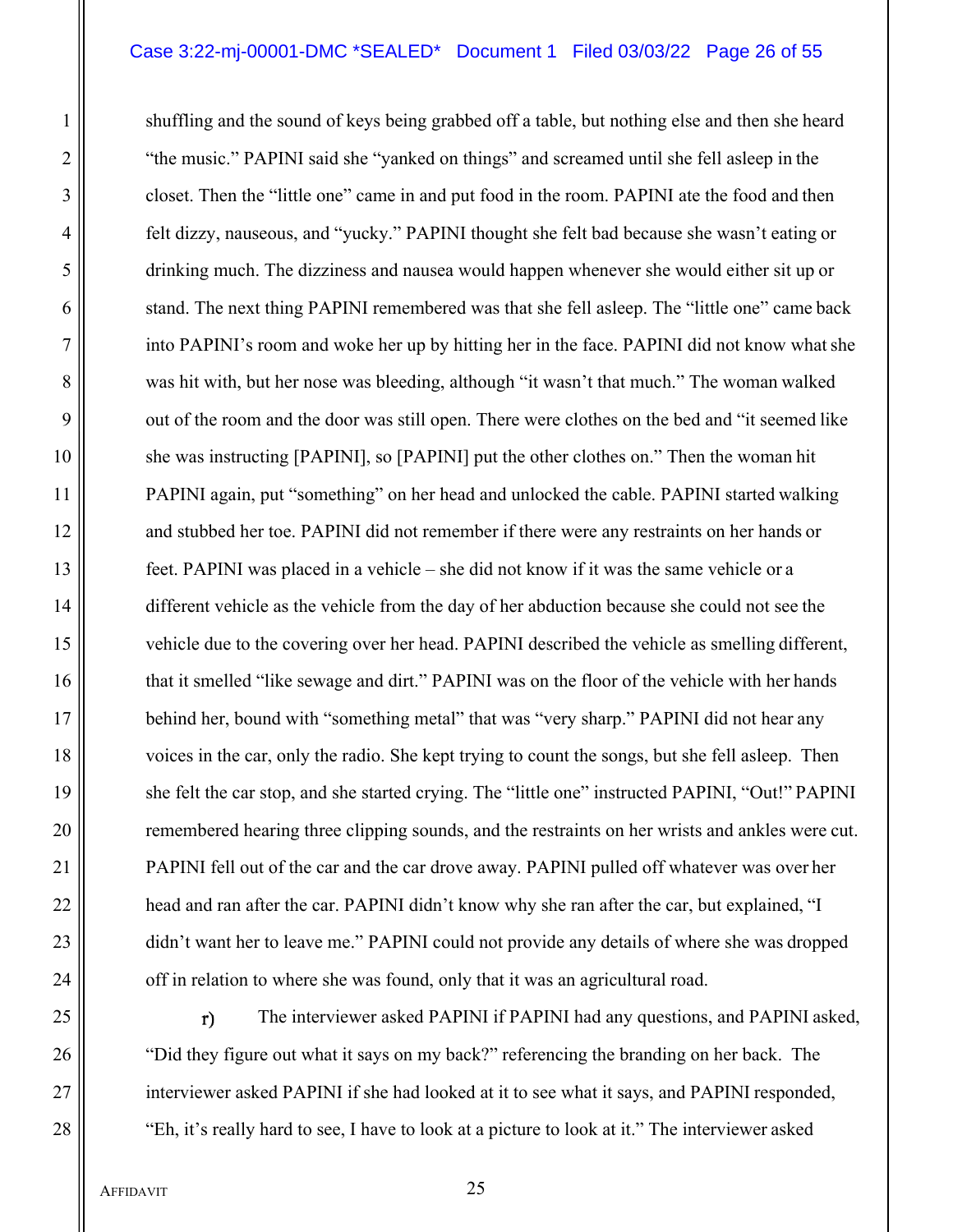shuffling and the sound of keys being grabbed off a table, but nothing else and then she heard "the music." PAPINI said she "yanked on things" and screamed until she fell asleep in the closet. Then the "little one" came in and put food in the room. PAPINI ate the food and then felt dizzy, nauseous, and "yucky." PAPINI thought she felt bad because she wasn't eating or drinking much. The dizziness and nausea would happen whenever she would either sit up or stand. The next thing PAPINI remembered was that she fell asleep. The "little one" came back into PAPINI's room and woke her up by hitting her in the face. PAPINI did not know what she was hit with, but her nose was bleeding, although "it wasn't that much." The woman walked out of the room and the door was still open. There were clothes on the bed and "it seemed like she was instructing [PAPINI], so [PAPINI] put the other clothes on." Then the woman hit PAPINI again, put "something" on her head and unlocked the cable. PAPINI started walking and stubbed her toe. PAPINI did not remember if there were any restraints on her hands or feet. PAPINI was placed in a vehicle – she did not know if it was the same vehicle or a different vehicle as the vehicle from the day of her abduction because she could not see the vehicle due to the covering over her head. PAPINI described the vehicle as smelling different, that it smelled "like sewage and dirt." PAPINI was on the floor of the vehicle with her hands behind her, bound with "something metal" that was "very sharp." PAPINI did not hear any voices in the car, only the radio. She kept trying to count the songs, but she fell asleep. Then she felt the car stop, and she started crying. The "little one" instructed PAPINI, "Out!" PAPINI remembered hearing three clipping sounds, and the restraints on her wrists and ankles were cut. PAPINI fell out of the car and the car drove away. PAPINI pulled off whatever was over her head and ran after the car. PAPINI didn't know why she ran after the car, but explained, "I didn't want her to leave me." PAPINI could not provide any details of where she was dropped off in relation to where she was found, only that it was an agricultural road.

r) The interviewer asked PAPINI if PAPINI had any questions, and PAPINI asked, "Did they figure out what it says on my back?" referencing the branding on her back. The interviewer asked PAPINI if she had looked at it to see what it says, and PAPINI responded, "Eh, it's really hard to see, I have to look at a picture to look at it." The interviewer asked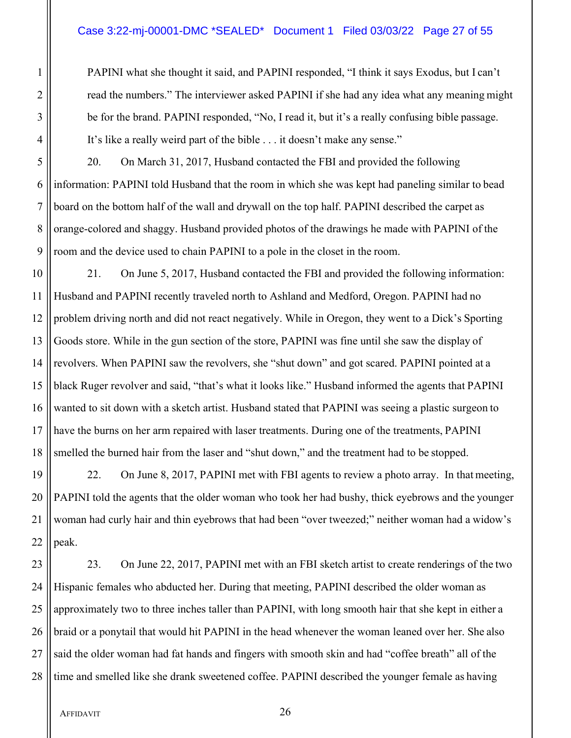PAPINI what she thought it said, and PAPINI responded, "I think it says Exodus, but I can't read the numbers." The interviewer asked PAPINI if she had any idea what any meaning might be for the brand. PAPINI responded, "No, I read it, but it's a really confusing bible passage. It's like a really weird part of the bible . . . it doesn't make any sense."

20. On March 31, 2017, Husband contacted the FBI and provided the following information: PAPINI told Husband that the room in which she was kept had paneling similar to bead board on the bottom half of the wall and drywall on the top half. PAPINI described the carpet as orange-colored and shaggy. Husband provided photos of the drawings he made with PAPINI of the room and the device used to chain PAPINI to a pole in the closet in the room.

21. On June 5, 2017, Husband contacted the FBI and provided the following information: Husband and PAPINI recently traveled north to Ashland and Medford, Oregon. PAPINI had no problem driving north and did not react negatively. While in Oregon, they went to a Dick's Sporting Goods store. While in the gun section of the store, PAPINI was fine until she saw the display of revolvers. When PAPINI saw the revolvers, she "shut down" and got scared. PAPINI pointed at a black Ruger revolver and said, "that's what it looks like." Husband informed the agents that PAPINI wanted to sit down with a sketch artist. Husband stated that PAPINI was seeing a plastic surgeon to have the burns on her arm repaired with laser treatments. During one of the treatments, PAPINI smelled the burned hair from the laser and "shut down," and the treatment had to be stopped.

22. On June 8, 2017, PAPINI met with FBI agents to review a photo array. In that meeting, PAPINI told the agents that the older woman who took her had bushy, thick eyebrows and the younger woman had curly hair and thin eyebrows that had been "over tweezed;" neither woman had a widow's peak.

23. On June 22, 2017, PAPINI met with an FBI sketch artist to create renderings of the two Hispanic females who abducted her. During that meeting, PAPINI described the older woman as approximately two to three inches taller than PAPINI, with long smooth hair that she kept in either a braid or a ponytail that would hit PAPINI in the head whenever the woman leaned over her. She also said the older woman had fat hands and fingers with smooth skin and had "coffee breath" all of the time and smelled like she drank sweetened coffee. PAPINI described the younger female as having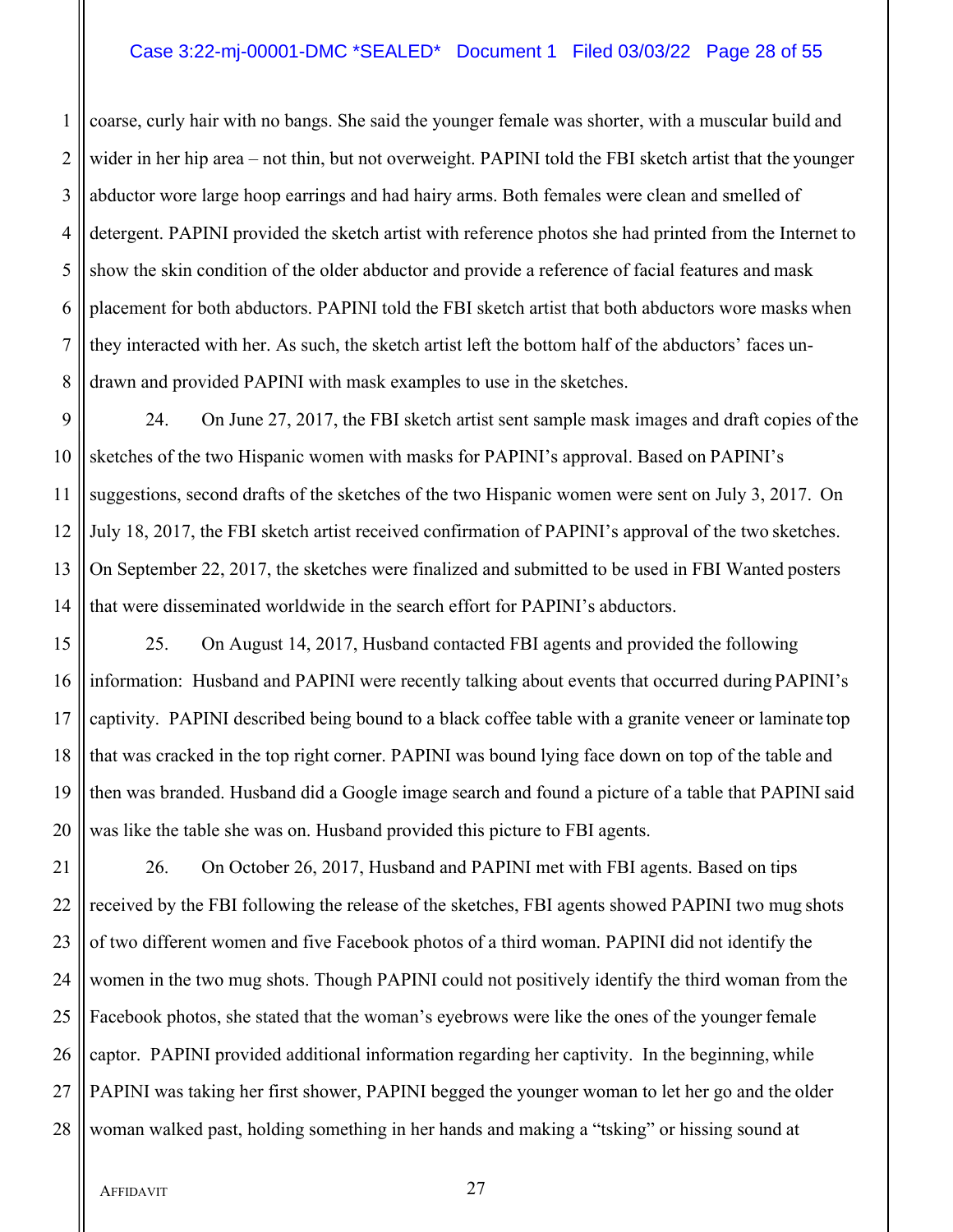coarse, curly hair with no bangs. She said the younger female was shorter, with a muscular build and wider in her hip area – not thin, but not overweight. PAPINI told the FBI sketch artist that the younger abductor wore large hoop earrings and had hairy arms. Both females were clean and smelled of detergent. PAPINI provided the sketch artist with reference photos she had printed from the Internet to show the skin condition of the older abductor and provide a reference of facial features and mask placement for both abductors. PAPINI told the FBI sketch artist that both abductors wore masks when they interacted with her. As such, the sketch artist left the bottom half of the abductors' faces un-drawn and provided PAPINI with mask examples to use in the sketches.

24. On June 27, 2017, the FBI sketch artist sent sample mask images and draft copies of the sketches of the two Hispanic women with masks for PAPINI's approval. Based on PAPINI's suggestions, second drafts of the sketches of the two Hispanic women were sent on July 3, 2017. On July 18, 2017, the FBI sketch artist received confirmation of PAPINI's approval of the two sketches. On September 22, 2017, the sketches were finalized and submitted to be used in FBI Wanted posters that were disseminated worldwide in the search effort for PAPINI's abductors.

25. On August 14, 2017, Husband contacted FBI agents and provided the following information: Husband and PAPINI were recently talking about events that occurred during PAPINI's captivity. PAPINI described being bound to a black coffee table with a granite veneer or laminate top that was cracked in the top right corner. PAPINI was bound lying face down on top of the table and then was branded. Husband did a Google image search and found a picture of a table that PAPINI said was like the table she was on. Husband provided this picture to FBI agents.

26. On October 26, 2017, Husband and PAPINI met with FBI agents. Based on tips received by the FBI following the release of the sketches, FBI agents showed PAPINI two mug shots of two different women and five Facebook photos of a third woman. PAPINI did not identify the women in the two mug shots. Though PAPINI could not positively identify the third woman from the Facebook photos, she stated that the woman's eyebrows were like the ones of the younger female captor. PAPINI provided additional information regarding her captivity. In the beginning, while PAPINI was taking her first shower, PAPINI begged the younger woman to let her go and the older woman walked past, holding something in her hands and making a "tsking" or hissing sound at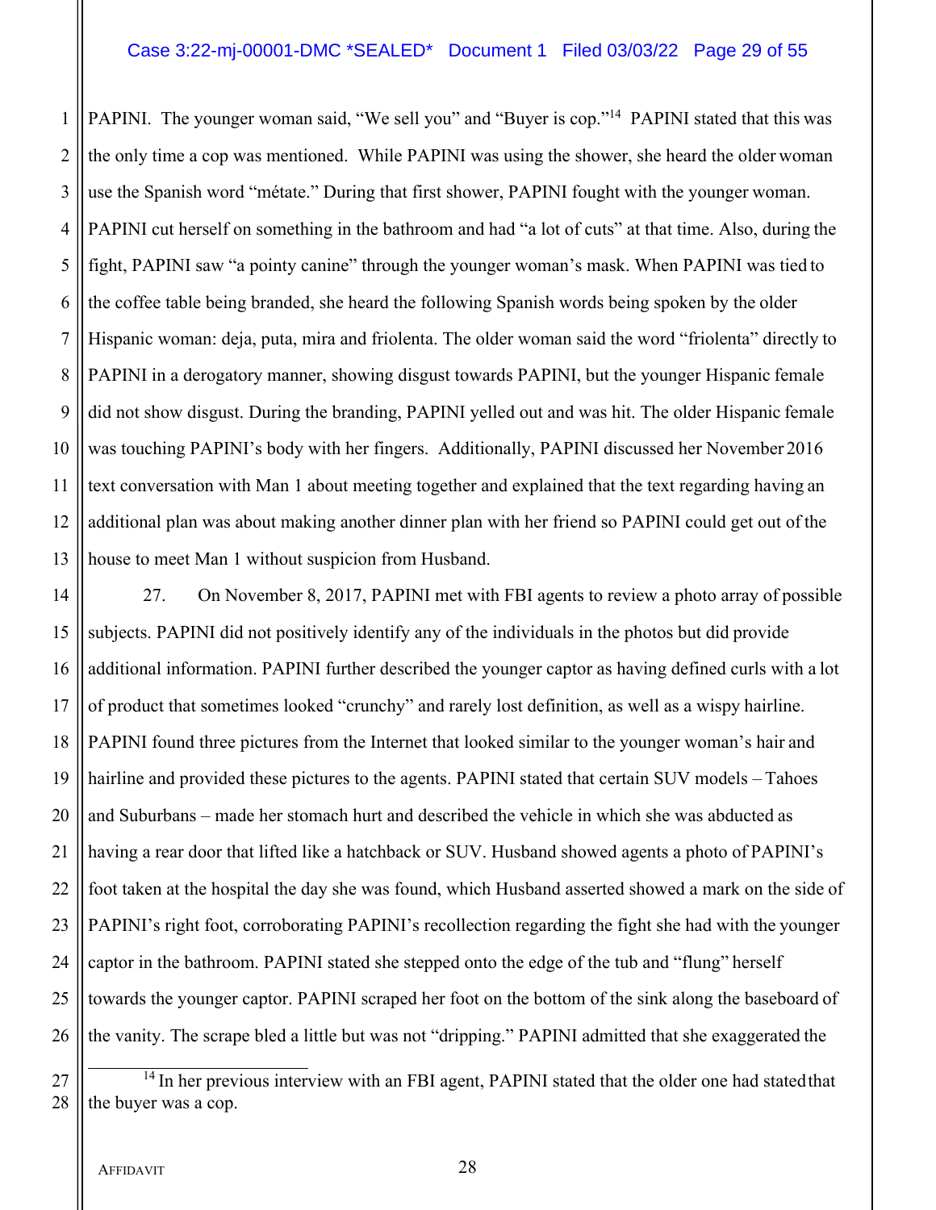PAPINI. The younger woman said, "We sell you" and "Buyer is cop."[14] PAPINI stated that this was the only time a cop was mentioned. While PAPINI was using the shower, she heard the older woman use the Spanish word "métate." During that first shower, PAPINI fought with the younger woman. PAPINI cut herself on something in the bathroom and had "a lot of cuts" at that time. Also, during the fight, PAPINI saw "a pointy canine" through the younger woman's mask. When PAPINI was tied to the coffee table being branded, she heard the following Spanish words being spoken by the older Hispanic woman: deja, puta, mira and friolenta. The older woman said the word "friolenta" directly to PAPINI in a derogatory manner, showing disgust towards PAPINI, but the younger Hispanic female did not show disgust. During the branding, PAPINI yelled out and was hit. The older Hispanic female was touching PAPINI's body with her fingers. Additionally, PAPINI discussed her November 2016 text conversation with Man 1 about meeting together and explained that the text regarding having an additional plan was about making another dinner plan with her friend so PAPINI could get out of the house to meet Man 1 without suspicion from Husband.

27. On November 8, 2017, PAPINI met with FBI agents to review a photo array of possible subjects. PAPINI did not positively identify any of the individuals in the photos but did provide additional information. PAPINI further described the younger captor as having defined curls with a lot of product that sometimes looked "crunchy" and rarely lost definition, as well as a wispy hairline. PAPINI found three pictures from the Internet that looked similar to the younger woman's hair and hairline and provided these pictures to the agents. PAPINI stated that certain SUV models – Tahoes and Suburbans – made her stomach hurt and described the vehicle in which she was abducted as having a rear door that lifted like a hatchback or SUV. Husband showed agents a photo of PAPINI's foot taken at the hospital the day she was found, which Husband asserted showed a mark on the side of PAPINI's right foot, corroborating PAPINI's recollection regarding the fight she had with the younger captor in the bathroom. PAPINI stated she stepped onto the edge of the tub and "flung" herself towards the younger captor. PAPINI scraped her foot on the bottom of the sink along the baseboard of the vanity. The scrape bled a little but was not "dripping." PAPINI admitted that she exaggerated the

[14] In her previous interview with an FBI agent, PAPINI stated that the older one had stated that the buyer was a cop.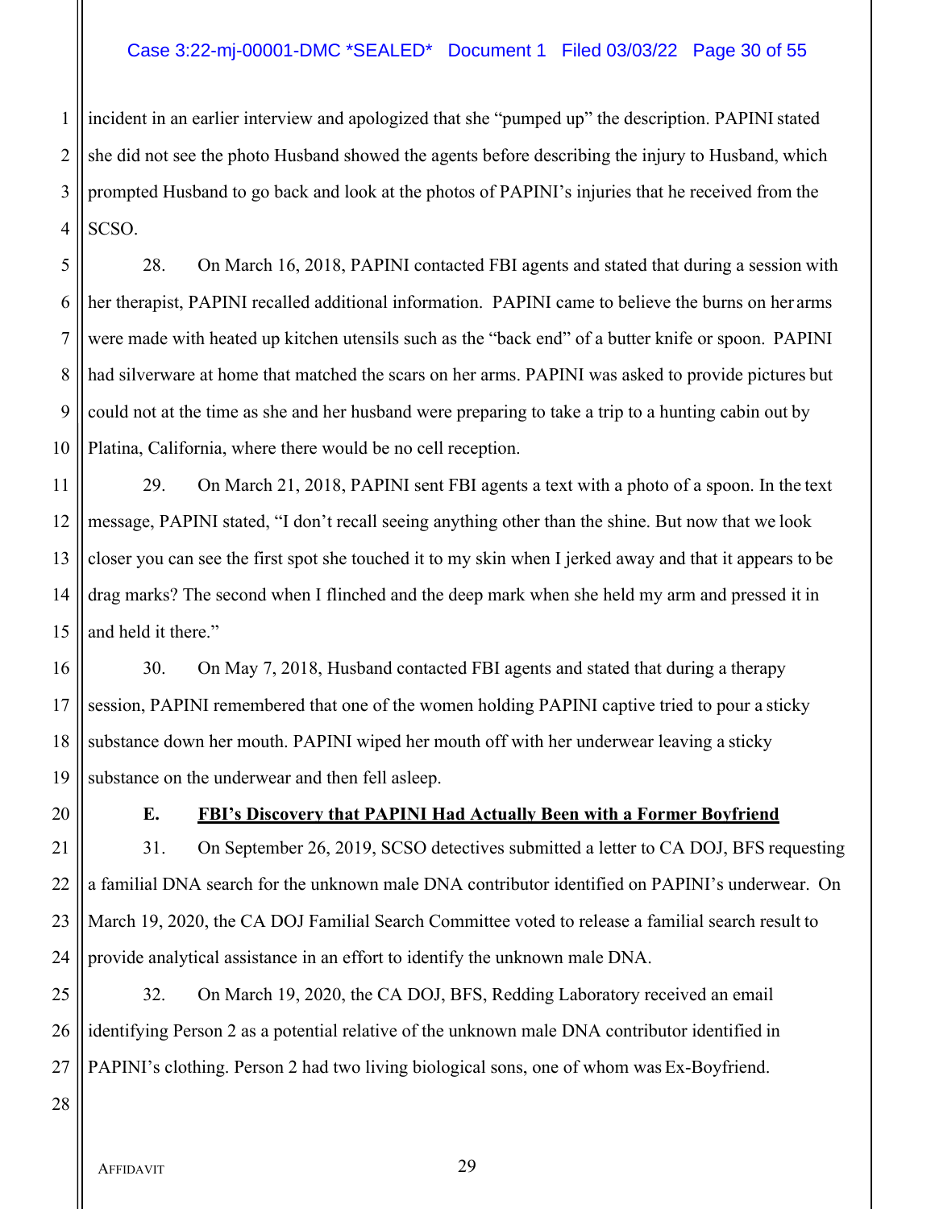incident in an earlier interview and apologized that she "pumped up" the description. PAPINI stated she did not see the photo Husband showed the agents before describing the injury to Husband, which prompted Husband to go back and look at the photos of PAPINI's injuries that he received from the SCSO.

28. On March 16, 2018, PAPINI contacted FBI agents and stated that during a session with her therapist, PAPINI recalled additional information. PAPINI came to believe the burns on her arms were made with heated up kitchen utensils such as the "back end" of a butter knife or spoon. PAPINI had silverware at home that matched the scars on her arms. PAPINI was asked to provide pictures but could not at the time as she and her husband were preparing to take a trip to a hunting cabin out by Platina, California, where there would be no cell reception.

29. On March 21, 2018, PAPINI sent FBI agents a text with a photo of a spoon. In the text message, PAPINI stated, "I don't recall seeing anything other than the shine. But now that we look closer you can see the first spot she touched it to my skin when I jerked away and that it appears to be drag marks? The second when I flinched and the deep mark when she held my arm and pressed it in and held it there."

30. On May 7, 2018, Husband contacted FBI agents and stated that during a therapy session, PAPINI remembered that one of the women holding PAPINI captive tried to pour a sticky substance down her mouth. PAPINI wiped her mouth off with her underwear leaving a sticky substance on the underwear and then fell asleep.

### E. <u>FBI's Discovery that PAPINI Had Actually Been with a Former Boyfriend</u>

31. On September 26, 2019, SCSO detectives submitted a letter to CA DOJ, BFS requesting a familial DNA search for the unknown male DNA contributor identified on PAPINI's underwear. On March 19, 2020, the CA DOJ Familial Search Committee voted to release a familial search result to provide analytical assistance in an effort to identify the unknown male DNA.

32. On March 19, 2020, the CA DOJ, BFS, Redding Laboratory received an email identifying Person 2 as a potential relative of the unknown male DNA contributor identified in PAPINI's clothing. Person 2 had two living biological sons, one of whom was Ex-Boyfriend.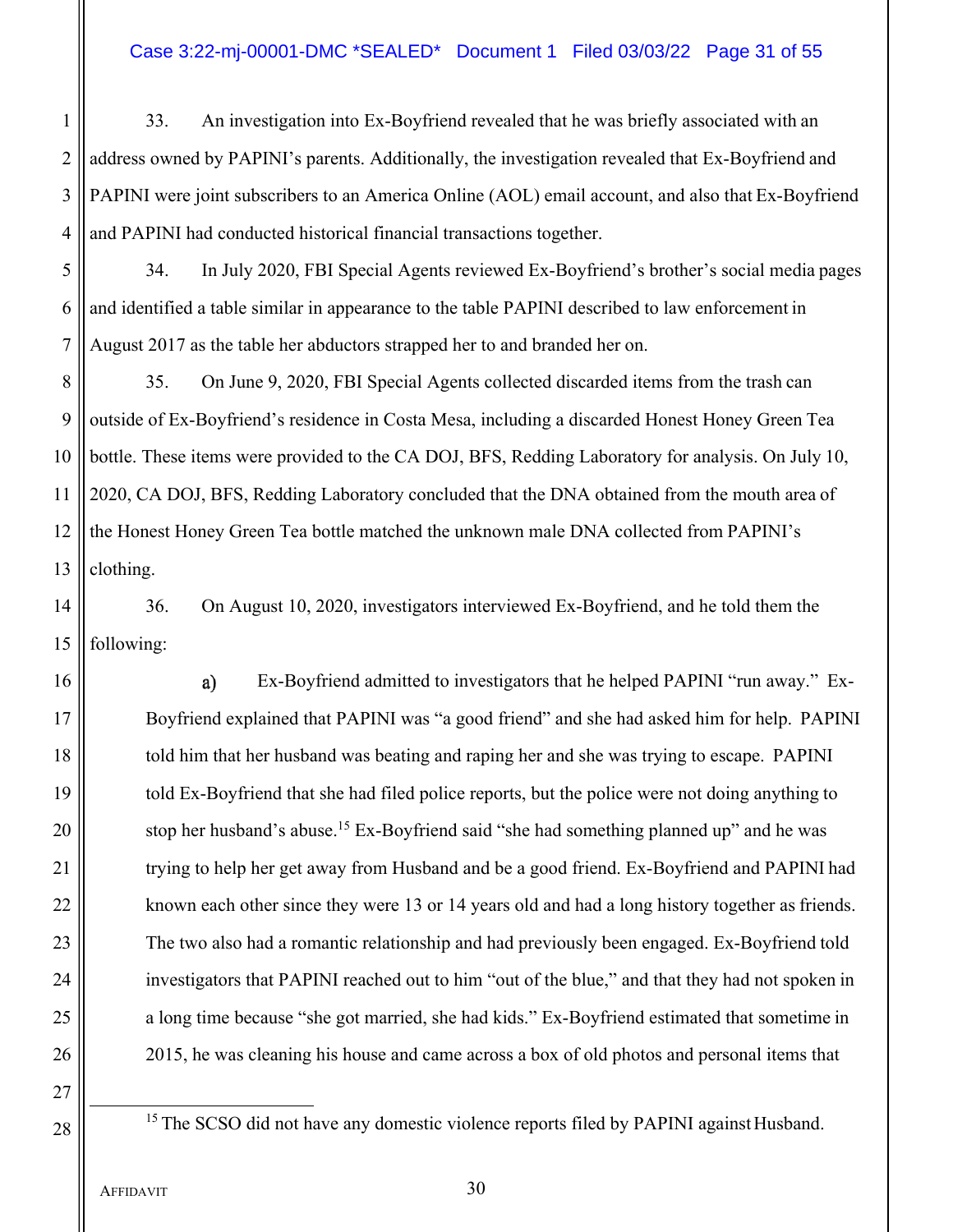33. An investigation into Ex-Boyfriend revealed that he was briefly associated with an address owned by PAPINI's parents. Additionally, the investigation revealed that Ex-Boyfriend and PAPINI were joint subscribers to an America Online (AOL) email account, and also that Ex-Boyfriend and PAPINI had conducted historical financial transactions together.

34. In July 2020, FBI Special Agents reviewed Ex-Boyfriend's brother's social media pages and identified a table similar in appearance to the table PAPINI described to law enforcement in August 2017 as the table her abductors strapped her to and branded her on.

35. On June 9, 2020, FBI Special Agents collected discarded items from the trash can outside of Ex-Boyfriend's residence in Costa Mesa, including a discarded Honest Honey Green Tea bottle. These items were provided to the CA DOJ, BFS, Redding Laboratory for analysis. On July 10, 2020, CA DOJ, BFS, Redding Laboratory concluded that the DNA obtained from the mouth area of the Honest Honey Green Tea bottle matched the unknown male DNA collected from PAPINI's clothing.

36. On August 10, 2020, investigators interviewed Ex-Boyfriend, and he told them the following:

a) Ex-Boyfriend admitted to investigators that he helped PAPINI "run away." Ex-Boyfriend explained that PAPINI was "a good friend" and she had asked him for help. PAPINI told him that her husband was beating and raping her and she was trying to escape. PAPINI told Ex-Boyfriend that she had filed police reports, but the police were not doing anything to stop her husband's abuse.[15] Ex-Boyfriend said "she had something planned up" and he was trying to help her get away from Husband and be a good friend. Ex-Boyfriend and PAPINI had known each other since they were 13 or 14 years old and had a long history together as friends. The two also had a romantic relationship and had previously been engaged. Ex-Boyfriend told investigators that PAPINI reached out to him "out of the blue," and that they had not spoken in a long time because "she got married, she had kids." Ex-Boyfriend estimated that sometime in 2015, he was cleaning his house and came across a box of old photos and personal items that

[15] The SCSO did not have any domestic violence reports filed by PAPINI against Husband.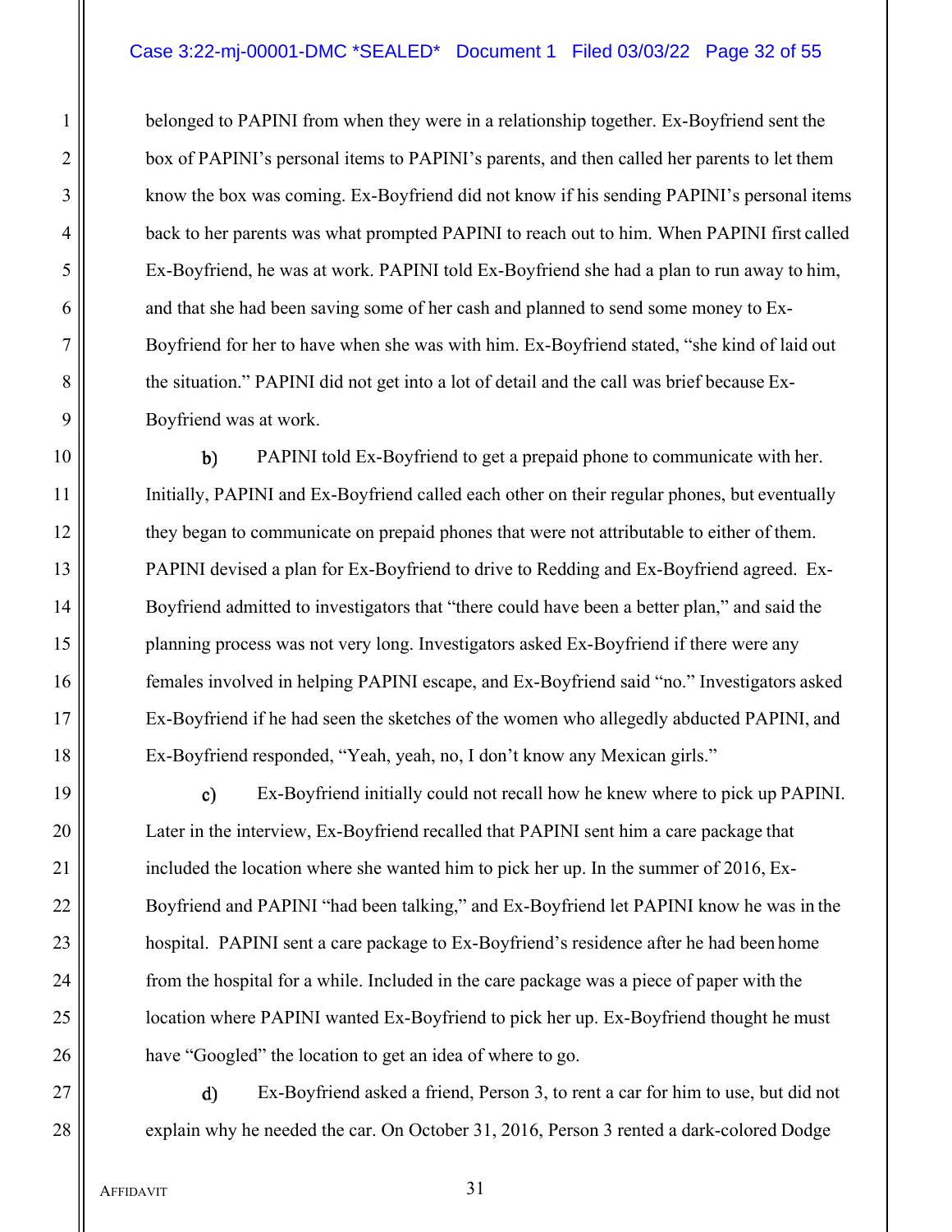belonged to PAPINI from when they were in a relationship together. Ex-Boyfriend sent the box of PAPINI's personal items to PAPINI's parents, and then called her parents to let them know the box was coming. Ex-Boyfriend did not know if his sending PAPINI's personal items back to her parents was what prompted PAPINI to reach out to him. When PAPINI first called Ex-Boyfriend, he was at work. PAPINI told Ex-Boyfriend she had a plan to run away to him, and that she had been saving some of her cash and planned to send some money to Ex-Boyfriend for her to have when she was with him. Ex-Boyfriend stated, "she kind of laid out the situation." PAPINI did not get into a lot of detail and the call was brief because Ex-Boyfriend was at work.

b) PAPINI told Ex-Boyfriend to get a prepaid phone to communicate with her. Initially, PAPINI and Ex-Boyfriend called each other on their regular phones, but eventually they began to communicate on prepaid phones that were not attributable to either of them. PAPINI devised a plan for Ex-Boyfriend to drive to Redding and Ex-Boyfriend agreed. Ex-Boyfriend admitted to investigators that "there could have been a better plan," and said the planning process was not very long. Investigators asked Ex-Boyfriend if there were any females involved in helping PAPINI escape, and Ex-Boyfriend said "no." Investigators asked Ex-Boyfriend if he had seen the sketches of the women who allegedly abducted PAPINI, and Ex-Boyfriend responded, "Yeah, yeah, no, I don't know any Mexican girls."

c) Ex-Boyfriend initially could not recall how he knew where to pick up PAPINI. Later in the interview, Ex-Boyfriend recalled that PAPINI sent him a care package that included the location where she wanted him to pick her up. In the summer of 2016, Ex-Boyfriend and PAPINI "had been talking," and Ex-Boyfriend let PAPINI know he was in the hospital. PAPINI sent a care package to Ex-Boyfriend's residence after he had been home from the hospital for a while. Included in the care package was a piece of paper with the location where PAPINI wanted Ex-Boyfriend to pick her up. Ex-Boyfriend thought he must have "Googled" the location to get an idea of where to go.

d) Ex-Boyfriend asked a friend, Person 3, to rent a car for him to use, but did not explain why he needed the car. On October 31, 2016, Person 3 rented a dark-colored Dodge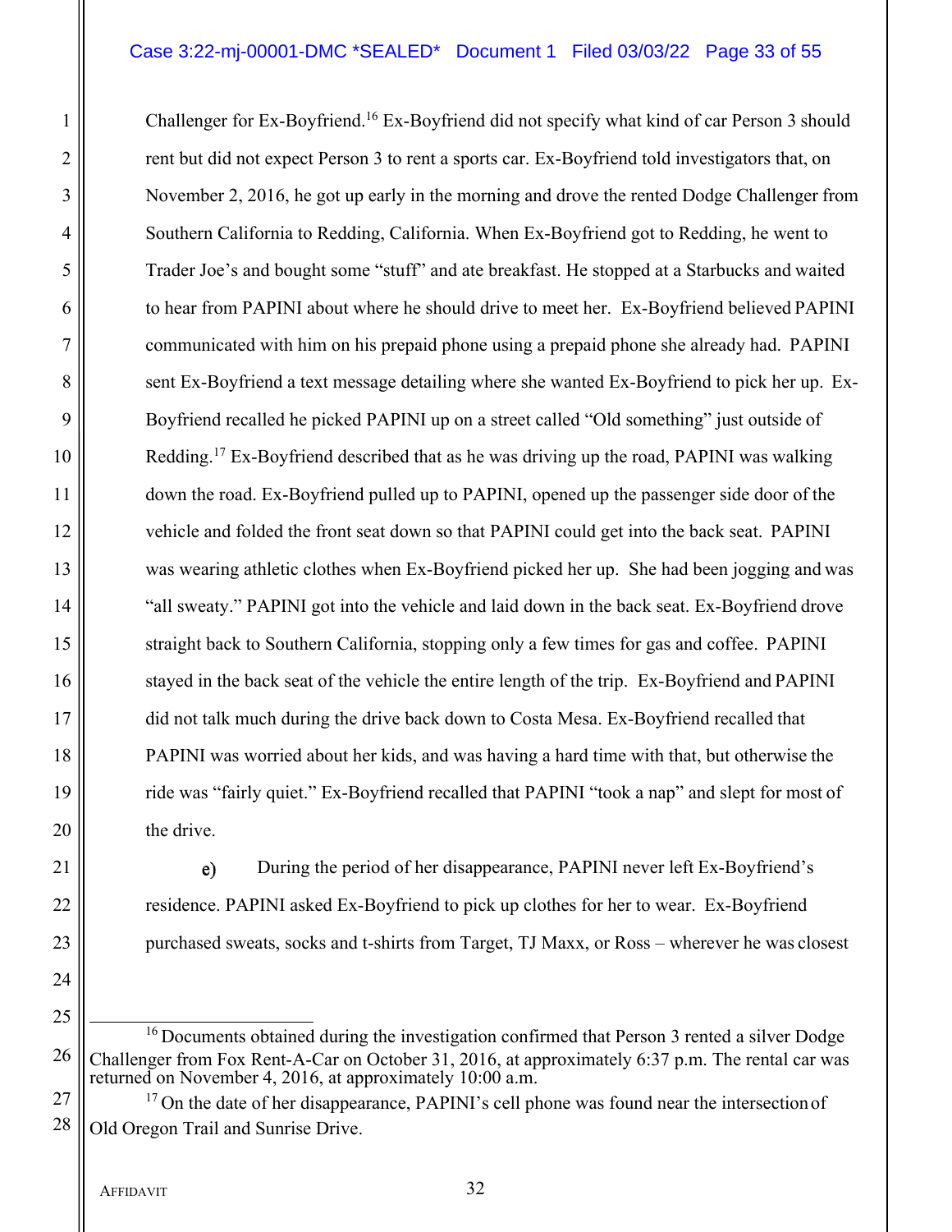Challenger for Ex-Boyfriend.[16] Ex-Boyfriend did not specify what kind of car Person 3 should rent but did not expect Person 3 to rent a sports car. Ex-Boyfriend told investigators that, on November 2, 2016, he got up early in the morning and drove the rented Dodge Challenger from Southern California to Redding, California. When Ex-Boyfriend got to Redding, he went to Trader Joe's and bought some "stuff" and ate breakfast. He stopped at a Starbucks and waited to hear from PAPINI about where he should drive to meet her. Ex-Boyfriend believed PAPINI communicated with him on his prepaid phone using a prepaid phone she already had. PAPINI sent Ex-Boyfriend a text message detailing where she wanted Ex-Boyfriend to pick her up. Ex-Boyfriend recalled he picked PAPINI up on a street called "Old something" just outside of Redding.[17] Ex-Boyfriend described that as he was driving up the road, PAPINI was walking down the road. Ex-Boyfriend pulled up to PAPINI, opened up the passenger side door of the vehicle and folded the front seat down so that PAPINI could get into the back seat. PAPINI was wearing athletic clothes when Ex-Boyfriend picked her up. She had been jogging and was "all sweaty." PAPINI got into the vehicle and laid down in the back seat. Ex-Boyfriend drove straight back to Southern California, stopping only a few times for gas and coffee. PAPINI stayed in the back seat of the vehicle the entire length of the trip. Ex-Boyfriend and PAPINI did not talk much during the drive back down to Costa Mesa. Ex-Boyfriend recalled that PAPINI was worried about her kids, and was having a hard time with that, but otherwise the ride was "fairly quiet." Ex-Boyfriend recalled that PAPINI "took a nap" and slept for most of the drive.

e) During the period of her disappearance, PAPINI never left Ex-Boyfriend's residence. PAPINI asked Ex-Boyfriend to pick up clothes for her to wear. Ex-Boyfriend purchased sweats, socks and t-shirts from Target, TJ Maxx, or Ross – wherever he was closest

---

[16] Documents obtained during the investigation confirmed that Person 3 rented a silver Dodge Challenger from Fox Rent-A-Car on October 31, 2016, at approximately 6:37 p.m. The rental car was returned on November 4, 2016, at approximately 10:00 a.m.

[17] On the date of her disappearance, PAPINI's cell phone was found near the intersection of Old Oregon Trail and Sunrise Drive.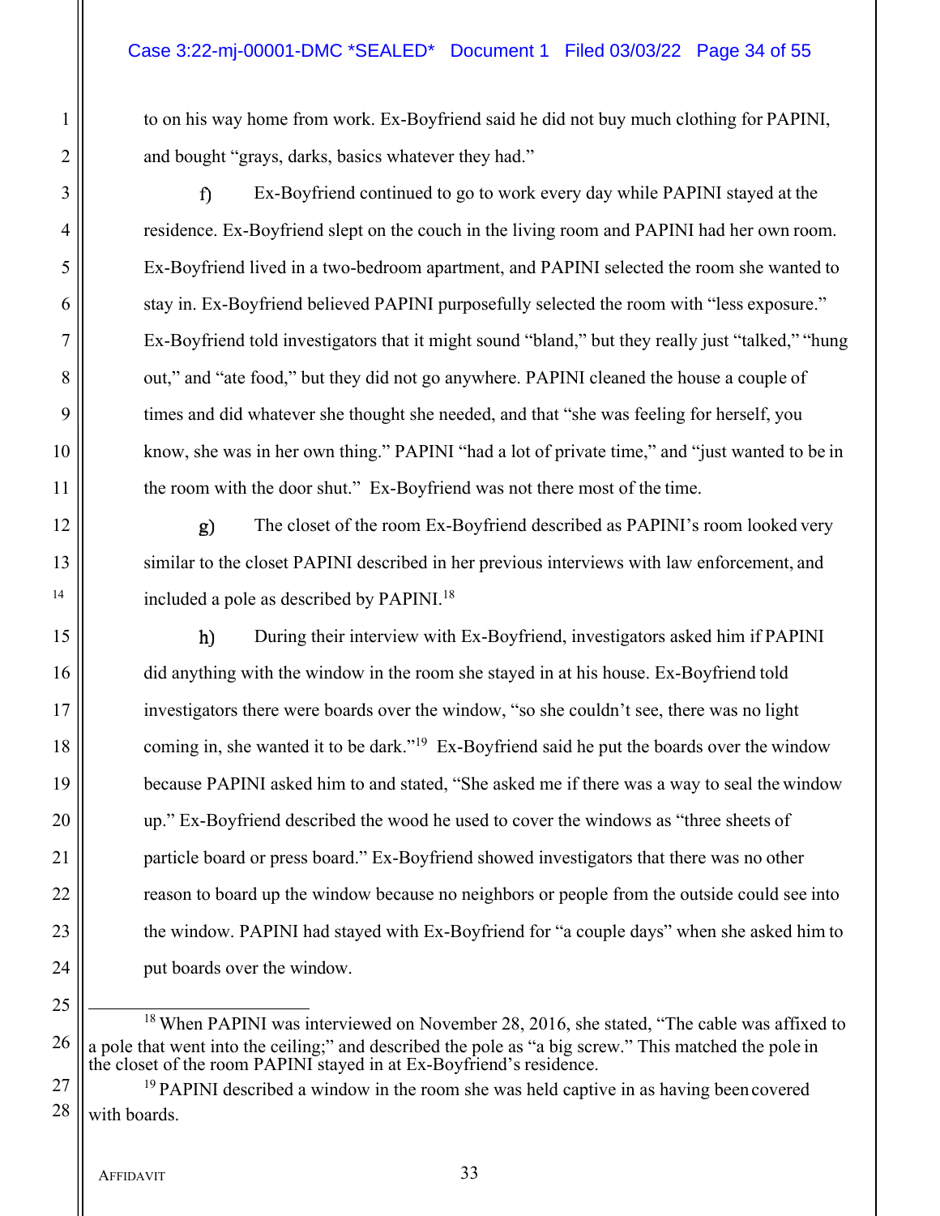to on his way home from work. Ex-Boyfriend said he did not buy much clothing for PAPINI, and bought "grays, darks, basics whatever they had."

f) Ex-Boyfriend continued to go to work every day while PAPINI stayed at the residence. Ex-Boyfriend slept on the couch in the living room and PAPINI had her own room. Ex-Boyfriend lived in a two-bedroom apartment, and PAPINI selected the room she wanted to stay in. Ex-Boyfriend believed PAPINI purposefully selected the room with "less exposure." Ex-Boyfriend told investigators that it might sound "bland," but they really just "talked," "hung out," and "ate food," but they did not go anywhere. PAPINI cleaned the house a couple of times and did whatever she thought she needed, and that "she was feeling for herself, you know, she was in her own thing." PAPINI "had a lot of private time," and "just wanted to be in the room with the door shut." Ex-Boyfriend was not there most of the time.

g) The closet of the room Ex-Boyfriend described as PAPINI's room looked very similar to the closet PAPINI described in her previous interviews with law enforcement, and included a pole as described by PAPINI.[18]

h) During their interview with Ex-Boyfriend, investigators asked him if PAPINI did anything with the window in the room she stayed in at his house. Ex-Boyfriend told investigators there were boards over the window, "so she couldn't see, there was no light coming in, she wanted it to be dark."[19] Ex-Boyfriend said he put the boards over the window because PAPINI asked him to and stated, "She asked me if there was a way to seal the window up." Ex-Boyfriend described the wood he used to cover the windows as "three sheets of particle board or press board." Ex-Boyfriend showed investigators that there was no other reason to board up the window because no neighbors or people from the outside could see into the window. PAPINI had stayed with Ex-Boyfriend for "a couple days" when she asked him to put boards over the window.

---

[18] When PAPINI was interviewed on November 28, 2016, she stated, "The cable was affixed to a pole that went into the ceiling;" and described the pole as "a big screw." This matched the pole in the closet of the room PAPINI stayed in at Ex-Boyfriend's residence.

[19] PAPINI described a window in the room she was held captive in as having been covered with boards.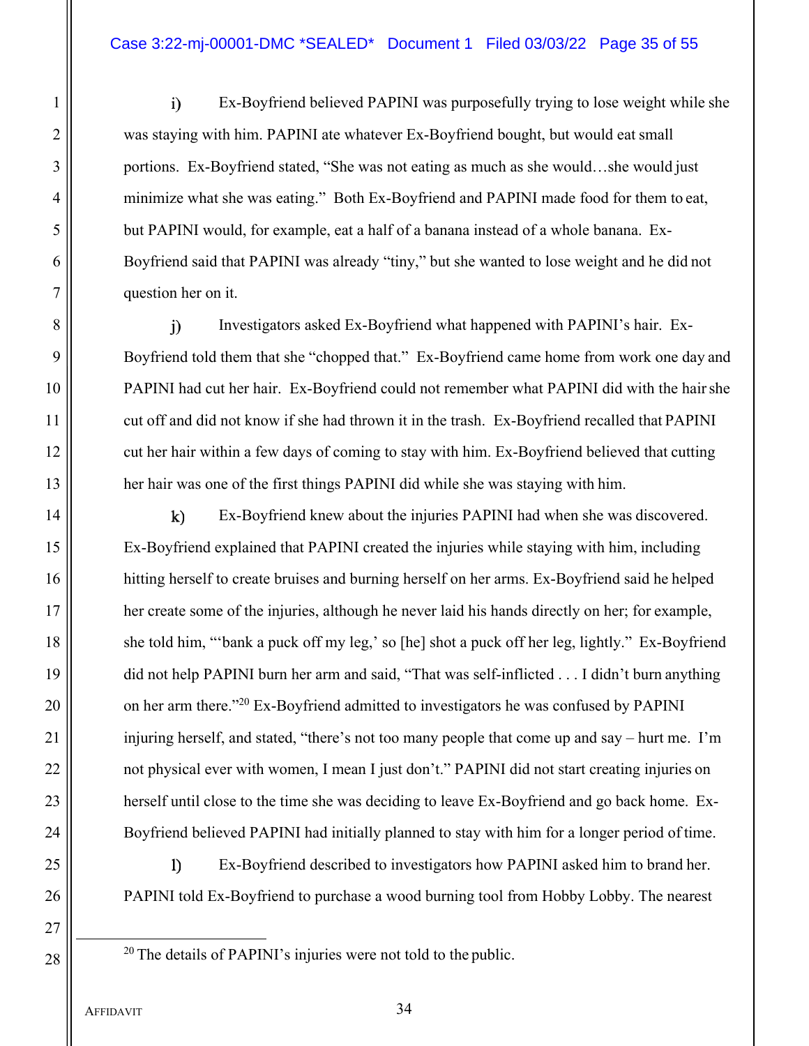i) Ex-Boyfriend believed PAPINI was purposefully trying to lose weight while she was staying with him. PAPINI ate whatever Ex-Boyfriend bought, but would eat small portions. Ex-Boyfriend stated, "She was not eating as much as she would…she would just minimize what she was eating." Both Ex-Boyfriend and PAPINI made food for them to eat, but PAPINI would, for example, eat a half of a banana instead of a whole banana. Ex-Boyfriend said that PAPINI was already "tiny," but she wanted to lose weight and he did not question her on it.

j) Investigators asked Ex-Boyfriend what happened with PAPINI's hair. Ex-Boyfriend told them that she "chopped that." Ex-Boyfriend came home from work one day and PAPINI had cut her hair. Ex-Boyfriend could not remember what PAPINI did with the hair she cut off and did not know if she had thrown it in the trash. Ex-Boyfriend recalled that PAPINI cut her hair within a few days of coming to stay with him. Ex-Boyfriend believed that cutting her hair was one of the first things PAPINI did while she was staying with him.

k) Ex-Boyfriend knew about the injuries PAPINI had when she was discovered. Ex-Boyfriend explained that PAPINI created the injuries while staying with him, including hitting herself to create bruises and burning herself on her arms. Ex-Boyfriend said he helped her create some of the injuries, although he never laid his hands directly on her; for example, she told him, "'bank a puck off my leg,' so [he] shot a puck off her leg, lightly." Ex-Boyfriend did not help PAPINI burn her arm and said, "That was self-inflicted . . . I didn't burn anything on her arm there."[20] Ex-Boyfriend admitted to investigators he was confused by PAPINI injuring herself, and stated, "there's not too many people that come up and say – hurt me. I'm not physical ever with women, I mean I just don't." PAPINI did not start creating injuries on herself until close to the time she was deciding to leave Ex-Boyfriend and go back home. Ex-Boyfriend believed PAPINI had initially planned to stay with him for a longer period of time.

l) Ex-Boyfriend described to investigators how PAPINI asked him to brand her. PAPINI told Ex-Boyfriend to purchase a wood burning tool from Hobby Lobby. The nearest

[20] The details of PAPINI's injuries were not told to the public.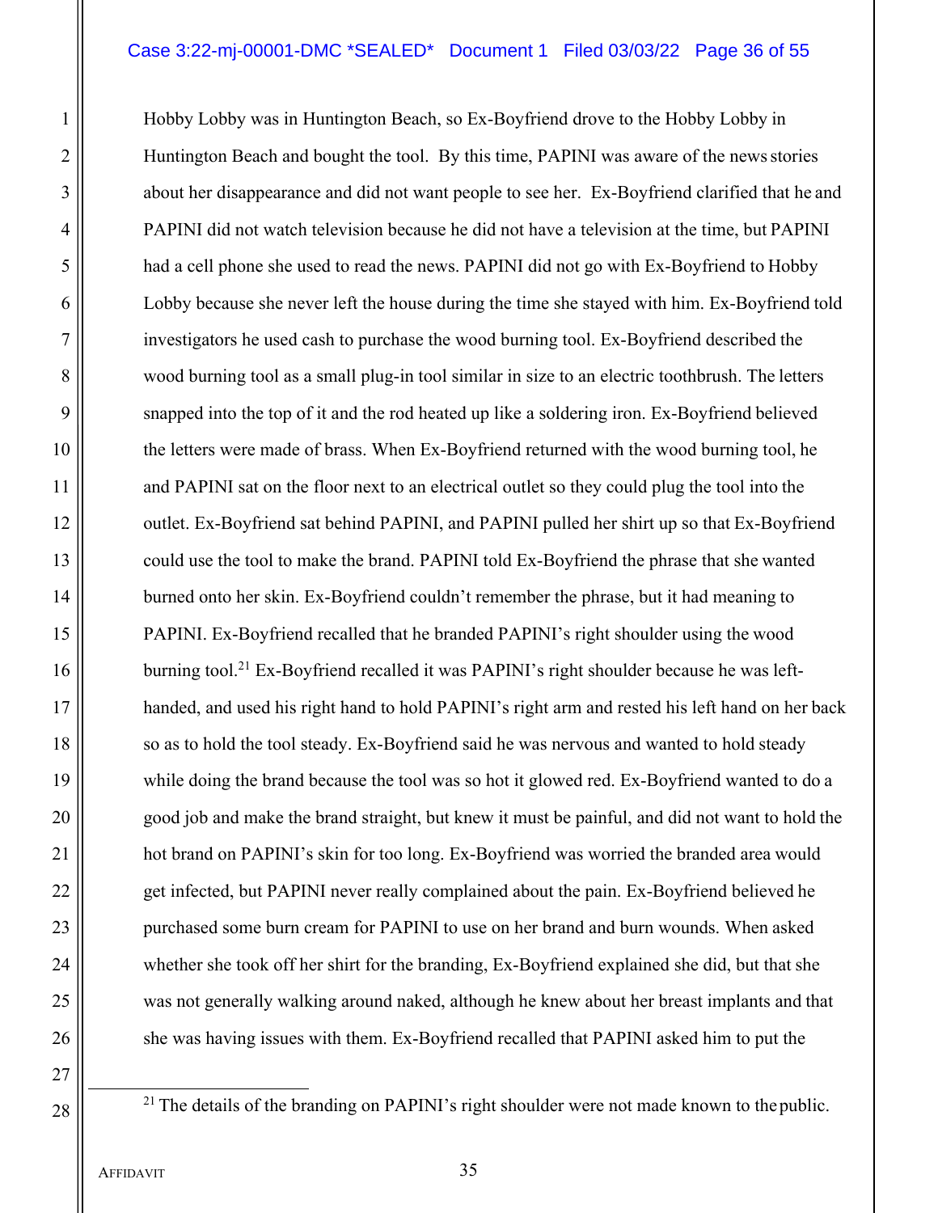Hobby Lobby was in Huntington Beach, so Ex-Boyfriend drove to the Hobby Lobby in Huntington Beach and bought the tool. By this time, PAPINI was aware of the news stories about her disappearance and did not want people to see her. Ex-Boyfriend clarified that he and PAPINI did not watch television because he did not have a television at the time, but PAPINI had a cell phone she used to read the news. PAPINI did not go with Ex-Boyfriend to Hobby Lobby because she never left the house during the time she stayed with him. Ex-Boyfriend told investigators he used cash to purchase the wood burning tool. Ex-Boyfriend described the wood burning tool as a small plug-in tool similar in size to an electric toothbrush. The letters snapped into the top of it and the rod heated up like a soldering iron. Ex-Boyfriend believed the letters were made of brass. When Ex-Boyfriend returned with the wood burning tool, he and PAPINI sat on the floor next to an electrical outlet so they could plug the tool into the outlet. Ex-Boyfriend sat behind PAPINI, and PAPINI pulled her shirt up so that Ex-Boyfriend could use the tool to make the brand. PAPINI told Ex-Boyfriend the phrase that she wanted burned onto her skin. Ex-Boyfriend couldn't remember the phrase, but it had meaning to PAPINI. Ex-Boyfriend recalled that he branded PAPINI's right shoulder using the wood burning tool.[21] Ex-Boyfriend recalled it was PAPINI's right shoulder because he was left-handed, and used his right hand to hold PAPINI's right arm and rested his left hand on her back so as to hold the tool steady. Ex-Boyfriend said he was nervous and wanted to hold steady while doing the brand because the tool was so hot it glowed red. Ex-Boyfriend wanted to do a good job and make the brand straight, but knew it must be painful, and did not want to hold the hot brand on PAPINI's skin for too long. Ex-Boyfriend was worried the branded area would get infected, but PAPINI never really complained about the pain. Ex-Boyfriend believed he purchased some burn cream for PAPINI to use on her brand and burn wounds. When asked whether she took off her shirt for the branding, Ex-Boyfriend explained she did, but that she was not generally walking around naked, although he knew about her breast implants and that she was having issues with them. Ex-Boyfriend recalled that PAPINI asked him to put the

[21] The details of the branding on PAPINI's right shoulder were not made known to the public.

AFFIDAVIT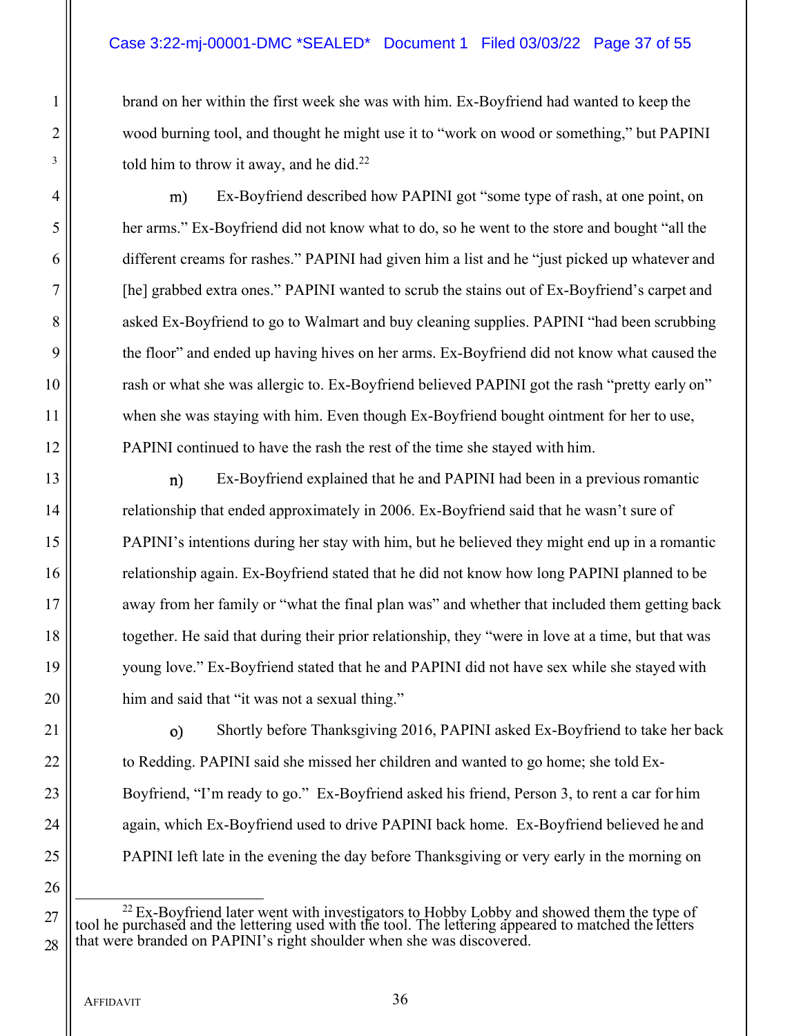brand on her within the first week she was with him. Ex-Boyfriend had wanted to keep the wood burning tool, and thought he might use it to "work on wood or something," but PAPINI told him to throw it away, and he did.[22]

m) Ex-Boyfriend described how PAPINI got "some type of rash, at one point, on her arms." Ex-Boyfriend did not know what to do, so he went to the store and bought "all the different creams for rashes." PAPINI had given him a list and he "just picked up whatever and [he] grabbed extra ones." PAPINI wanted to scrub the stains out of Ex-Boyfriend's carpet and asked Ex-Boyfriend to go to Walmart and buy cleaning supplies. PAPINI "had been scrubbing the floor" and ended up having hives on her arms. Ex-Boyfriend did not know what caused the rash or what she was allergic to. Ex-Boyfriend believed PAPINI got the rash "pretty early on" when she was staying with him. Even though Ex-Boyfriend bought ointment for her to use, PAPINI continued to have the rash the rest of the time she stayed with him.

n) Ex-Boyfriend explained that he and PAPINI had been in a previous romantic relationship that ended approximately in 2006. Ex-Boyfriend said that he wasn't sure of PAPINI's intentions during her stay with him, but he believed they might end up in a romantic relationship again. Ex-Boyfriend stated that he did not know how long PAPINI planned to be away from her family or "what the final plan was" and whether that included them getting back together. He said that during their prior relationship, they "were in love at a time, but that was young love." Ex-Boyfriend stated that he and PAPINI did not have sex while she stayed with him and said that "it was not a sexual thing."

o) Shortly before Thanksgiving 2016, PAPINI asked Ex-Boyfriend to take her back to Redding. PAPINI said she missed her children and wanted to go home; she told Ex-Boyfriend, "I'm ready to go." Ex-Boyfriend asked his friend, Person 3, to rent a car for him again, which Ex-Boyfriend used to drive PAPINI back home. Ex-Boyfriend believed he and PAPINI left late in the evening the day before Thanksgiving or very early in the morning on

---

[22] Ex-Boyfriend later went with investigators to Hobby Lobby and showed them the type of tool he purchased and the lettering used with the tool. The lettering appeared to matched the letters that were branded on PAPINI's right shoulder when she was discovered.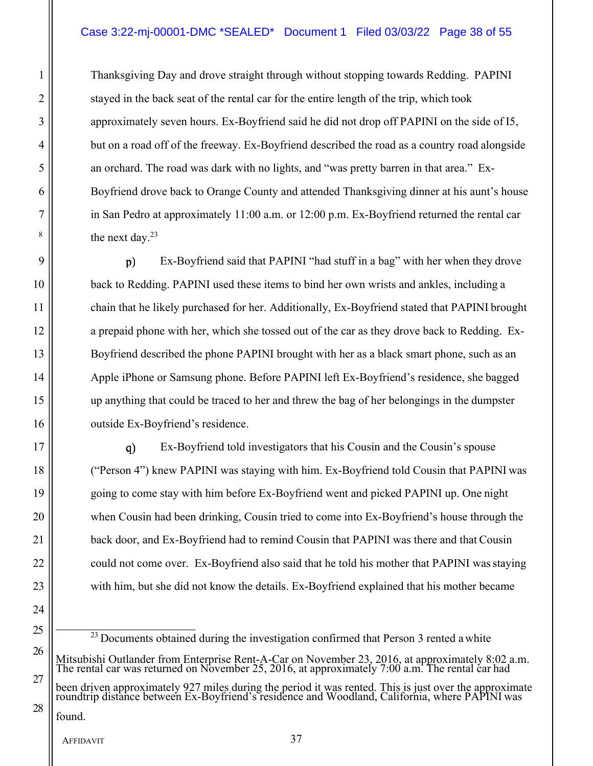Thanksgiving Day and drove straight through without stopping towards Redding. PAPINI stayed in the back seat of the rental car for the entire length of the trip, which took approximately seven hours. Ex-Boyfriend said he did not drop off PAPINI on the side of I5, but on a road off of the freeway. Ex-Boyfriend described the road as a country road alongside an orchard. The road was dark with no lights, and "was pretty barren in that area." Ex-Boyfriend drove back to Orange County and attended Thanksgiving dinner at his aunt's house in San Pedro at approximately 11:00 a.m. or 12:00 p.m. Ex-Boyfriend returned the rental car the next day.[23]

p) Ex-Boyfriend said that PAPINI "had stuff in a bag" with her when they drove back to Redding. PAPINI used these items to bind her own wrists and ankles, including a chain that he likely purchased for her. Additionally, Ex-Boyfriend stated that PAPINI brought a prepaid phone with her, which she tossed out of the car as they drove back to Redding. Ex-Boyfriend described the phone PAPINI brought with her as a black smart phone, such as an Apple iPhone or Samsung phone. Before PAPINI left Ex-Boyfriend's residence, she bagged up anything that could be traced to her and threw the bag of her belongings in the dumpster outside Ex-Boyfriend's residence.

q) Ex-Boyfriend told investigators that his Cousin and the Cousin's spouse ("Person 4") knew PAPINI was staying with him. Ex-Boyfriend told Cousin that PAPINI was going to come stay with him before Ex-Boyfriend went and picked PAPINI up. One night when Cousin had been drinking, Cousin tried to come into Ex-Boyfriend's house through the back door, and Ex-Boyfriend had to remind Cousin that PAPINI was there and that Cousin could not come over. Ex-Boyfriend also said that he told his mother that PAPINI was staying with him, but she did not know the details. Ex-Boyfriend explained that his mother became

---

[23] Documents obtained during the investigation confirmed that Person 3 rented a white Mitsubishi Outlander from Enterprise Rent-A-Car on November 23, 2016, at approximately 8:02 a.m. The rental car was returned on November 25, 2016, at approximately 7:00 a.m. The rental car had been driven approximately 927 miles during the period it was rented. This is just over the approximate roundtrip distance between Ex-Boyfriend's residence and Woodland, California, where PAPINI was found.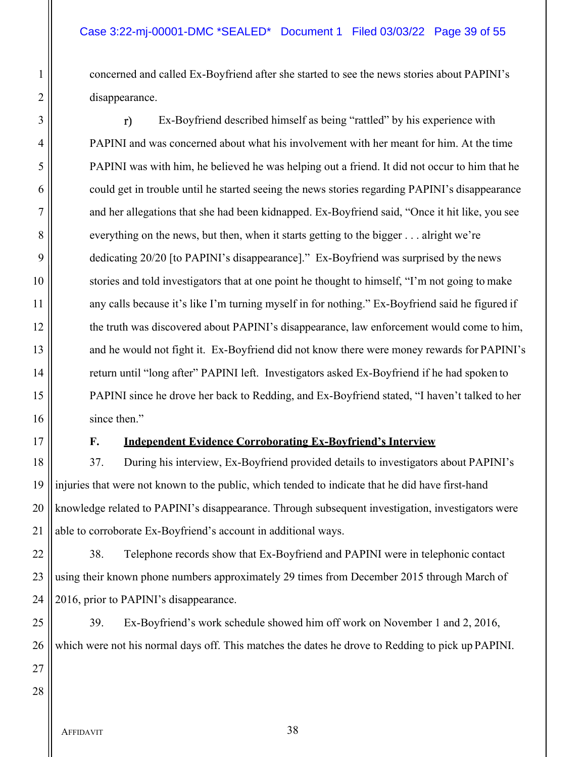concerned and called Ex-Boyfriend after she started to see the news stories about PAPINI's disappearance.

r) Ex-Boyfriend described himself as being "rattled" by his experience with PAPINI and was concerned about what his involvement with her meant for him. At the time PAPINI was with him, he believed he was helping out a friend. It did not occur to him that he could get in trouble until he started seeing the news stories regarding PAPINI's disappearance and her allegations that she had been kidnapped. Ex-Boyfriend said, "Once it hit like, you see everything on the news, but then, when it starts getting to the bigger . . . alright we're dedicating 20/20 [to PAPINI's disappearance]." Ex-Boyfriend was surprised by the news stories and told investigators that at one point he thought to himself, "I'm not going to make any calls because it's like I'm turning myself in for nothing." Ex-Boyfriend said he figured if the truth was discovered about PAPINI's disappearance, law enforcement would come to him, and he would not fight it. Ex-Boyfriend did not know there were money rewards for PAPINI's return until "long after" PAPINI left. Investigators asked Ex-Boyfriend if he had spoken to PAPINI since he drove her back to Redding, and Ex-Boyfriend stated, "I haven't talked to her since then."

**F. Independent Evidence Corroborating Ex-Boyfriend's Interview**

37. During his interview, Ex-Boyfriend provided details to investigators about PAPINI's injuries that were not known to the public, which tended to indicate that he did have first-hand knowledge related to PAPINI's disappearance. Through subsequent investigation, investigators were able to corroborate Ex-Boyfriend's account in additional ways.

38. Telephone records show that Ex-Boyfriend and PAPINI were in telephonic contact using their known phone numbers approximately 29 times from December 2015 through March of 2016, prior to PAPINI's disappearance.

39. Ex-Boyfriend's work schedule showed him off work on November 1 and 2, 2016, which were not his normal days off. This matches the dates he drove to Redding to pick up PAPINI.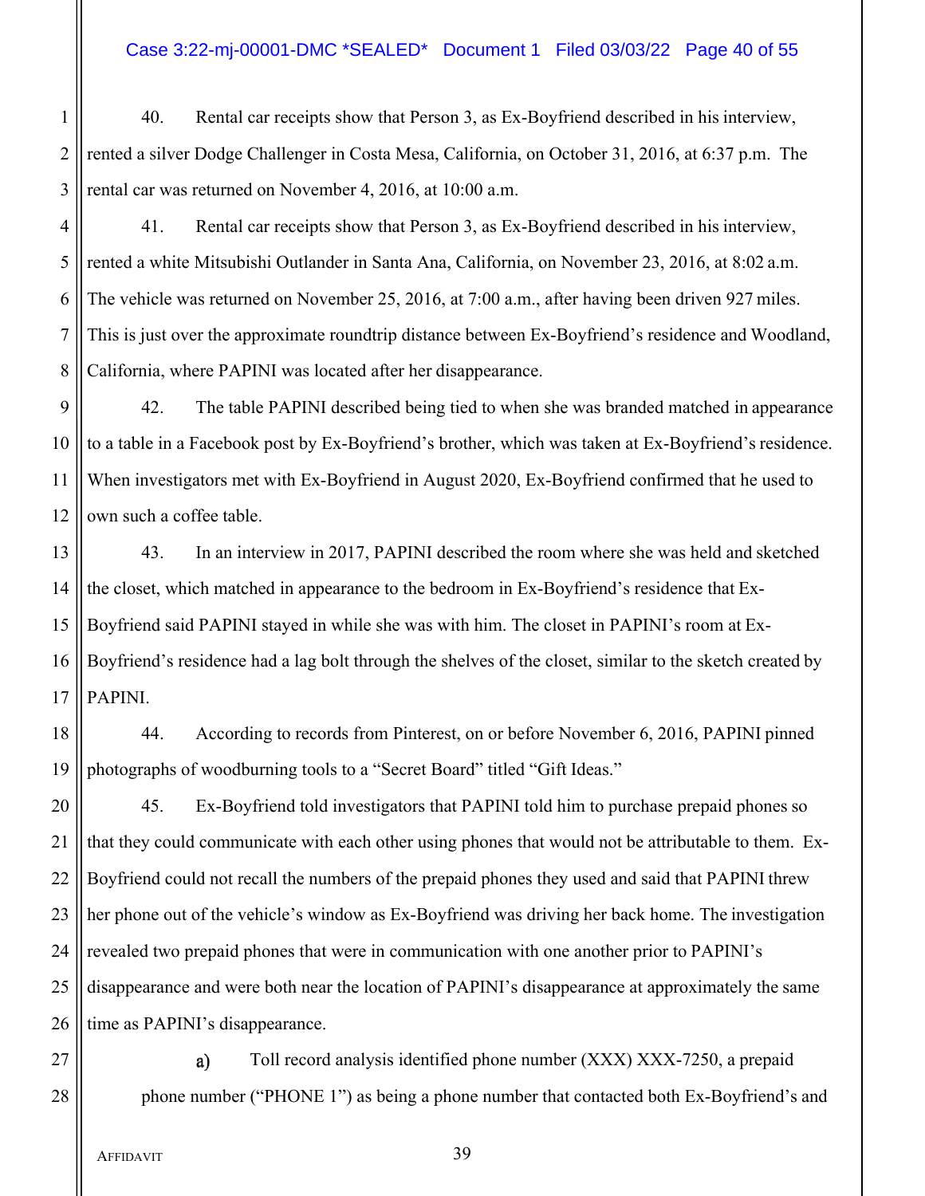40. Rental car receipts show that Person 3, as Ex-Boyfriend described in his interview, rented a silver Dodge Challenger in Costa Mesa, California, on October 31, 2016, at 6:37 p.m. The rental car was returned on November 4, 2016, at 10:00 a.m.

41. Rental car receipts show that Person 3, as Ex-Boyfriend described in his interview, rented a white Mitsubishi Outlander in Santa Ana, California, on November 23, 2016, at 8:02 a.m. The vehicle was returned on November 25, 2016, at 7:00 a.m., after having been driven 927 miles. This is just over the approximate roundtrip distance between Ex-Boyfriend's residence and Woodland, California, where PAPINI was located after her disappearance.

42. The table PAPINI described being tied to when she was branded matched in appearance to a table in a Facebook post by Ex-Boyfriend's brother, which was taken at Ex-Boyfriend's residence. When investigators met with Ex-Boyfriend in August 2020, Ex-Boyfriend confirmed that he used to own such a coffee table.

43. In an interview in 2017, PAPINI described the room where she was held and sketched the closet, which matched in appearance to the bedroom in Ex-Boyfriend's residence that Ex-Boyfriend said PAPINI stayed in while she was with him. The closet in PAPINI's room at Ex-Boyfriend's residence had a lag bolt through the shelves of the closet, similar to the sketch created by PAPINI.

44. According to records from Pinterest, on or before November 6, 2016, PAPINI pinned photographs of woodburning tools to a "Secret Board" titled "Gift Ideas."

45. Ex-Boyfriend told investigators that PAPINI told him to purchase prepaid phones so that they could communicate with each other using phones that would not be attributable to them. Ex-Boyfriend could not recall the numbers of the prepaid phones they used and said that PAPINI threw her phone out of the vehicle's window as Ex-Boyfriend was driving her back home. The investigation revealed two prepaid phones that were in communication with one another prior to PAPINI's disappearance and were both near the location of PAPINI's disappearance at approximately the same time as PAPINI's disappearance.

a) Toll record analysis identified phone number (XXX) XXX-7250, a prepaid phone number ("PHONE 1") as being a phone number that contacted both Ex-Boyfriend's and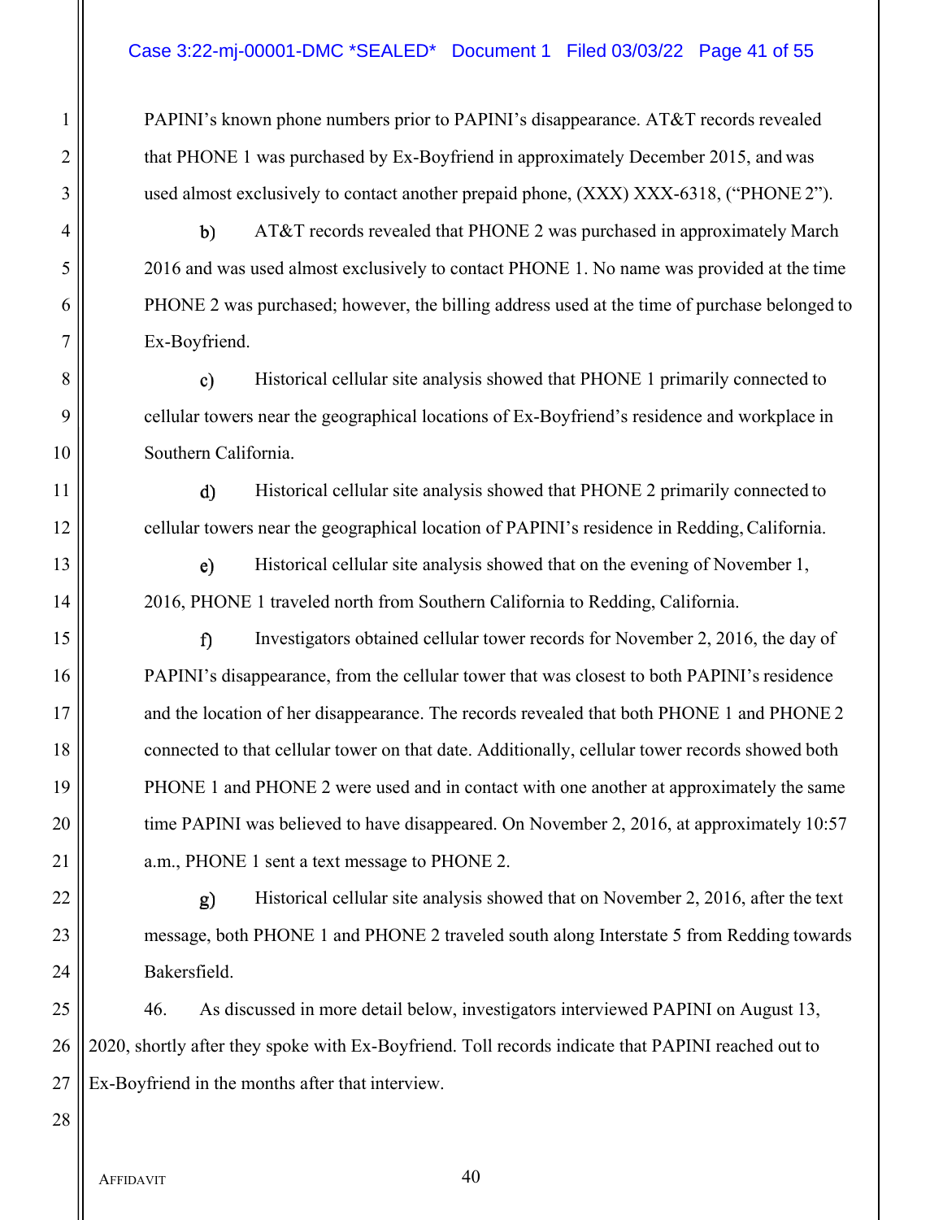PAPINI's known phone numbers prior to PAPINI's disappearance. AT&T records revealed that PHONE 1 was purchased by Ex-Boyfriend in approximately December 2015, and was used almost exclusively to contact another prepaid phone, (XXX) XXX-6318, ("PHONE 2").

b) AT&T records revealed that PHONE 2 was purchased in approximately March 2016 and was used almost exclusively to contact PHONE 1. No name was provided at the time PHONE 2 was purchased; however, the billing address used at the time of purchase belonged to Ex-Boyfriend.

c) Historical cellular site analysis showed that PHONE 1 primarily connected to cellular towers near the geographical locations of Ex-Boyfriend's residence and workplace in Southern California.

d) Historical cellular site analysis showed that PHONE 2 primarily connected to cellular towers near the geographical location of PAPINI's residence in Redding, California.

e) Historical cellular site analysis showed that on the evening of November 1, 2016, PHONE 1 traveled north from Southern California to Redding, California.

f) Investigators obtained cellular tower records for November 2, 2016, the day of PAPINI's disappearance, from the cellular tower that was closest to both PAPINI's residence and the location of her disappearance. The records revealed that both PHONE 1 and PHONE 2 connected to that cellular tower on that date. Additionally, cellular tower records showed both PHONE 1 and PHONE 2 were used and in contact with one another at approximately the same time PAPINI was believed to have disappeared. On November 2, 2016, at approximately 10:57 a.m., PHONE 1 sent a text message to PHONE 2.

g) Historical cellular site analysis showed that on November 2, 2016, after the text message, both PHONE 1 and PHONE 2 traveled south along Interstate 5 from Redding towards Bakersfield.

46. As discussed in more detail below, investigators interviewed PAPINI on August 13, 2020, shortly after they spoke with Ex-Boyfriend. Toll records indicate that PAPINI reached out to Ex-Boyfriend in the months after that interview.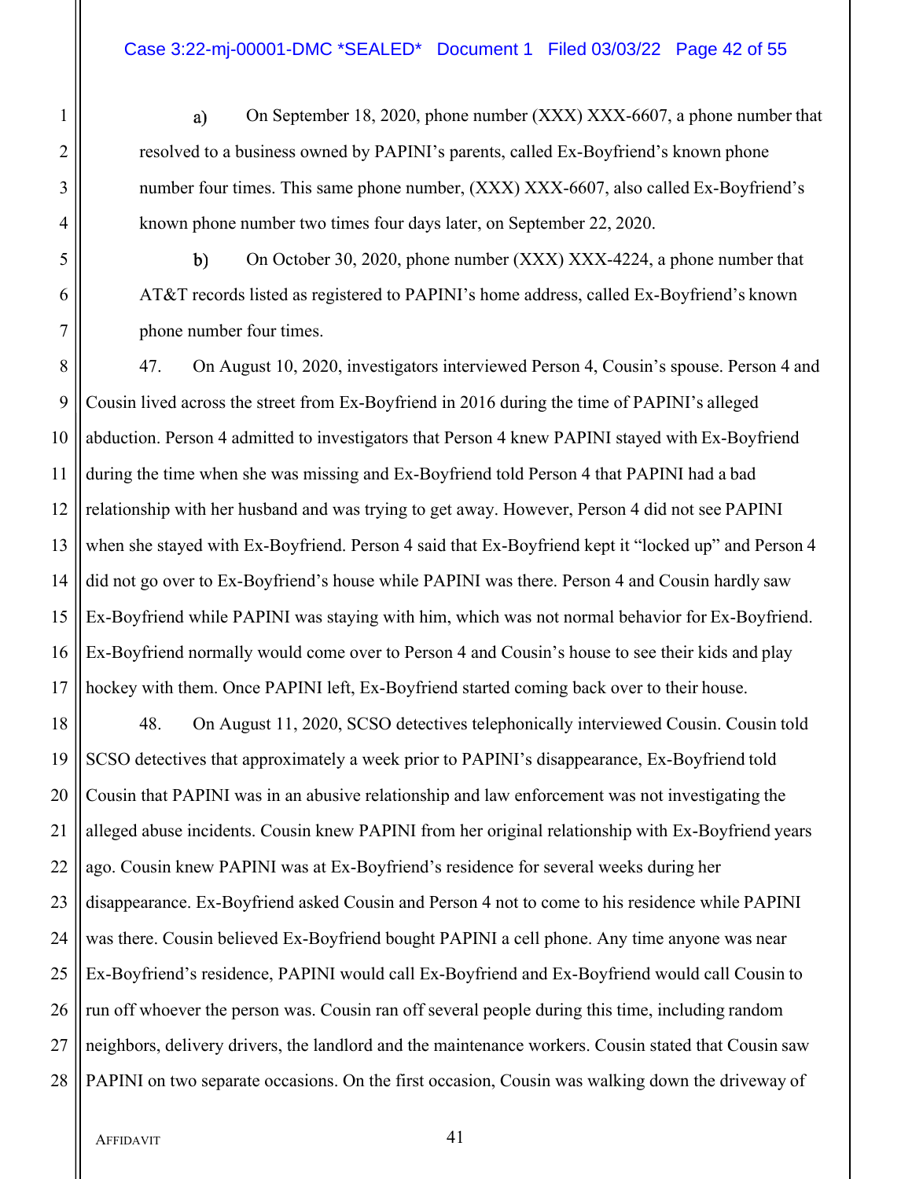a) On September 18, 2020, phone number (XXX) XXX-6607, a phone number that resolved to a business owned by PAPINI's parents, called Ex-Boyfriend's known phone number four times. This same phone number, (XXX) XXX-6607, also called Ex-Boyfriend's known phone number two times four days later, on September 22, 2020.

b) On October 30, 2020, phone number (XXX) XXX-4224, a phone number that AT&T records listed as registered to PAPINI's home address, called Ex-Boyfriend's known phone number four times.

47. On August 10, 2020, investigators interviewed Person 4, Cousin's spouse. Person 4 and Cousin lived across the street from Ex-Boyfriend in 2016 during the time of PAPINI's alleged abduction. Person 4 admitted to investigators that Person 4 knew PAPINI stayed with Ex-Boyfriend during the time when she was missing and Ex-Boyfriend told Person 4 that PAPINI had a bad relationship with her husband and was trying to get away. However, Person 4 did not see PAPINI when she stayed with Ex-Boyfriend. Person 4 said that Ex-Boyfriend kept it "locked up" and Person 4 did not go over to Ex-Boyfriend's house while PAPINI was there. Person 4 and Cousin hardly saw Ex-Boyfriend while PAPINI was staying with him, which was not normal behavior for Ex-Boyfriend. Ex-Boyfriend normally would come over to Person 4 and Cousin's house to see their kids and play hockey with them. Once PAPINI left, Ex-Boyfriend started coming back over to their house.

48. On August 11, 2020, SCSO detectives telephonically interviewed Cousin. Cousin told SCSO detectives that approximately a week prior to PAPINI's disappearance, Ex-Boyfriend told Cousin that PAPINI was in an abusive relationship and law enforcement was not investigating the alleged abuse incidents. Cousin knew PAPINI from her original relationship with Ex-Boyfriend years ago. Cousin knew PAPINI was at Ex-Boyfriend's residence for several weeks during her disappearance. Ex-Boyfriend asked Cousin and Person 4 not to come to his residence while PAPINI was there. Cousin believed Ex-Boyfriend bought PAPINI a cell phone. Any time anyone was near Ex-Boyfriend's residence, PAPINI would call Ex-Boyfriend and Ex-Boyfriend would call Cousin to run off whoever the person was. Cousin ran off several people during this time, including random neighbors, delivery drivers, the landlord and the maintenance workers. Cousin stated that Cousin saw PAPINI on two separate occasions. On the first occasion, Cousin was walking down the driveway of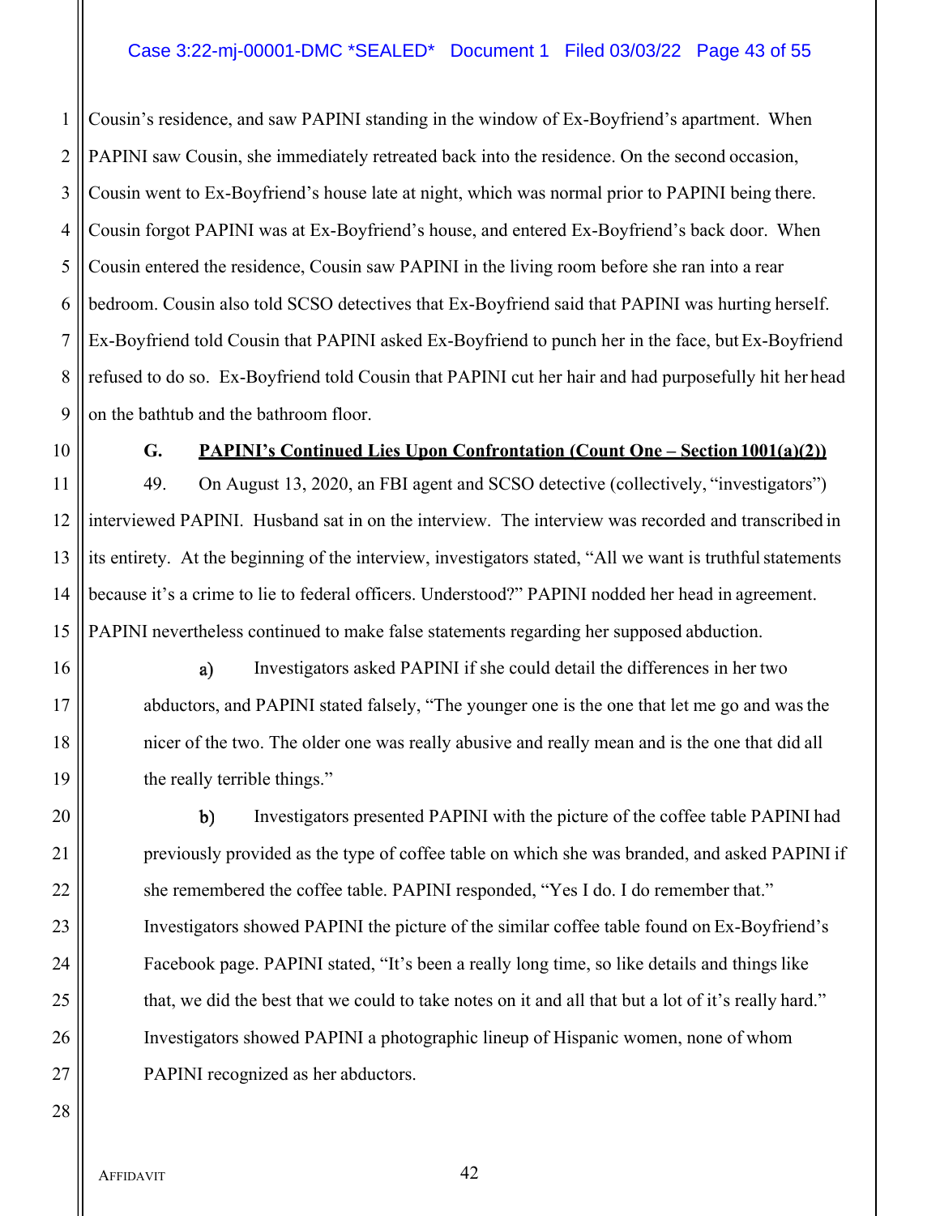Cousin's residence, and saw PAPINI standing in the window of Ex-Boyfriend's apartment. When PAPINI saw Cousin, she immediately retreated back into the residence. On the second occasion, Cousin went to Ex-Boyfriend's house late at night, which was normal prior to PAPINI being there. Cousin forgot PAPINI was at Ex-Boyfriend's house, and entered Ex-Boyfriend's back door. When Cousin entered the residence, Cousin saw PAPINI in the living room before she ran into a rear bedroom. Cousin also told SCSO detectives that Ex-Boyfriend said that PAPINI was hurting herself. Ex-Boyfriend told Cousin that PAPINI asked Ex-Boyfriend to punch her in the face, but Ex-Boyfriend refused to do so. Ex-Boyfriend told Cousin that PAPINI cut her hair and had purposefully hit her head on the bathtub and the bathroom floor.

### G. <u>PAPINI's Continued Lies Upon Confrontation (Count One – Section 1001(a)(2))</u>

49. On August 13, 2020, an FBI agent and SCSO detective (collectively, "investigators") interviewed PAPINI. Husband sat in on the interview. The interview was recorded and transcribed in its entirety. At the beginning of the interview, investigators stated, "All we want is truthful statements because it's a crime to lie to federal officers. Understood?" PAPINI nodded her head in agreement. PAPINI nevertheless continued to make false statements regarding her supposed abduction.

a) Investigators asked PAPINI if she could detail the differences in her two abductors, and PAPINI stated falsely, "The younger one is the one that let me go and was the nicer of the two. The older one was really abusive and really mean and is the one that did all the really terrible things."

b) Investigators presented PAPINI with the picture of the coffee table PAPINI had previously provided as the type of coffee table on which she was branded, and asked PAPINI if she remembered the coffee table. PAPINI responded, "Yes I do. I do remember that." Investigators showed PAPINI the picture of the similar coffee table found on Ex-Boyfriend's Facebook page. PAPINI stated, "It's been a really long time, so like details and things like that, we did the best that we could to take notes on it and all that but a lot of it's really hard." Investigators showed PAPINI a photographic lineup of Hispanic women, none of whom PAPINI recognized as her abductors.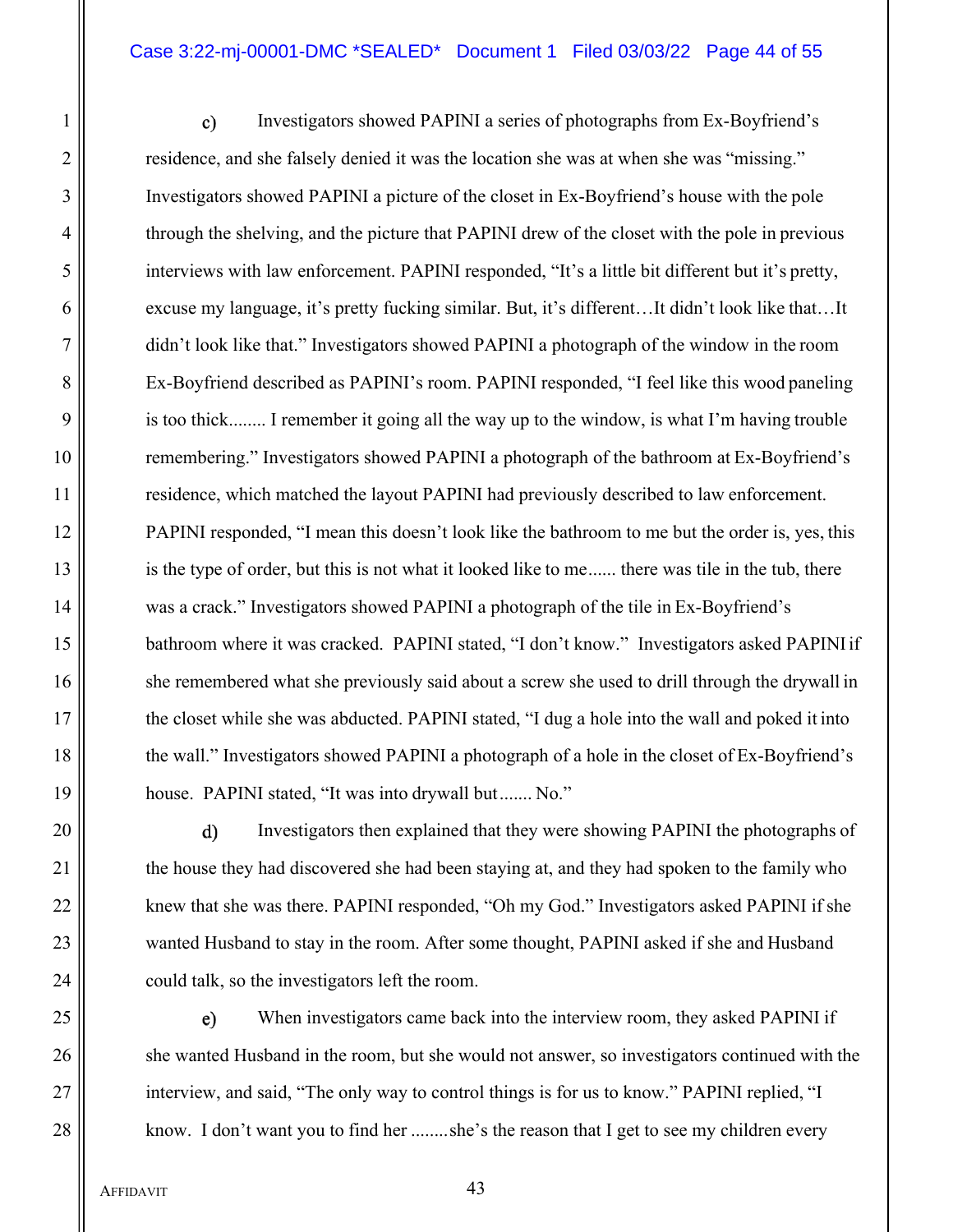c) Investigators showed PAPINI a series of photographs from Ex-Boyfriend's residence, and she falsely denied it was the location she was at when she was "missing." Investigators showed PAPINI a picture of the closet in Ex-Boyfriend's house with the pole through the shelving, and the picture that PAPINI drew of the closet with the pole in previous interviews with law enforcement. PAPINI responded, "It's a little bit different but it's pretty, excuse my language, it's pretty fucking similar. But, it's different…It didn't look like that…It didn't look like that." Investigators showed PAPINI a photograph of the window in the room Ex-Boyfriend described as PAPINI's room. PAPINI responded, "I feel like this wood paneling is too thick........ I remember it going all the way up to the window, is what I'm having trouble remembering." Investigators showed PAPINI a photograph of the bathroom at Ex-Boyfriend's residence, which matched the layout PAPINI had previously described to law enforcement. PAPINI responded, "I mean this doesn't look like the bathroom to me but the order is, yes, this is the type of order, but this is not what it looked like to me...... there was tile in the tub, there was a crack." Investigators showed PAPINI a photograph of the tile in Ex-Boyfriend's bathroom where it was cracked. PAPINI stated, "I don't know." Investigators asked PAPINI if she remembered what she previously said about a screw she used to drill through the drywall in the closet while she was abducted. PAPINI stated, "I dug a hole into the wall and poked it into the wall." Investigators showed PAPINI a photograph of a hole in the closet of Ex-Boyfriend's house. PAPINI stated, "It was into drywall but....... No."

d) Investigators then explained that they were showing PAPINI the photographs of the house they had discovered she had been staying at, and they had spoken to the family who knew that she was there. PAPINI responded, "Oh my God." Investigators asked PAPINI if she wanted Husband to stay in the room. After some thought, PAPINI asked if she and Husband could talk, so the investigators left the room.

e) When investigators came back into the interview room, they asked PAPINI if she wanted Husband in the room, but she would not answer, so investigators continued with the interview, and said, "The only way to control things is for us to know." PAPINI replied, "I know. I don't want you to find her ........she's the reason that I get to see my children every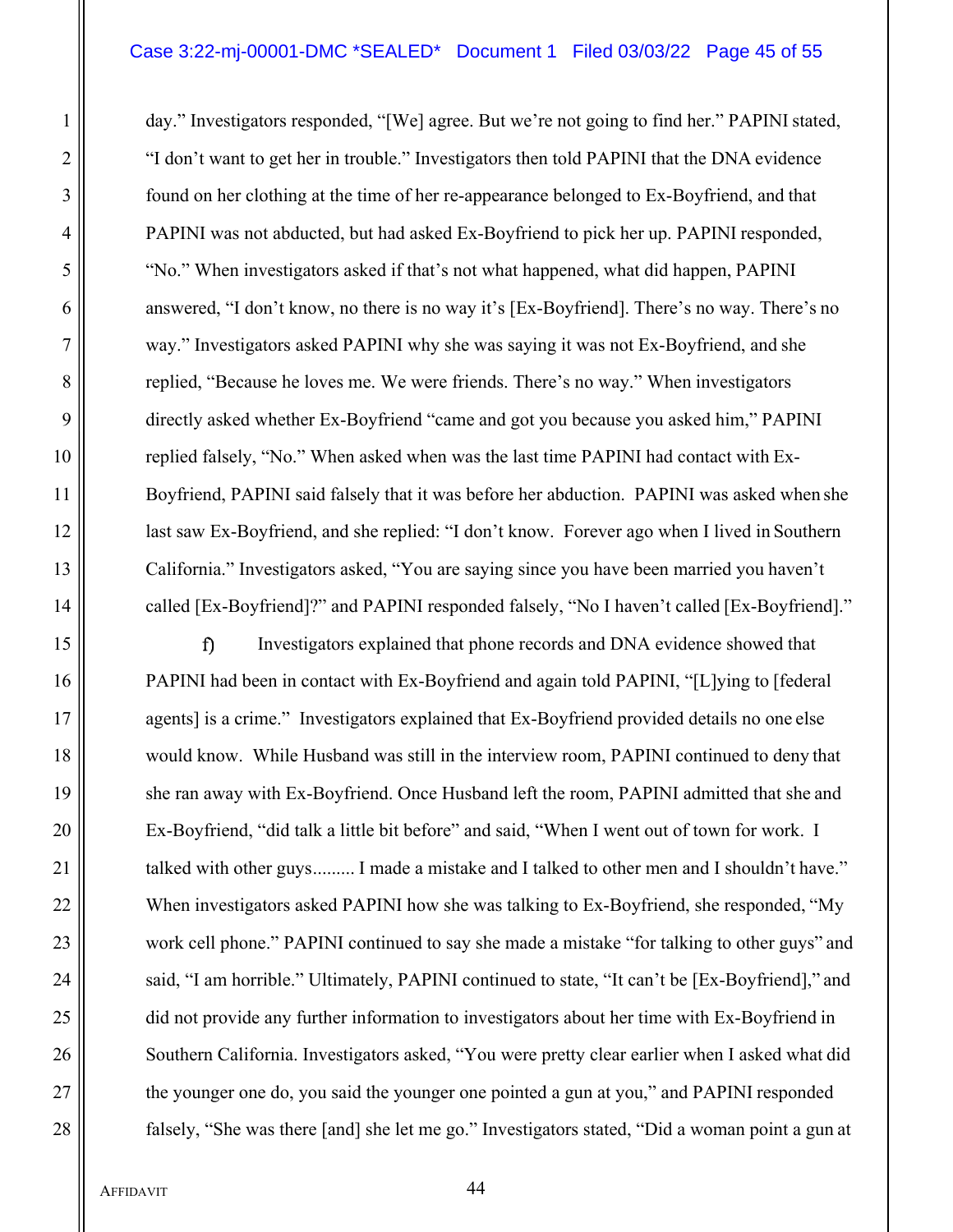day." Investigators responded, "[We] agree. But we're not going to find her." PAPINI stated, "I don't want to get her in trouble." Investigators then told PAPINI that the DNA evidence found on her clothing at the time of her re-appearance belonged to Ex-Boyfriend, and that PAPINI was not abducted, but had asked Ex-Boyfriend to pick her up. PAPINI responded, "No." When investigators asked if that's not what happened, what did happen, PAPINI answered, "I don't know, no there is no way it's [Ex-Boyfriend]. There's no way. There's no way." Investigators asked PAPINI why she was saying it was not Ex-Boyfriend, and she replied, "Because he loves me. We were friends. There's no way." When investigators directly asked whether Ex-Boyfriend "came and got you because you asked him," PAPINI replied falsely, "No." When asked when was the last time PAPINI had contact with Ex-Boyfriend, PAPINI said falsely that it was before her abduction. PAPINI was asked when she last saw Ex-Boyfriend, and she replied: "I don't know. Forever ago when I lived in Southern California." Investigators asked, "You are saying since you have been married you haven't called [Ex-Boyfriend]?" and PAPINI responded falsely, "No I haven't called [Ex-Boyfriend]."

f) Investigators explained that phone records and DNA evidence showed that PAPINI had been in contact with Ex-Boyfriend and again told PAPINI, "[L]ying to [federal agents] is a crime." Investigators explained that Ex-Boyfriend provided details no one else would know. While Husband was still in the interview room, PAPINI continued to deny that she ran away with Ex-Boyfriend. Once Husband left the room, PAPINI admitted that she and Ex-Boyfriend, "did talk a little bit before" and said, "When I went out of town for work. I talked with other guys......... I made a mistake and I talked to other men and I shouldn't have." When investigators asked PAPINI how she was talking to Ex-Boyfriend, she responded, "My work cell phone." PAPINI continued to say she made a mistake "for talking to other guys" and said, "I am horrible." Ultimately, PAPINI continued to state, "It can't be [Ex-Boyfriend]," and did not provide any further information to investigators about her time with Ex-Boyfriend in Southern California. Investigators asked, "You were pretty clear earlier when I asked what did the younger one do, you said the younger one pointed a gun at you," and PAPINI responded falsely, "She was there [and] she let me go." Investigators stated, "Did a woman point a gun at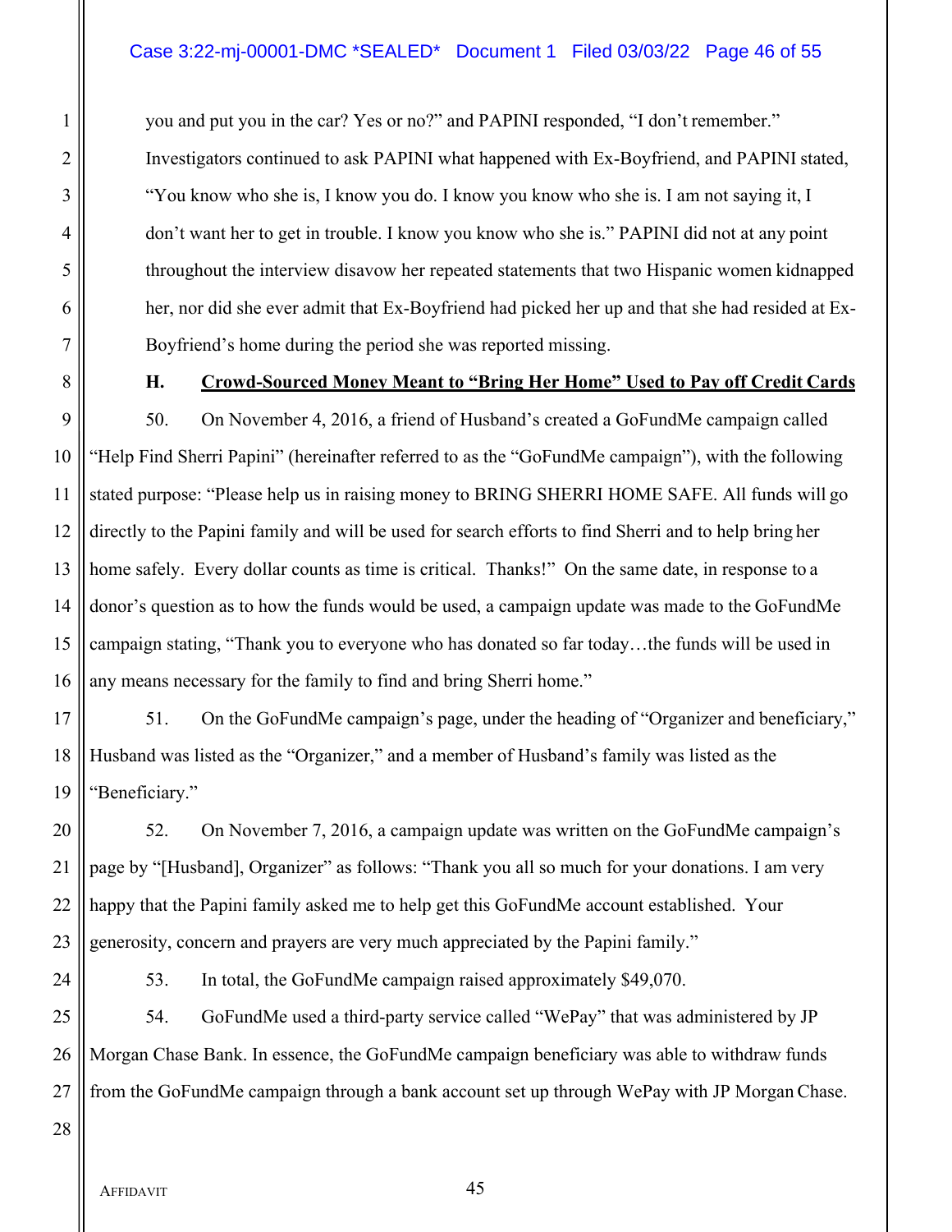you and put you in the car? Yes or no?" and PAPINI responded, "I don't remember." Investigators continued to ask PAPINI what happened with Ex-Boyfriend, and PAPINI stated, "You know who she is, I know you do. I know you know who she is. I am not saying it, I don't want her to get in trouble. I know you know who she is." PAPINI did not at any point throughout the interview disavow her repeated statements that two Hispanic women kidnapped her, nor did she ever admit that Ex-Boyfriend had picked her up and that she had resided at Ex-Boyfriend's home during the period she was reported missing.

### H. Crowd-Sourced Money Meant to "Bring Her Home" Used to Pay off Credit Cards

50. On November 4, 2016, a friend of Husband's created a GoFundMe campaign called "Help Find Sherri Papini" (hereinafter referred to as the "GoFundMe campaign"), with the following stated purpose: "Please help us in raising money to BRING SHERRI HOME SAFE. All funds will go directly to the Papini family and will be used for search efforts to find Sherri and to help bring her home safely. Every dollar counts as time is critical. Thanks!" On the same date, in response to a donor's question as to how the funds would be used, a campaign update was made to the GoFundMe campaign stating, "Thank you to everyone who has donated so far today…the funds will be used in any means necessary for the family to find and bring Sherri home."

51. On the GoFundMe campaign's page, under the heading of "Organizer and beneficiary," Husband was listed as the "Organizer," and a member of Husband's family was listed as the "Beneficiary."

52. On November 7, 2016, a campaign update was written on the GoFundMe campaign's page by "[Husband], Organizer" as follows: "Thank you all so much for your donations. I am very happy that the Papini family asked me to help get this GoFundMe account established. Your generosity, concern and prayers are very much appreciated by the Papini family."

53. In total, the GoFundMe campaign raised approximately $49,070.

54. GoFundMe used a third-party service called "WePay" that was administered by JP Morgan Chase Bank. In essence, the GoFundMe campaign beneficiary was able to withdraw funds from the GoFundMe campaign through a bank account set up through WePay with JP Morgan Chase.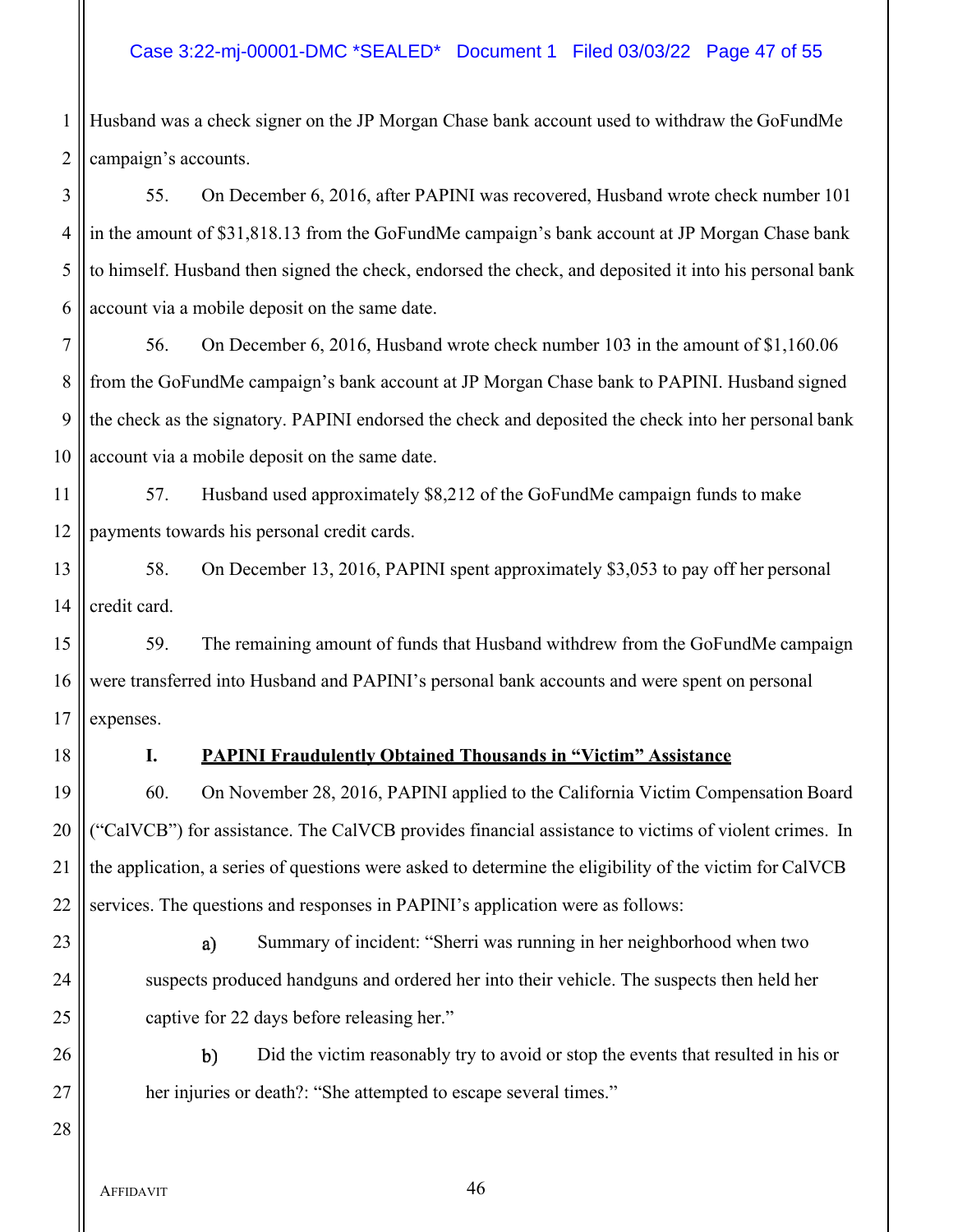Husband was a check signer on the JP Morgan Chase bank account used to withdraw the GoFundMe campaign's accounts.

55. On December 6, 2016, after PAPINI was recovered, Husband wrote check number 101 in the amount of $31,818.13 from the GoFundMe campaign's bank account at JP Morgan Chase bank to himself. Husband then signed the check, endorsed the check, and deposited it into his personal bank account via a mobile deposit on the same date.

56. On December 6, 2016, Husband wrote check number 103 in the amount of $1,160.06 from the GoFundMe campaign's bank account at JP Morgan Chase bank to PAPINI. Husband signed the check as the signatory. PAPINI endorsed the check and deposited the check into her personal bank account via a mobile deposit on the same date.

57. Husband used approximately $8,212 of the GoFundMe campaign funds to make payments towards his personal credit cards.

58. On December 13, 2016, PAPINI spent approximately $3,053 to pay off her personal credit card.

59. The remaining amount of funds that Husband withdrew from the GoFundMe campaign were transferred into Husband and PAPINI's personal bank accounts and were spent on personal expenses.

### I. PAPINI Fraudulently Obtained Thousands in "Victim" Assistance

60. On November 28, 2016, PAPINI applied to the California Victim Compensation Board ("CalVCB") for assistance. The CalVCB provides financial assistance to victims of violent crimes. In the application, a series of questions were asked to determine the eligibility of the victim for CalVCB services. The questions and responses in PAPINI's application were as follows:

a) Summary of incident: "Sherri was running in her neighborhood when two suspects produced handguns and ordered her into their vehicle. The suspects then held her captive for 22 days before releasing her."

b) Did the victim reasonably try to avoid or stop the events that resulted in his or her injuries or death?: "She attempted to escape several times."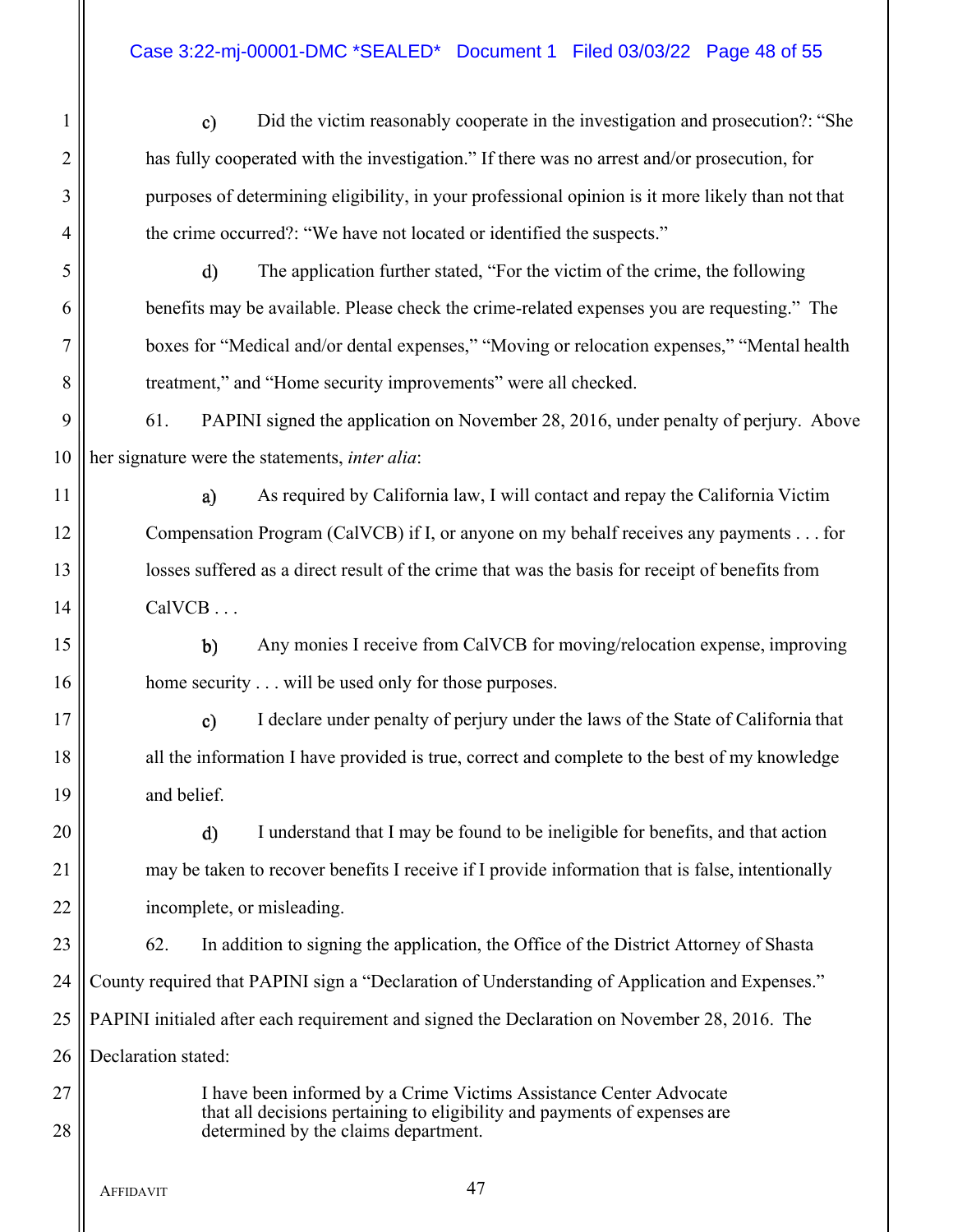c) Did the victim reasonably cooperate in the investigation and prosecution?: "She has fully cooperated with the investigation." If there was no arrest and/or prosecution, for purposes of determining eligibility, in your professional opinion is it more likely than not that the crime occurred?: "We have not located or identified the suspects."

d) The application further stated, "For the victim of the crime, the following benefits may be available. Please check the crime-related expenses you are requesting." The boxes for "Medical and/or dental expenses," "Moving or relocation expenses," "Mental health treatment," and "Home security improvements" were all checked.

61. PAPINI signed the application on November 28, 2016, under penalty of perjury. Above her signature were the statements, *inter alia*:

a) As required by California law, I will contact and repay the California Victim Compensation Program (CalVCB) if I, or anyone on my behalf receives any payments . . . for losses suffered as a direct result of the crime that was the basis for receipt of benefits from CalVCB . . .

b) Any monies I receive from CalVCB for moving/relocation expense, improving home security . . . will be used only for those purposes.

c) I declare under penalty of perjury under the laws of the State of California that all the information I have provided is true, correct and complete to the best of my knowledge and belief.

d) I understand that I may be found to be ineligible for benefits, and that action may be taken to recover benefits I receive if I provide information that is false, intentionally incomplete, or misleading.

62. In addition to signing the application, the Office of the District Attorney of Shasta County required that PAPINI sign a "Declaration of Understanding of Application and Expenses." PAPINI initialed after each requirement and signed the Declaration on November 28, 2016. The Declaration stated:

> I have been informed by a Crime Victims Assistance Center Advocate that all decisions pertaining to eligibility and payments of expenses are determined by the claims department.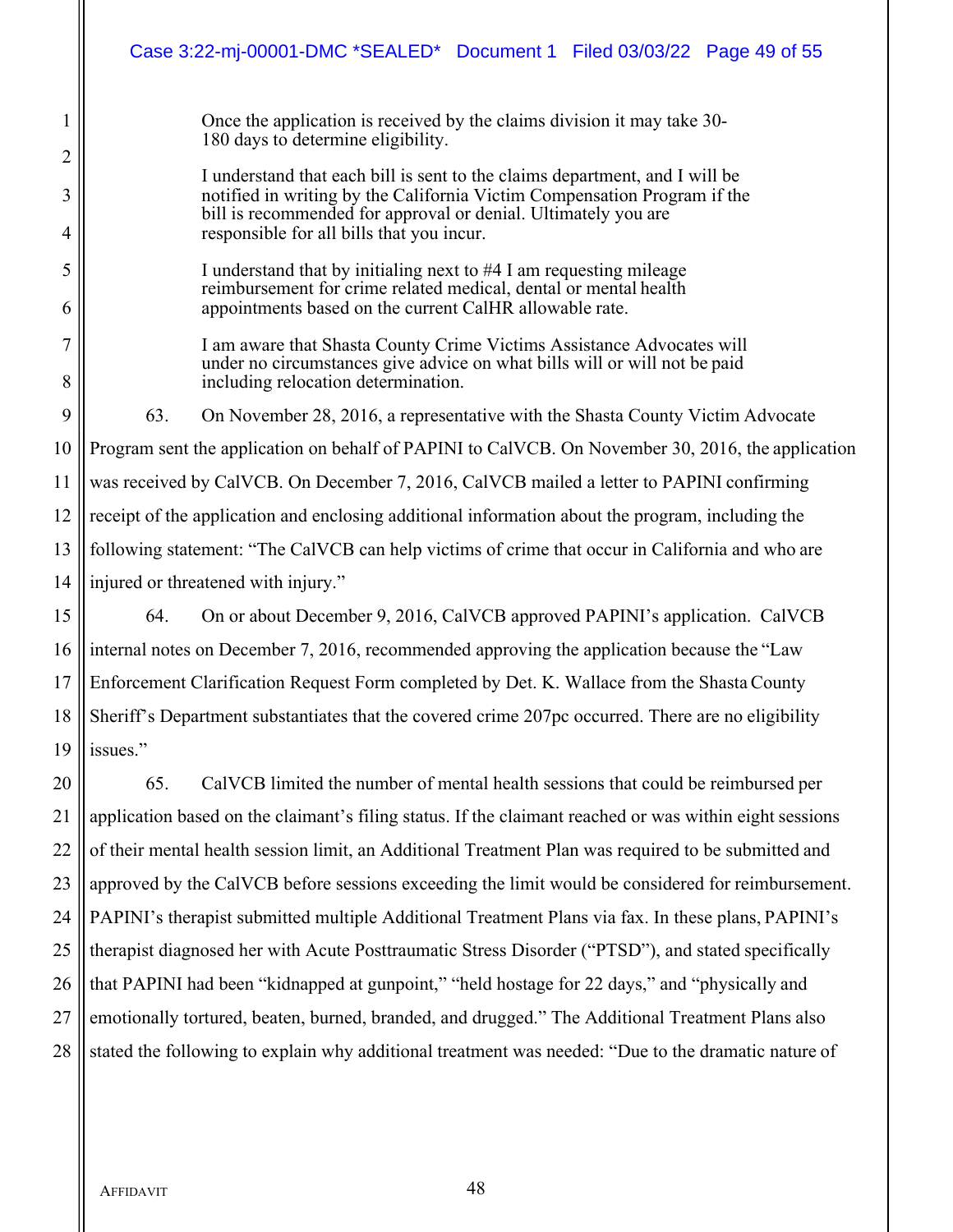> Once the application is received by the claims division it may take 30-180 days to determine eligibility.
>
> I understand that each bill is sent to the claims department, and I will be notified in writing by the California Victim Compensation Program if the bill is recommended for approval or denial. Ultimately you are responsible for all bills that you incur.
>
> I understand that by initialing next to #4 I am requesting mileage reimbursement for crime related medical, dental or mental health appointments based on the current CalHR allowable rate.
>
> I am aware that Shasta County Crime Victims Assistance Advocates will under no circumstances give advice on what bills will or will not be paid including relocation determination.

63. On November 28, 2016, a representative with the Shasta County Victim Advocate Program sent the application on behalf of PAPINI to CalVCB. On November 30, 2016, the application was received by CalVCB. On December 7, 2016, CalVCB mailed a letter to PAPINI confirming receipt of the application and enclosing additional information about the program, including the following statement: "The CalVCB can help victims of crime that occur in California and who are injured or threatened with injury."

64. On or about December 9, 2016, CalVCB approved PAPINI's application. CalVCB internal notes on December 7, 2016, recommended approving the application because the "Law Enforcement Clarification Request Form completed by Det. K. Wallace from the Shasta County Sheriff's Department substantiates that the covered crime 207pc occurred. There are no eligibility issues."

65. CalVCB limited the number of mental health sessions that could be reimbursed per application based on the claimant's filing status. If the claimant reached or was within eight sessions of their mental health session limit, an Additional Treatment Plan was required to be submitted and approved by the CalVCB before sessions exceeding the limit would be considered for reimbursement. PAPINI's therapist submitted multiple Additional Treatment Plans via fax. In these plans, PAPINI's therapist diagnosed her with Acute Posttraumatic Stress Disorder ("PTSD"), and stated specifically that PAPINI had been "kidnapped at gunpoint," "held hostage for 22 days," and "physically and emotionally tortured, beaten, burned, branded, and drugged." The Additional Treatment Plans also stated the following to explain why additional treatment was needed: "Due to the dramatic nature of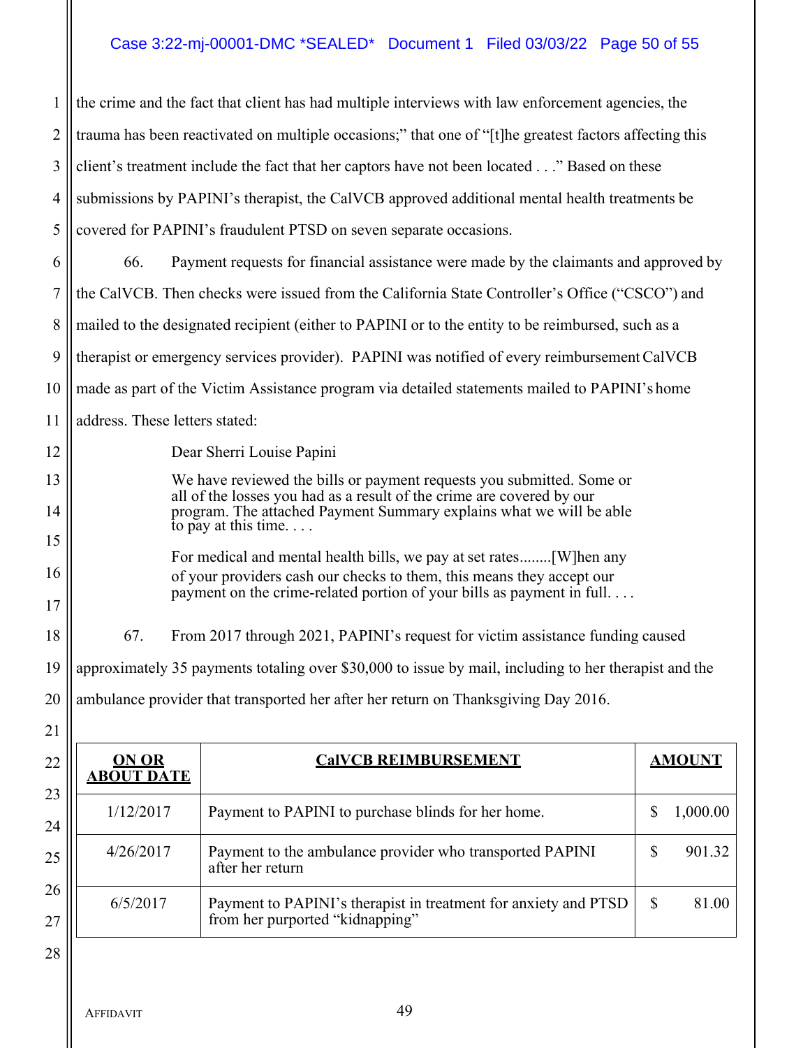the crime and the fact that client has had multiple interviews with law enforcement agencies, the trauma has been reactivated on multiple occasions;" that one of "[t]he greatest factors affecting this client's treatment include the fact that her captors have not been located . . ." Based on these submissions by PAPINI's therapist, the CalVCB approved additional mental health treatments be covered for PAPINI's fraudulent PTSD on seven separate occasions.

66. Payment requests for financial assistance were made by the claimants and approved by the CalVCB. Then checks were issued from the California State Controller's Office ("CSCO") and mailed to the designated recipient (either to PAPINI or to the entity to be reimbursed, such as a therapist or emergency services provider). PAPINI was notified of every reimbursement CalVCB made as part of the Victim Assistance program via detailed statements mailed to PAPINI's home address. These letters stated:

> Dear Sherri Louise Papini
>
> We have reviewed the bills or payment requests you submitted. Some or all of the losses you had as a result of the crime are covered by our program. The attached Payment Summary explains what we will be able to pay at this time. . . .
>
> For medical and mental health bills, we pay at set rates........[W]hen any of your providers cash our checks to them, this means they accept our payment on the crime-related portion of your bills as payment in full. . . .

67. From 2017 through 2021, PAPINI's request for victim assistance funding caused approximately 35 payments totaling over $30,000 to issue by mail, including to her therapist and the ambulance provider that transported her after her return on Thanksgiving Day 2016.

| ON OR ABOUT DATE | CalVCB REIMBURSEMENT | AMOUNT |
|---|---|---|
| 1/12/2017 | Payment to PAPINI to purchase blinds for her home. | $ 1,000.00 |
| 4/26/2017 | Payment to the ambulance provider who transported PAPINI after her return | $ 901.32 |
| 6/5/2017 | Payment to PAPINI's therapist in treatment for anxiety and PTSD from her purported "kidnapping" | $ 81.00 |

AFFIDAVIT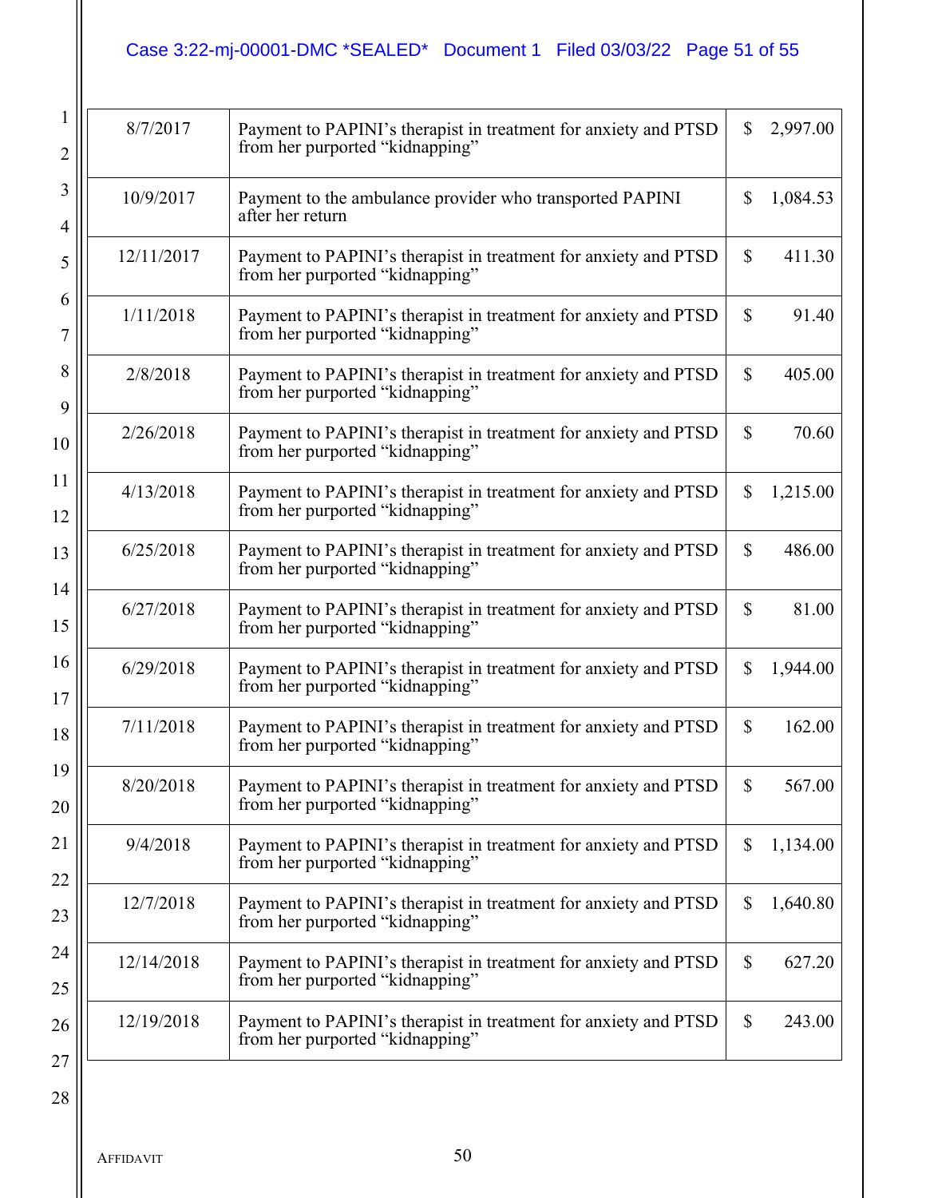| | | |
|---|---|---|
| 8/7/2017 | Payment to PAPINI's therapist in treatment for anxiety and PTSD from her purported "kidnapping" | $ 2,997.00 |
| 10/9/2017 | Payment to the ambulance provider who transported PAPINI after her return | $ 1,084.53 |
| 12/11/2017 | Payment to PAPINI's therapist in treatment for anxiety and PTSD from her purported "kidnapping" | $ 411.30 |
| 1/11/2018 | Payment to PAPINI's therapist in treatment for anxiety and PTSD from her purported "kidnapping" | $ 91.40 |
| 2/8/2018 | Payment to PAPINI's therapist in treatment for anxiety and PTSD from her purported "kidnapping" | $ 405.00 |
| 2/26/2018 | Payment to PAPINI's therapist in treatment for anxiety and PTSD from her purported "kidnapping" | $ 70.60 |
| 4/13/2018 | Payment to PAPINI's therapist in treatment for anxiety and PTSD from her purported "kidnapping" | $ 1,215.00 |
| 6/25/2018 | Payment to PAPINI's therapist in treatment for anxiety and PTSD from her purported "kidnapping" | $ 486.00 |
| 6/27/2018 | Payment to PAPINI's therapist in treatment for anxiety and PTSD from her purported "kidnapping" | $ 81.00 |
| 6/29/2018 | Payment to PAPINI's therapist in treatment for anxiety and PTSD from her purported "kidnapping" | $ 1,944.00 |
| 7/11/2018 | Payment to PAPINI's therapist in treatment for anxiety and PTSD from her purported "kidnapping" | $ 162.00 |
| 8/20/2018 | Payment to PAPINI's therapist in treatment for anxiety and PTSD from her purported "kidnapping" | $ 567.00 |
| 9/4/2018 | Payment to PAPINI's therapist in treatment for anxiety and PTSD from her purported "kidnapping" | $ 1,134.00 |
| 12/7/2018 | Payment to PAPINI's therapist in treatment for anxiety and PTSD from her purported "kidnapping" | $ 1,640.80 |
| 12/14/2018 | Payment to PAPINI's therapist in treatment for anxiety and PTSD from her purported "kidnapping" | $ 627.20 |
| 12/19/2018 | Payment to PAPINI's therapist in treatment for anxiety and PTSD from her purported "kidnapping" | $ 243.00 |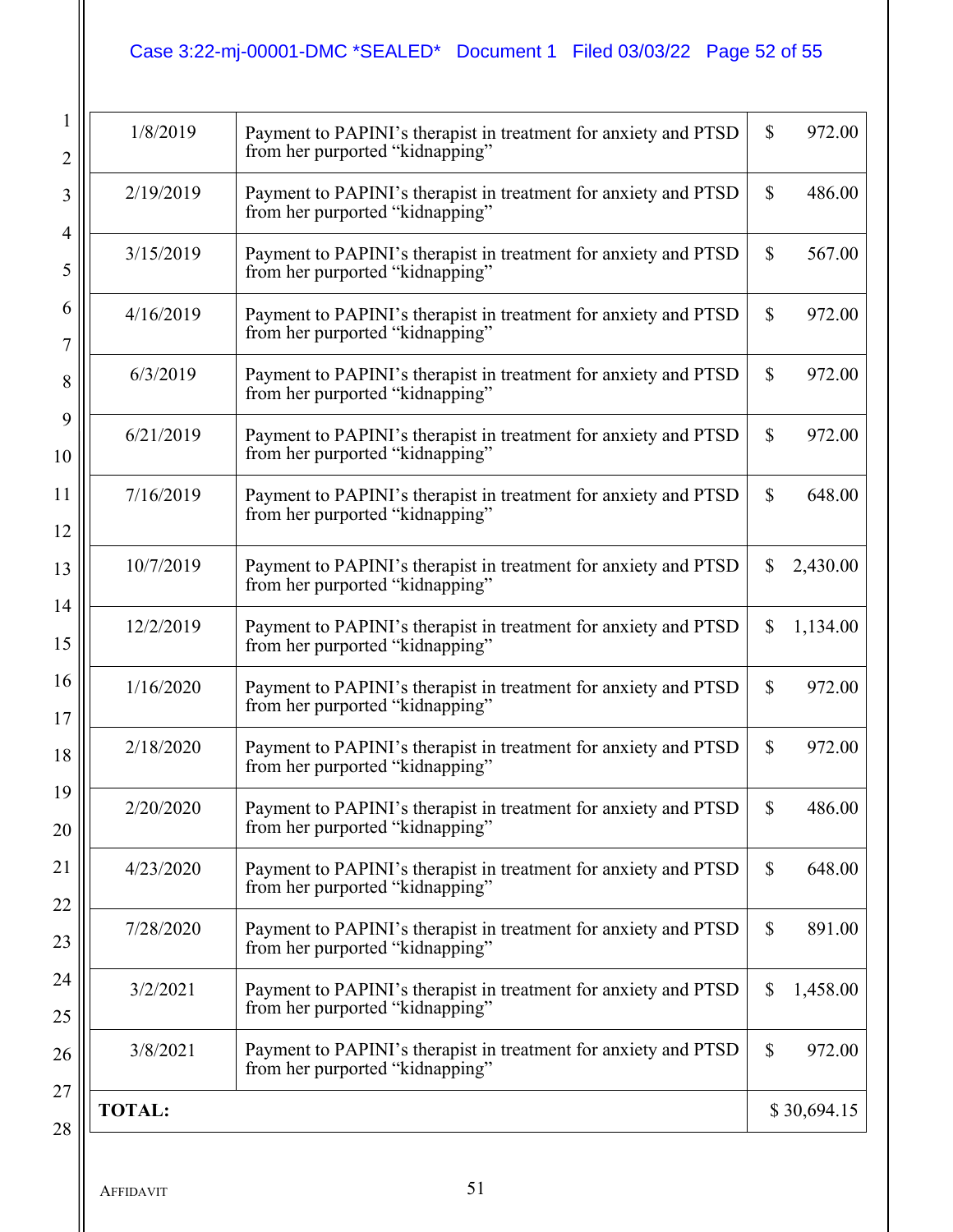| | | |
|---|---|---|
| 1/8/2019 | Payment to PAPINI's therapist in treatment for anxiety and PTSD from her purported "kidnapping" | $ 972.00 |
| 2/19/2019 | Payment to PAPINI's therapist in treatment for anxiety and PTSD from her purported "kidnapping" | $ 486.00 |
| 3/15/2019 | Payment to PAPINI's therapist in treatment for anxiety and PTSD from her purported "kidnapping" | $ 567.00 |
| 4/16/2019 | Payment to PAPINI's therapist in treatment for anxiety and PTSD from her purported "kidnapping" | $ 972.00 |
| 6/3/2019 | Payment to PAPINI's therapist in treatment for anxiety and PTSD from her purported "kidnapping" | $ 972.00 |
| 6/21/2019 | Payment to PAPINI's therapist in treatment for anxiety and PTSD from her purported "kidnapping" | $ 972.00 |
| 7/16/2019 | Payment to PAPINI's therapist in treatment for anxiety and PTSD from her purported "kidnapping" | $ 648.00 |
| 10/7/2019 | Payment to PAPINI's therapist in treatment for anxiety and PTSD from her purported "kidnapping" | $ 2,430.00 |
| 12/2/2019 | Payment to PAPINI's therapist in treatment for anxiety and PTSD from her purported "kidnapping" | $ 1,134.00 |
| 1/16/2020 | Payment to PAPINI's therapist in treatment for anxiety and PTSD from her purported "kidnapping" | $ 972.00 |
| 2/18/2020 | Payment to PAPINI's therapist in treatment for anxiety and PTSD from her purported "kidnapping" | $ 972.00 |
| 2/20/2020 | Payment to PAPINI's therapist in treatment for anxiety and PTSD from her purported "kidnapping" | $ 486.00 |
| 4/23/2020 | Payment to PAPINI's therapist in treatment for anxiety and PTSD from her purported "kidnapping" | $ 648.00 |
| 7/28/2020 | Payment to PAPINI's therapist in treatment for anxiety and PTSD from her purported "kidnapping" | $ 891.00 |
| 3/2/2021 | Payment to PAPINI's therapist in treatment for anxiety and PTSD from her purported "kidnapping" | $ 1,458.00 |
| 3/8/2021 | Payment to PAPINI's therapist in treatment for anxiety and PTSD from her purported "kidnapping" | $ 972.00 |
| **TOTAL:** | | $ 30,694.15 |

AFFIDAVIT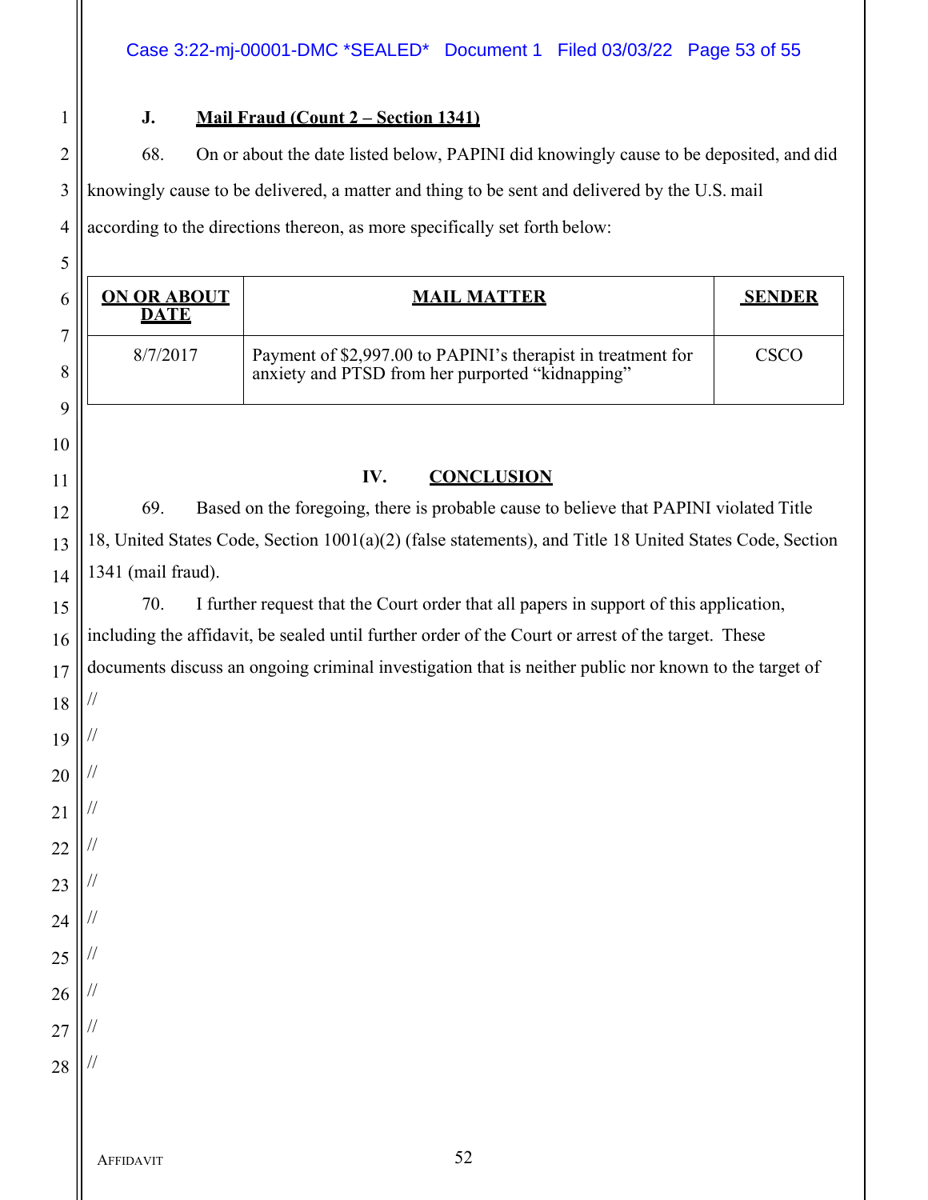### J. Mail Fraud (Count 2 – Section 1341)

68. On or about the date listed below, PAPINI did knowingly cause to be deposited, and did knowingly cause to be delivered, a matter and thing to be sent and delivered by the U.S. mail according to the directions thereon, as more specifically set forth below:

| ON OR ABOUT DATE | MAIL MATTER | SENDER |
|---|---|---|
| 8/7/2017 | Payment of $2,997.00 to PAPINI's therapist in treatment for anxiety and PTSD from her purported "kidnapping" | CSCO |

## IV. CONCLUSION

69. Based on the foregoing, there is probable cause to believe that PAPINI violated Title 18, United States Code, Section 1001(a)(2) (false statements), and Title 18 United States Code, Section 1341 (mail fraud).

70. I further request that the Court order that all papers in support of this application, including the affidavit, be sealed until further order of the Court or arrest of the target. These documents discuss an ongoing criminal investigation that is neither public nor known to the target of

//

//

//

//

//

//

//

//

//

//

//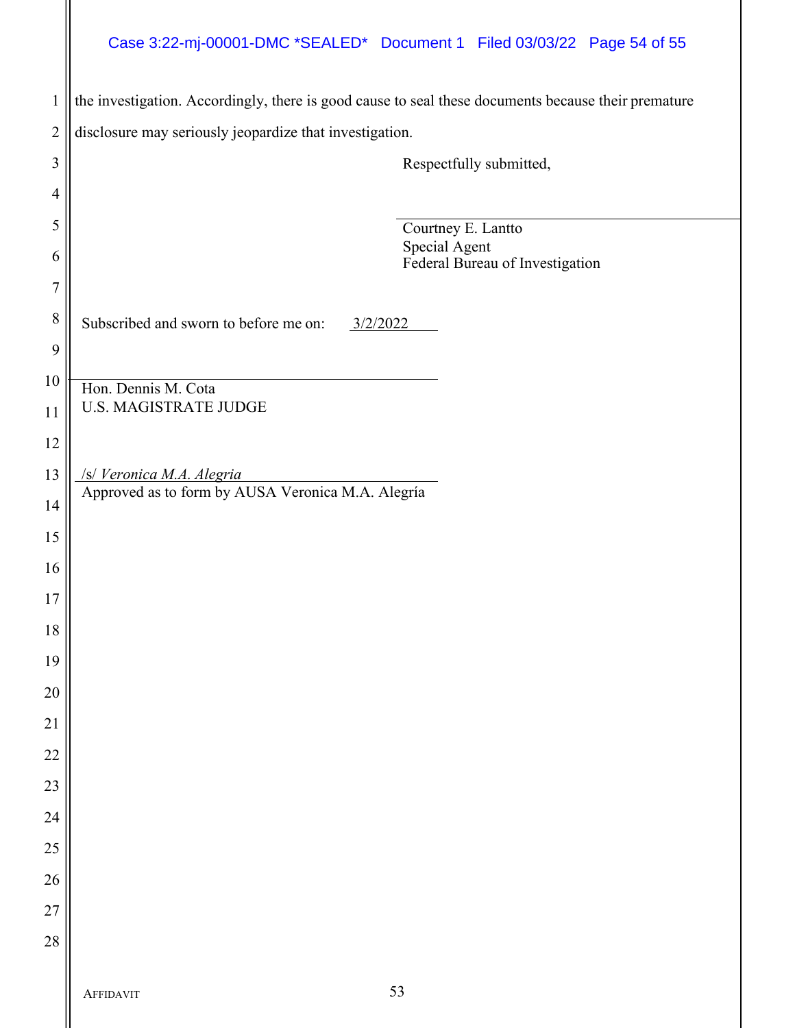the investigation. Accordingly, there is good cause to seal these documents because their premature disclosure may seriously jeopardize that investigation.

Respectfully submitted,

\_\_\_\_\_\_\_\_\_\_\_\_\_\_\_\_\_\_\_\_\_\_\_\_\_\_\_\_\_\_
Courtney E. Lantto
Special Agent
Federal Bureau of Investigation

Subscribed and sworn to before me on: 3/2/2022

\_\_\_\_\_\_\_\_\_\_\_\_\_\_\_\_\_\_\_\_\_\_\_\_\_\_\_\_\_\_
Hon. Dennis M. Cota
U.S. MAGISTRATE JUDGE

/s/ *Veronica M.A. Alegria*
Approved as to form by AUSA Veronica M.A. Alegría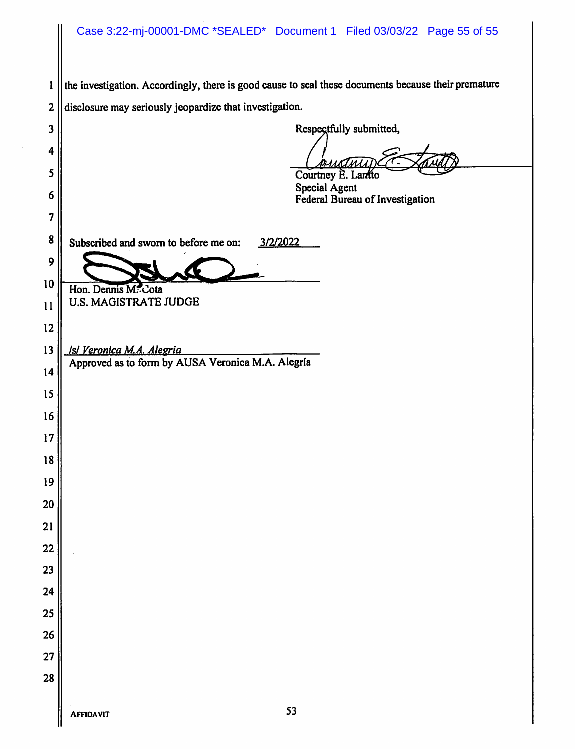the investigation. Accordingly, there is good cause to seal these documents because their premature disclosure may seriously jeopardize that investigation.

Respectfully submitted,

Courtney E. Lantto
Special Agent
Federal Bureau of Investigation

Subscribed and sworn to before me on: 3/2/2022

Hon. Dennis M. Cota
U.S. MAGISTRATE JUDGE

*/s/ Veronica M.A. Alegria*
Approved as to form by AUSA Veronica M.A. Alegría

AFFIDAVIT